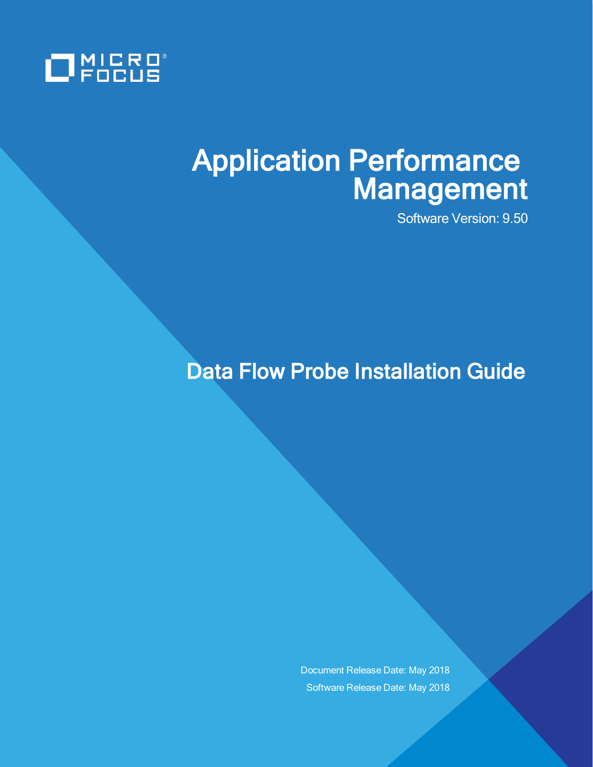MICRO FOCUS

# Application Performance Management

Software Version: 9.50

## Data Flow Probe Installation Guide

Document Release Date: May 2018

Software Release Date: May 2018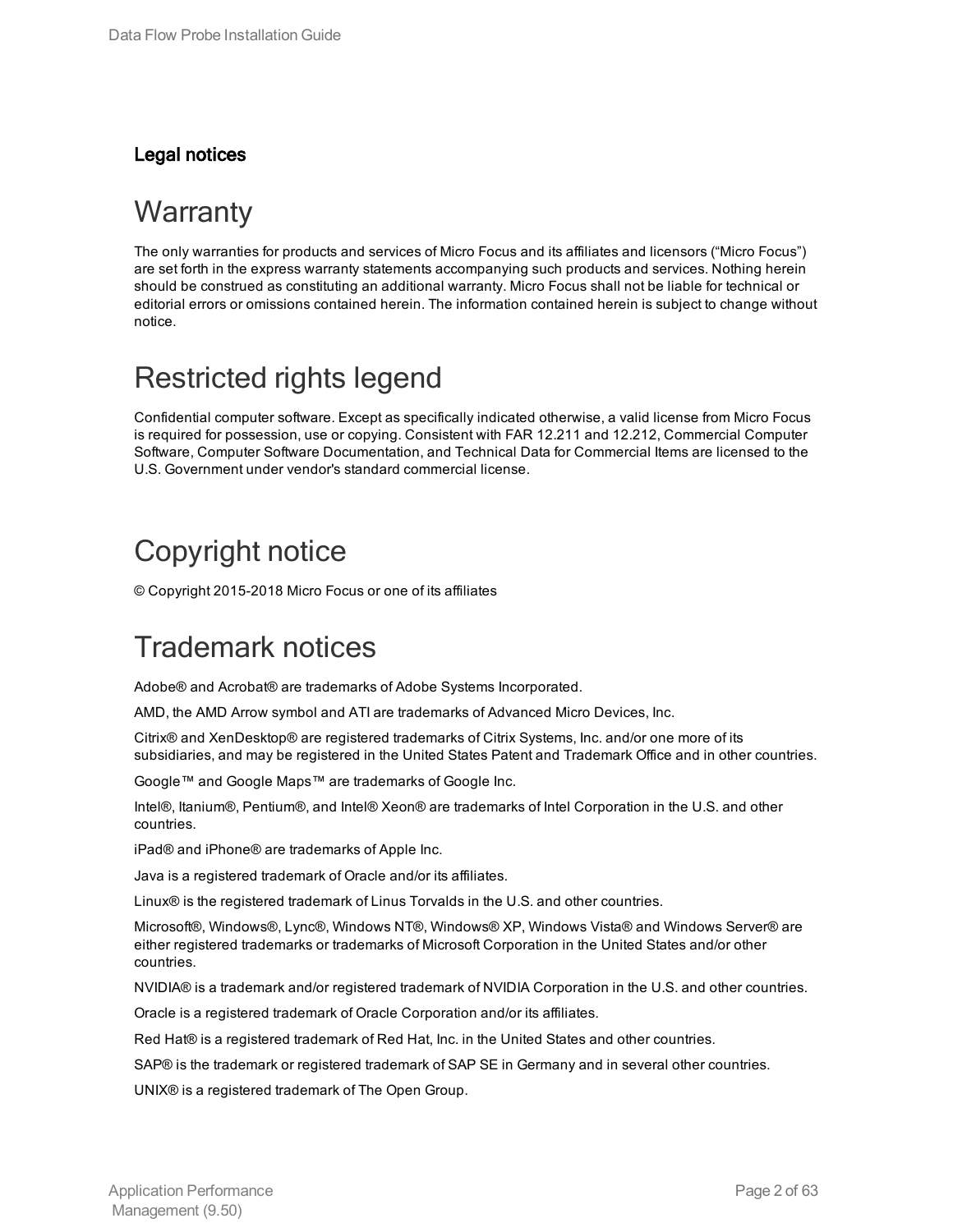**Legal notices**

# Warranty

The only warranties for products and services of Micro Focus and its affiliates and licensors ("Micro Focus") are set forth in the express warranty statements accompanying such products and services. Nothing herein should be construed as constituting an additional warranty. Micro Focus shall not be liable for technical or editorial errors or omissions contained herein. The information contained herein is subject to change without notice.

# Restricted rights legend

Confidential computer software. Except as specifically indicated otherwise, a valid license from Micro Focus is required for possession, use or copying. Consistent with FAR 12.211 and 12.212, Commercial Computer Software, Computer Software Documentation, and Technical Data for Commercial Items are licensed to the U.S. Government under vendor's standard commercial license.

# Copyright notice

© Copyright 2015-2018 Micro Focus or one of its affiliates

# Trademark notices

Adobe® and Acrobat® are trademarks of Adobe Systems Incorporated.

AMD, the AMD Arrow symbol and ATI are trademarks of Advanced Micro Devices, Inc.

Citrix® and XenDesktop® are registered trademarks of Citrix Systems, Inc. and/or one more of its subsidiaries, and may be registered in the United States Patent and Trademark Office and in other countries.

Google™ and Google Maps™ are trademarks of Google Inc.

Intel®, Itanium®, Pentium®, and Intel® Xeon® are trademarks of Intel Corporation in the U.S. and other countries.

iPad® and iPhone® are trademarks of Apple Inc.

Java is a registered trademark of Oracle and/or its affiliates.

Linux® is the registered trademark of Linus Torvalds in the U.S. and other countries.

Microsoft®, Windows®, Lync®, Windows NT®, Windows® XP, Windows Vista® and Windows Server® are either registered trademarks or trademarks of Microsoft Corporation in the United States and/or other countries.

NVIDIA® is a trademark and/or registered trademark of NVIDIA Corporation in the U.S. and other countries.

Oracle is a registered trademark of Oracle Corporation and/or its affiliates.

Red Hat® is a registered trademark of Red Hat, Inc. in the United States and other countries.

SAP® is the trademark or registered trademark of SAP SE in Germany and in several other countries.

UNIX® is a registered trademark of The Open Group.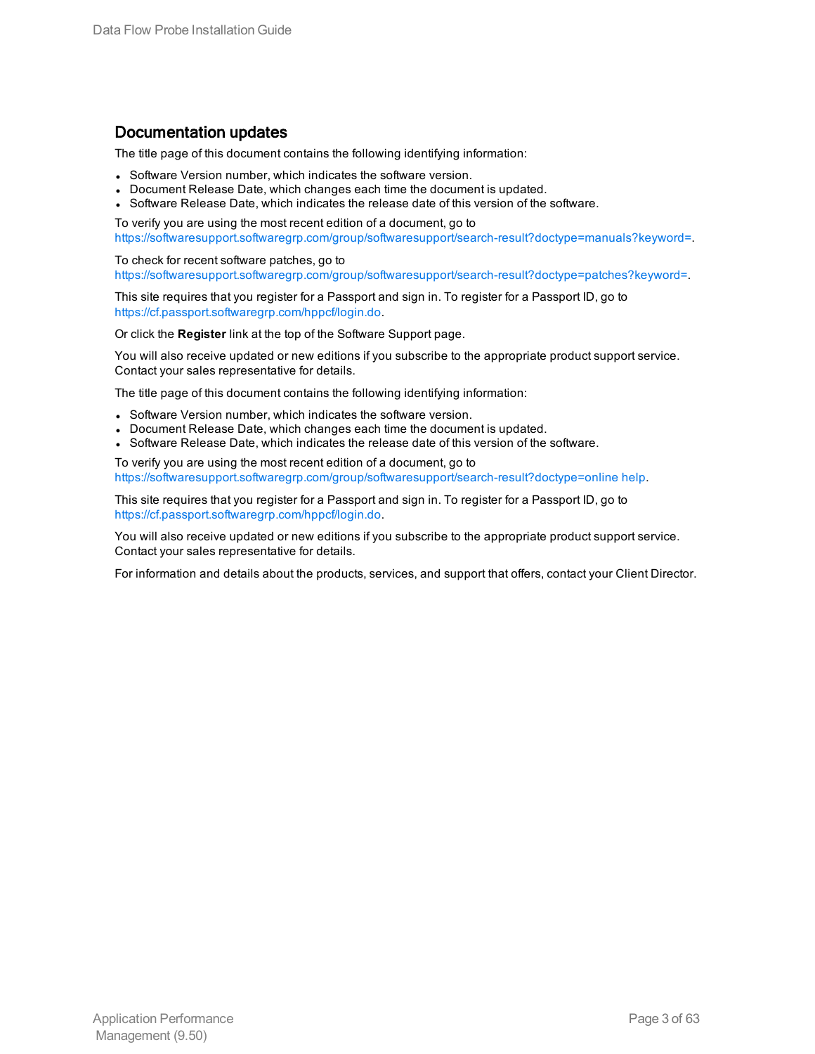## Documentation updates

The title page of this document contains the following identifying information:

- Software Version number, which indicates the software version.
- Document Release Date, which changes each time the document is updated.
- Software Release Date, which indicates the release date of this version of the software.

To verify you are using the most recent edition of a document, go to https://softwaresupport.softwaregrp.com/group/softwaresupport/search-result?doctype=manuals?keyword=.

To check for recent software patches, go to https://softwaresupport.softwaregrp.com/group/softwaresupport/search-result?doctype=patches?keyword=.

This site requires that you register for a Passport and sign in. To register for a Passport ID, go to https://cf.passport.softwaregrp.com/hppcf/login.do.

Or click the **Register** link at the top of the Software Support page.

You will also receive updated or new editions if you subscribe to the appropriate product support service. Contact your sales representative for details.

The title page of this document contains the following identifying information:

- Software Version number, which indicates the software version.
- Document Release Date, which changes each time the document is updated.
- Software Release Date, which indicates the release date of this version of the software.

To verify you are using the most recent edition of a document, go to https://softwaresupport.softwaregrp.com/group/softwaresupport/search-result?doctype=online help.

This site requires that you register for a Passport and sign in. To register for a Passport ID, go to https://cf.passport.softwaregrp.com/hppcf/login.do.

You will also receive updated or new editions if you subscribe to the appropriate product support service. Contact your sales representative for details.

For information and details about the products, services, and support that offers, contact your Client Director.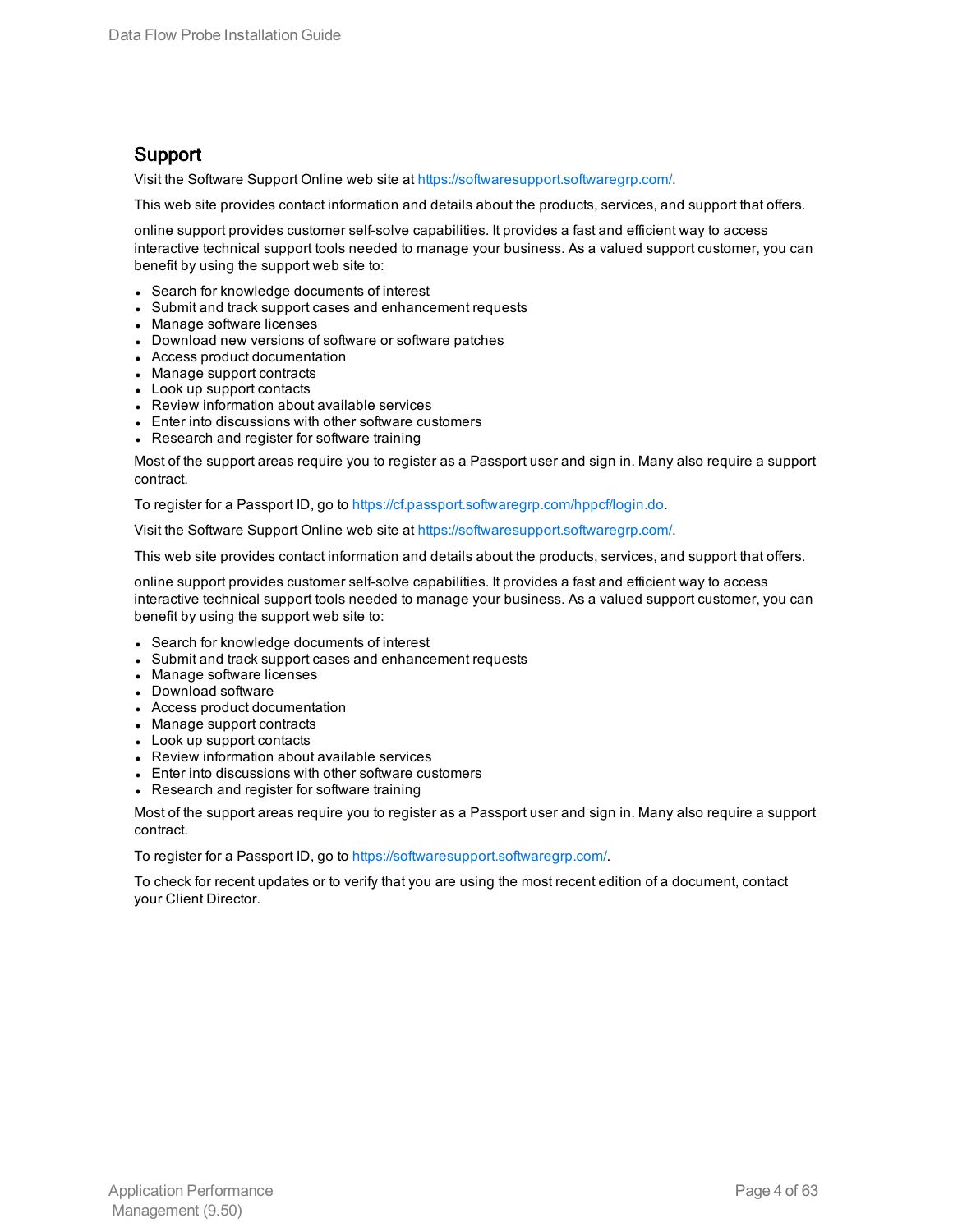## Support

Visit the Software Support Online web site at https://softwaresupport.softwaregrp.com/.

This web site provides contact information and details about the products, services, and support that offers.

online support provides customer self-solve capabilities. It provides a fast and efficient way to access interactive technical support tools needed to manage your business. As a valued support customer, you can benefit by using the support web site to:

- Search for knowledge documents of interest
- Submit and track support cases and enhancement requests
- Manage software licenses
- Download new versions of software or software patches
- Access product documentation
- Manage support contracts
- Look up support contacts
- Review information about available services
- Enter into discussions with other software customers
- Research and register for software training

Most of the support areas require you to register as a Passport user and sign in. Many also require a support contract.

To register for a Passport ID, go to https://cf.passport.softwaregrp.com/hppcf/login.do.

Visit the Software Support Online web site at https://softwaresupport.softwaregrp.com/.

This web site provides contact information and details about the products, services, and support that offers.

online support provides customer self-solve capabilities. It provides a fast and efficient way to access interactive technical support tools needed to manage your business. As a valued support customer, you can benefit by using the support web site to:

- Search for knowledge documents of interest
- Submit and track support cases and enhancement requests
- Manage software licenses
- Download software
- Access product documentation
- Manage support contracts
- Look up support contacts
- Review information about available services
- Enter into discussions with other software customers
- Research and register for software training

Most of the support areas require you to register as a Passport user and sign in. Many also require a support contract.

To register for a Passport ID, go to https://softwaresupport.softwaregrp.com/.

To check for recent updates or to verify that you are using the most recent edition of a document, contact your Client Director.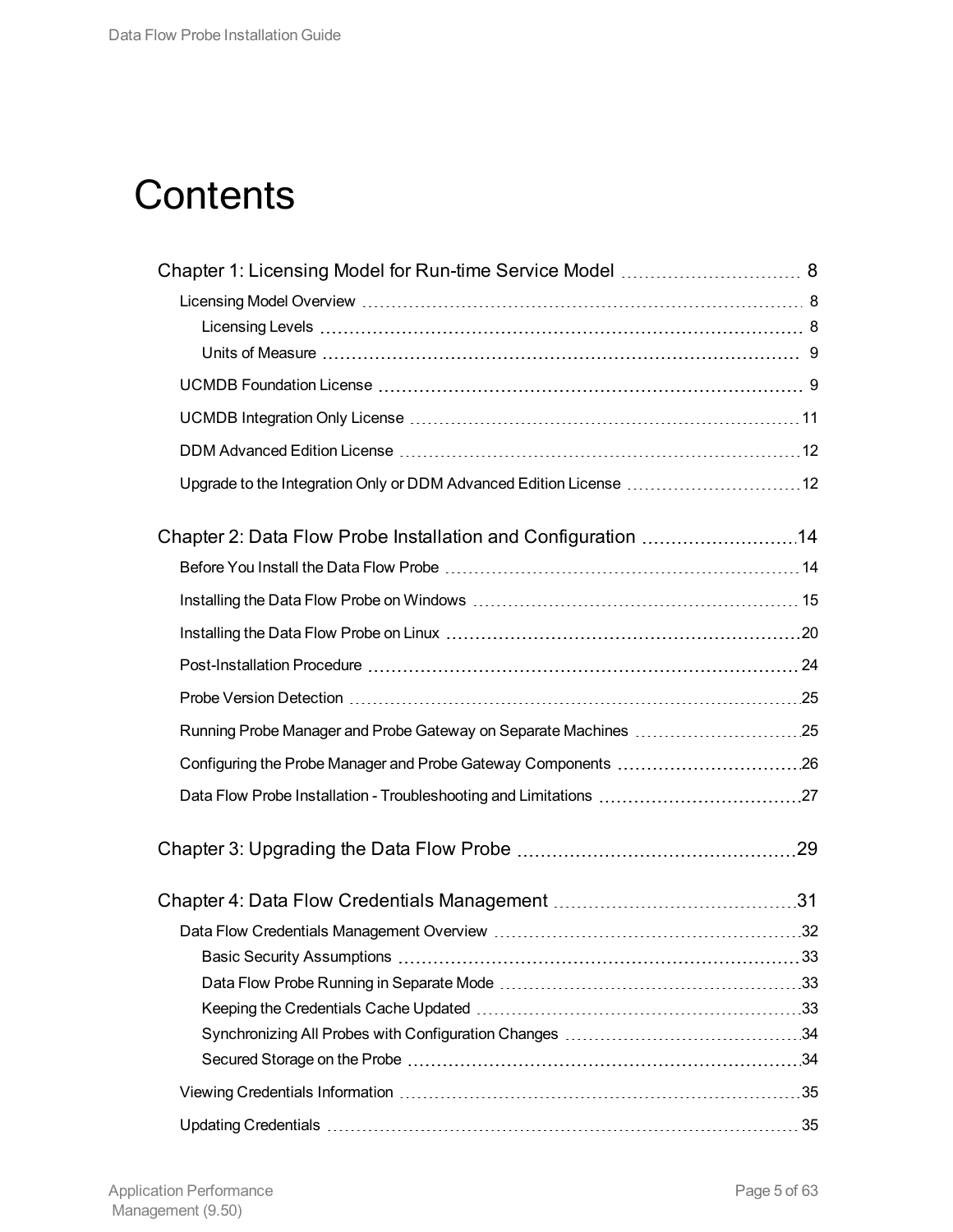# Contents

Chapter 1: Licensing Model for Run-time Service Model ........ 8

- Licensing Model Overview ........ 8
  - Licensing Levels ........ 8
  - Units of Measure ........ 9
- UCMDB Foundation License ........ 9
- UCMDB Integration Only License ........ 11
- DDM Advanced Edition License ........ 12
- Upgrade to the Integration Only or DDM Advanced Edition License ........ 12

Chapter 2: Data Flow Probe Installation and Configuration ........ 14

- Before You Install the Data Flow Probe ........ 14
- Installing the Data Flow Probe on Windows ........ 15
- Installing the Data Flow Probe on Linux ........ 20
- Post-Installation Procedure ........ 24
- Probe Version Detection ........ 25
- Running Probe Manager and Probe Gateway on Separate Machines ........ 25
- Configuring the Probe Manager and Probe Gateway Components ........ 26
- Data Flow Probe Installation - Troubleshooting and Limitations ........ 27

Chapter 3: Upgrading the Data Flow Probe ........ 29

Chapter 4: Data Flow Credentials Management ........ 31

- Data Flow Credentials Management Overview ........ 32
  - Basic Security Assumptions ........ 33
  - Data Flow Probe Running in Separate Mode ........ 33
  - Keeping the Credentials Cache Updated ........ 33
  - Synchronizing All Probes with Configuration Changes ........ 34
  - Secured Storage on the Probe ........ 34
- Viewing Credentials Information ........ 35
- Updating Credentials ........ 35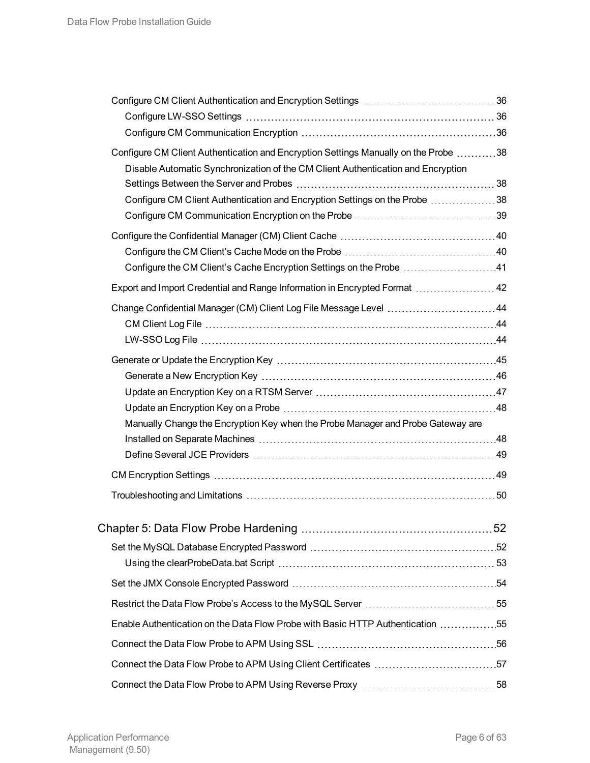- Configure CM Client Authentication and Encryption Settings ........ 36
  - Configure LW-SSO Settings ........ 36
  - Configure CM Communication Encryption ........ 36
- Configure CM Client Authentication and Encryption Settings Manually on the Probe ........ 38
  - Disable Automatic Synchronization of the CM Client Authentication and Encryption Settings Between the Server and Probes ........ 38
  - Configure CM Client Authentication and Encryption Settings on the Probe ........ 38
  - Configure CM Communication Encryption on the Probe ........ 39
- Configure the Confidential Manager (CM) Client Cache ........ 40
  - Configure the CM Client's Cache Mode on the Probe ........ 40
  - Configure the CM Client's Cache Encryption Settings on the Probe ........ 41
- Export and Import Credential and Range Information in Encrypted Format ........ 42
- Change Confidential Manager (CM) Client Log File Message Level ........ 44
  - CM Client Log File ........ 44
  - LW-SSO Log File ........ 44
- Generate or Update the Encryption Key ........ 45
  - Generate a New Encryption Key ........ 46
  - Update an Encryption Key on a RTSM Server ........ 47
  - Update an Encryption Key on a Probe ........ 48
  - Manually Change the Encryption Key when the Probe Manager and Probe Gateway are Installed on Separate Machines ........ 48
  - Define Several JCE Providers ........ 49
- CM Encryption Settings ........ 49
- Troubleshooting and Limitations ........ 50

Chapter 5: Data Flow Probe Hardening ........ 52

- Set the MySQL Database Encrypted Password ........ 52
  - Using the clearProbeData.bat Script ........ 53
- Set the JMX Console Encrypted Password ........ 54
- Restrict the Data Flow Probe's Access to the MySQL Server ........ 55
- Enable Authentication on the Data Flow Probe with Basic HTTP Authentication ........ 55
- Connect the Data Flow Probe to APM Using SSL ........ 56
- Connect the Data Flow Probe to APM Using Client Certificates ........ 57
- Connect the Data Flow Probe to APM Using Reverse Proxy ........ 58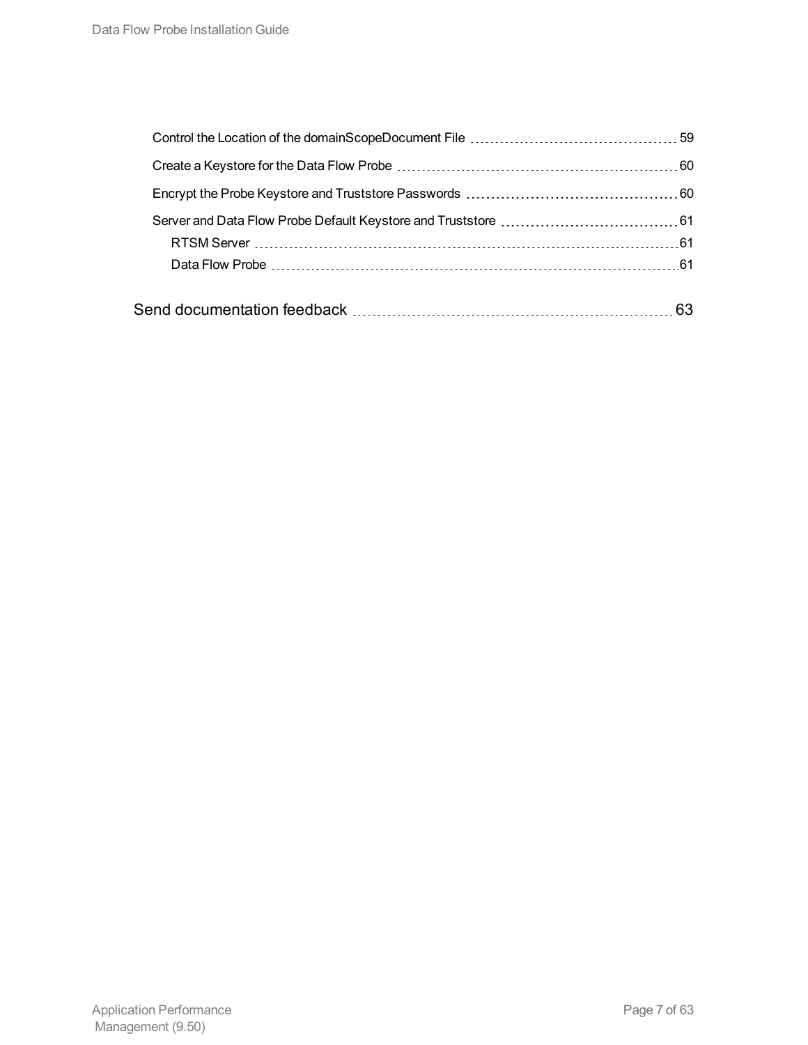Control the Location of the domainScopeDocument File 59

Create a Keystore for the Data Flow Probe 60

Encrypt the Probe Keystore and Truststore Passwords 60

Server and Data Flow Probe Default Keystore and Truststore 61

- RTSM Server 61
- Data Flow Probe 61

Send documentation feedback 63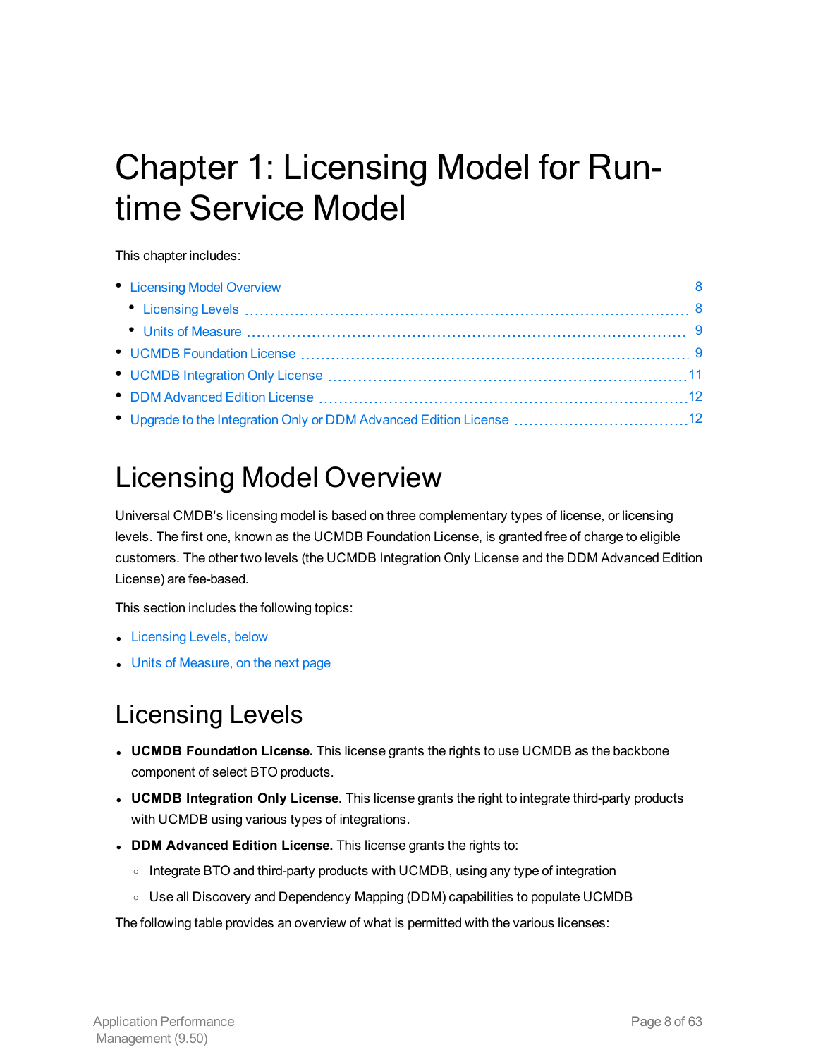# Chapter 1: Licensing Model for Run-time Service Model

This chapter includes:

- Licensing Model Overview 8
  - Licensing Levels 8
  - Units of Measure 9
- UCMDB Foundation License 9
- UCMDB Integration Only License 11
- DDM Advanced Edition License 12
- Upgrade to the Integration Only or DDM Advanced Edition License 12

## Licensing Model Overview

Universal CMDB's licensing model is based on three complementary types of license, or licensing levels. The first one, known as the UCMDB Foundation License, is granted free of charge to eligible customers. The other two levels (the UCMDB Integration Only License and the DDM Advanced Edition License) are fee-based.

This section includes the following topics:

- Licensing Levels, below
- Units of Measure, on the next page

## Licensing Levels

- **UCMDB Foundation License.** This license grants the rights to use UCMDB as the backbone component of select BTO products.
- **UCMDB Integration Only License.** This license grants the right to integrate third-party products with UCMDB using various types of integrations.
- **DDM Advanced Edition License.** This license grants the rights to:
  - Integrate BTO and third-party products with UCMDB, using any type of integration
  - Use all Discovery and Dependency Mapping (DDM) capabilities to populate UCMDB

The following table provides an overview of what is permitted with the various licenses: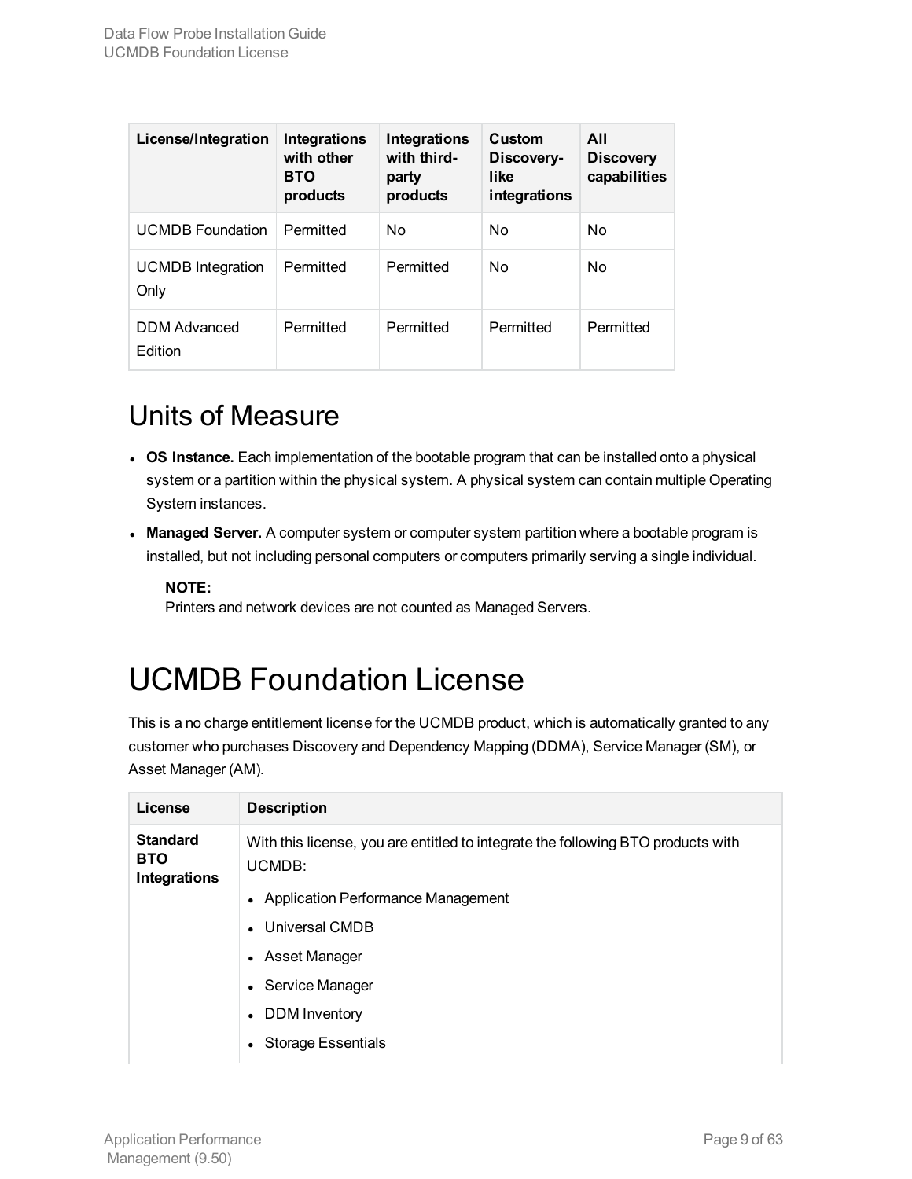| License/Integration | Integrations with other BTO products | Integrations with third-party products | Custom Discovery-like integrations | All Discovery capabilities |
|---|---|---|---|---|
| UCMDB Foundation | Permitted | No | No | No |
| UCMDB Integration Only | Permitted | Permitted | No | No |
| DDM Advanced Edition | Permitted | Permitted | Permitted | Permitted |

## Units of Measure

- **OS Instance.** Each implementation of the bootable program that can be installed onto a physical system or a partition within the physical system. A physical system can contain multiple Operating System instances.
- **Managed Server.** A computer system or computer system partition where a bootable program is installed, but not including personal computers or computers primarily serving a single individual.

  **NOTE:**
  Printers and network devices are not counted as Managed Servers.

# UCMDB Foundation License

This is a no charge entitlement license for the UCMDB product, which is automatically granted to any customer who purchases Discovery and Dependency Mapping (DDMA), Service Manager (SM), or Asset Manager (AM).

| License | Description |
|---|---|
| **Standard BTO Integrations** | With this license, you are entitled to integrate the following BTO products with UCMDB:<br>• Application Performance Management<br>• Universal CMDB<br>• Asset Manager<br>• Service Manager<br>• DDM Inventory<br>• Storage Essentials |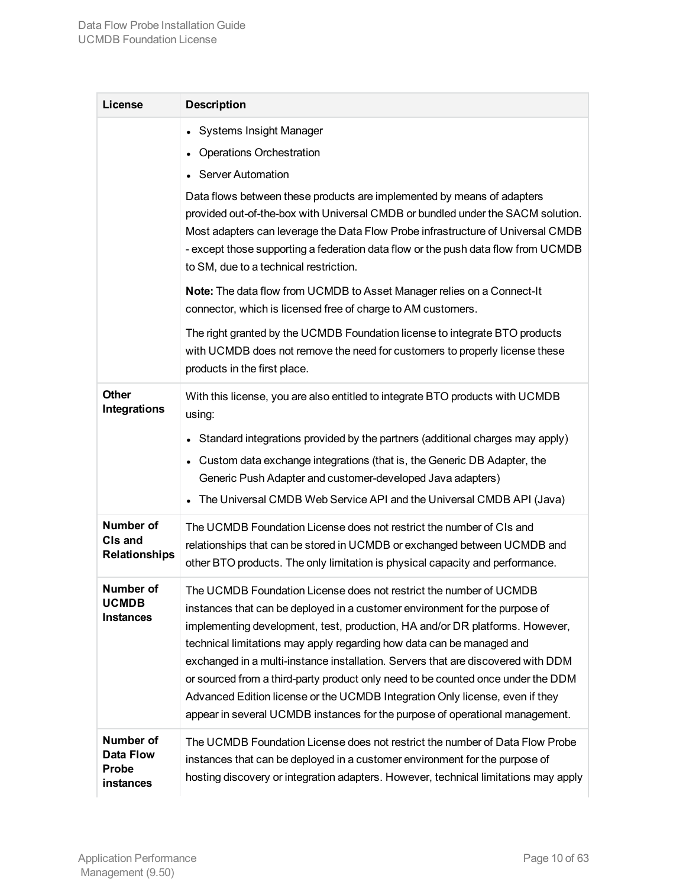| License | Description |
| --- | --- |
| | • Systems Insight Manager<br>• Operations Orchestration<br>• Server Automation<br><br>Data flows between these products are implemented by means of adapters provided out-of-the-box with Universal CMDB or bundled under the SACM solution. Most adapters can leverage the Data Flow Probe infrastructure of Universal CMDB - except those supporting a federation data flow or the push data flow from UCMDB to SM, due to a technical restriction.<br><br>**Note:** The data flow from UCMDB to Asset Manager relies on a Connect-It connector, which is licensed free of charge to AM customers.<br><br>The right granted by the UCMDB Foundation license to integrate BTO products with UCMDB does not remove the need for customers to properly license these products in the first place. |
| **Other Integrations** | With this license, you are also entitled to integrate BTO products with UCMDB using:<br><br>• Standard integrations provided by the partners (additional charges may apply)<br>• Custom data exchange integrations (that is, the Generic DB Adapter, the Generic Push Adapter and customer-developed Java adapters)<br>• The Universal CMDB Web Service API and the Universal CMDB API (Java) |
| **Number of CIs and Relationships** | The UCMDB Foundation License does not restrict the number of CIs and relationships that can be stored in UCMDB or exchanged between UCMDB and other BTO products. The only limitation is physical capacity and performance. |
| **Number of UCMDB Instances** | The UCMDB Foundation License does not restrict the number of UCMDB instances that can be deployed in a customer environment for the purpose of implementing development, test, production, HA and/or DR platforms. However, technical limitations may apply regarding how data can be managed and exchanged in a multi-instance installation. Servers that are discovered with DDM or sourced from a third-party product only need to be counted once under the DDM Advanced Edition license or the UCMDB Integration Only license, even if they appear in several UCMDB instances for the purpose of operational management. |
| **Number of Data Flow Probe instances** | The UCMDB Foundation License does not restrict the number of Data Flow Probe instances that can be deployed in a customer environment for the purpose of hosting discovery or integration adapters. However, technical limitations may apply |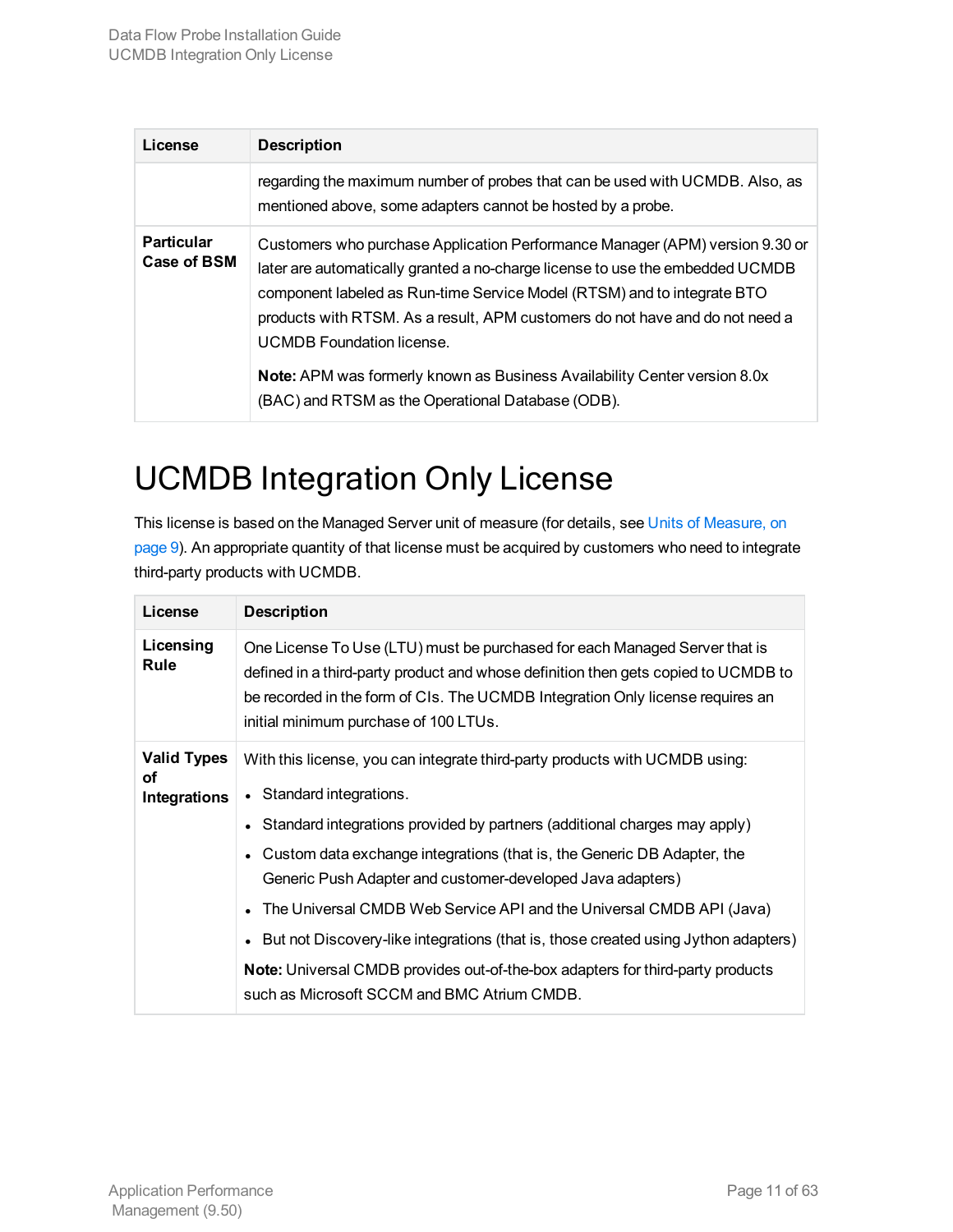| License | Description |
| --- | --- |
| | regarding the maximum number of probes that can be used with UCMDB. Also, as mentioned above, some adapters cannot be hosted by a probe. |
| **Particular Case of BSM** | Customers who purchase Application Performance Manager (APM) version 9.30 or later are automatically granted a no-charge license to use the embedded UCMDB component labeled as Run-time Service Model (RTSM) and to integrate BTO products with RTSM. As a result, APM customers do not have and do not need a UCMDB Foundation license.<br><br>**Note:** APM was formerly known as Business Availability Center version 8.0x (BAC) and RTSM as the Operational Database (ODB). |

# UCMDB Integration Only License

This license is based on the Managed Server unit of measure (for details, see Units of Measure, on page 9). An appropriate quantity of that license must be acquired by customers who need to integrate third-party products with UCMDB.

| License | Description |
| --- | --- |
| **Licensing Rule** | One License To Use (LTU) must be purchased for each Managed Server that is defined in a third-party product and whose definition then gets copied to UCMDB to be recorded in the form of CIs. The UCMDB Integration Only license requires an initial minimum purchase of 100 LTUs. |
| **Valid Types of Integrations** | With this license, you can integrate third-party products with UCMDB using:<br><br>• Standard integrations.<br>• Standard integrations provided by partners (additional charges may apply)<br>• Custom data exchange integrations (that is, the Generic DB Adapter, the Generic Push Adapter and customer-developed Java adapters)<br>• The Universal CMDB Web Service API and the Universal CMDB API (Java)<br>• But not Discovery-like integrations (that is, those created using Jython adapters)<br><br>**Note:** Universal CMDB provides out-of-the-box adapters for third-party products such as Microsoft SCCM and BMC Atrium CMDB. |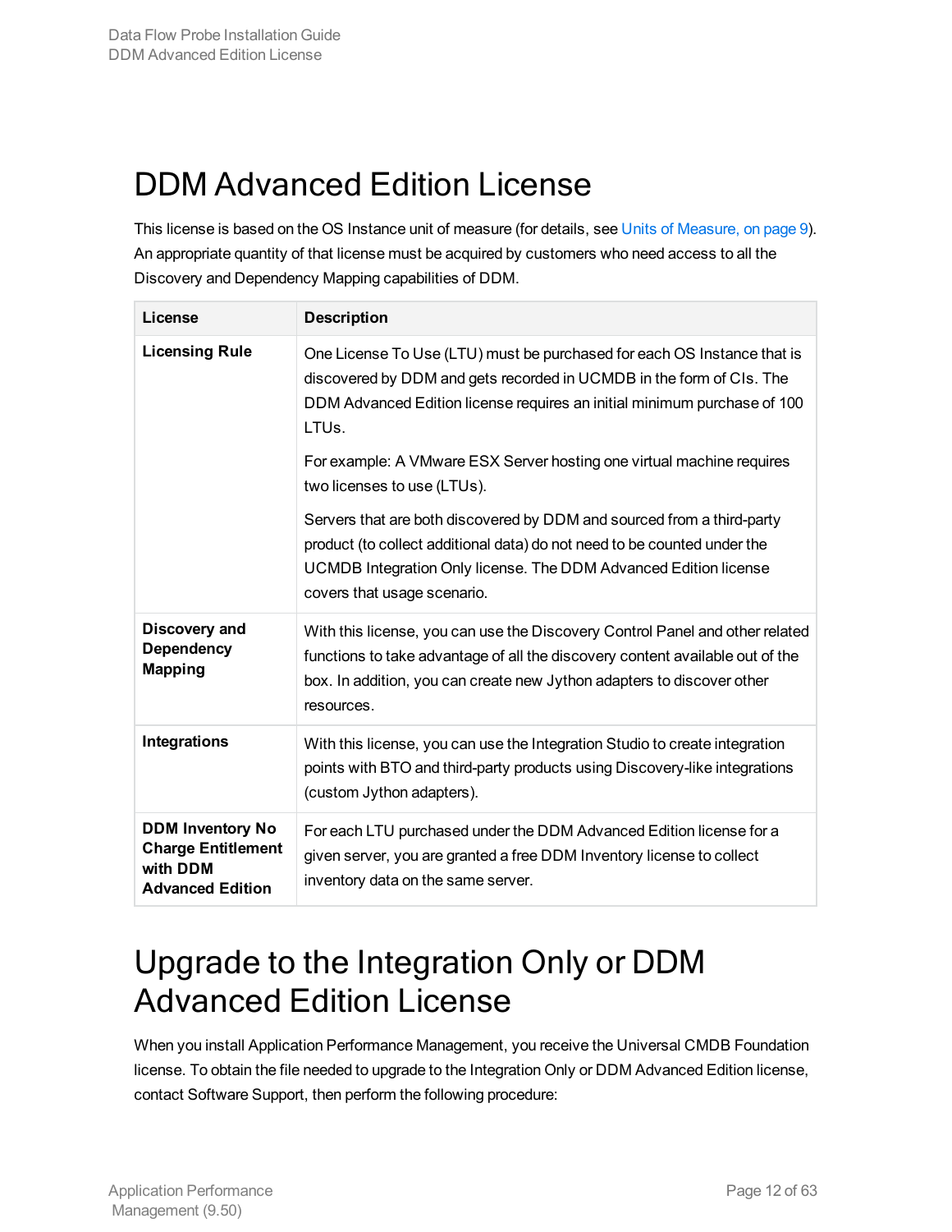# DDM Advanced Edition License

This license is based on the OS Instance unit of measure (for details, see Units of Measure, on page 9). An appropriate quantity of that license must be acquired by customers who need access to all the Discovery and Dependency Mapping capabilities of DDM.

| License | Description |
| --- | --- |
| **Licensing Rule** | One License To Use (LTU) must be purchased for each OS Instance that is discovered by DDM and gets recorded in UCMDB in the form of CIs. The DDM Advanced Edition license requires an initial minimum purchase of 100 LTUs.<br><br>For example: A VMware ESX Server hosting one virtual machine requires two licenses to use (LTUs).<br><br>Servers that are both discovered by DDM and sourced from a third-party product (to collect additional data) do not need to be counted under the UCMDB Integration Only license. The DDM Advanced Edition license covers that usage scenario. |
| **Discovery and Dependency Mapping** | With this license, you can use the Discovery Control Panel and other related functions to take advantage of all the discovery content available out of the box. In addition, you can create new Jython adapters to discover other resources. |
| **Integrations** | With this license, you can use the Integration Studio to create integration points with BTO and third-party products using Discovery-like integrations (custom Jython adapters). |
| **DDM Inventory No Charge Entitlement with DDM Advanced Edition** | For each LTU purchased under the DDM Advanced Edition license for a given server, you are granted a free DDM Inventory license to collect inventory data on the same server. |

# Upgrade to the Integration Only or DDM Advanced Edition License

When you install Application Performance Management, you receive the Universal CMDB Foundation license. To obtain the file needed to upgrade to the Integration Only or DDM Advanced Edition license, contact Software Support, then perform the following procedure: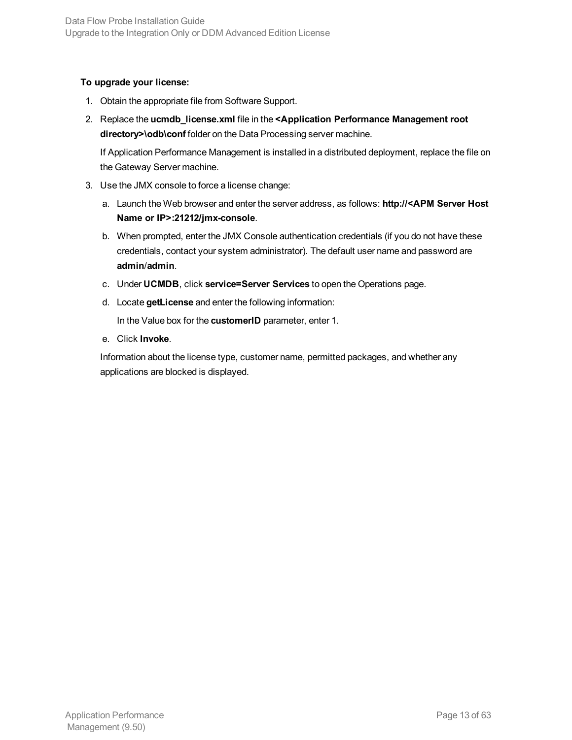**To upgrade your license:**

1. Obtain the appropriate file from Software Support.
2. Replace the **ucmdb_license.xml** file in the **<Application Performance Management root directory>\odb\conf** folder on the Data Processing server machine.

   If Application Performance Management is installed in a distributed deployment, replace the file on the Gateway Server machine.
3. Use the JMX console to force a license change:
   a. Launch the Web browser and enter the server address, as follows: **http://<APM Server Host Name or IP>:21212/jmx-console**.
   b. When prompted, enter the JMX Console authentication credentials (if you do not have these credentials, contact your system administrator). The default user name and password are **admin**/**admin**.
   c. Under **UCMDB**, click **service=Server Services** to open the Operations page.
   d. Locate **getLicense** and enter the following information:

      In the Value box for the **customerID** parameter, enter 1.
   e. Click **Invoke**.

   Information about the license type, customer name, permitted packages, and whether any applications are blocked is displayed.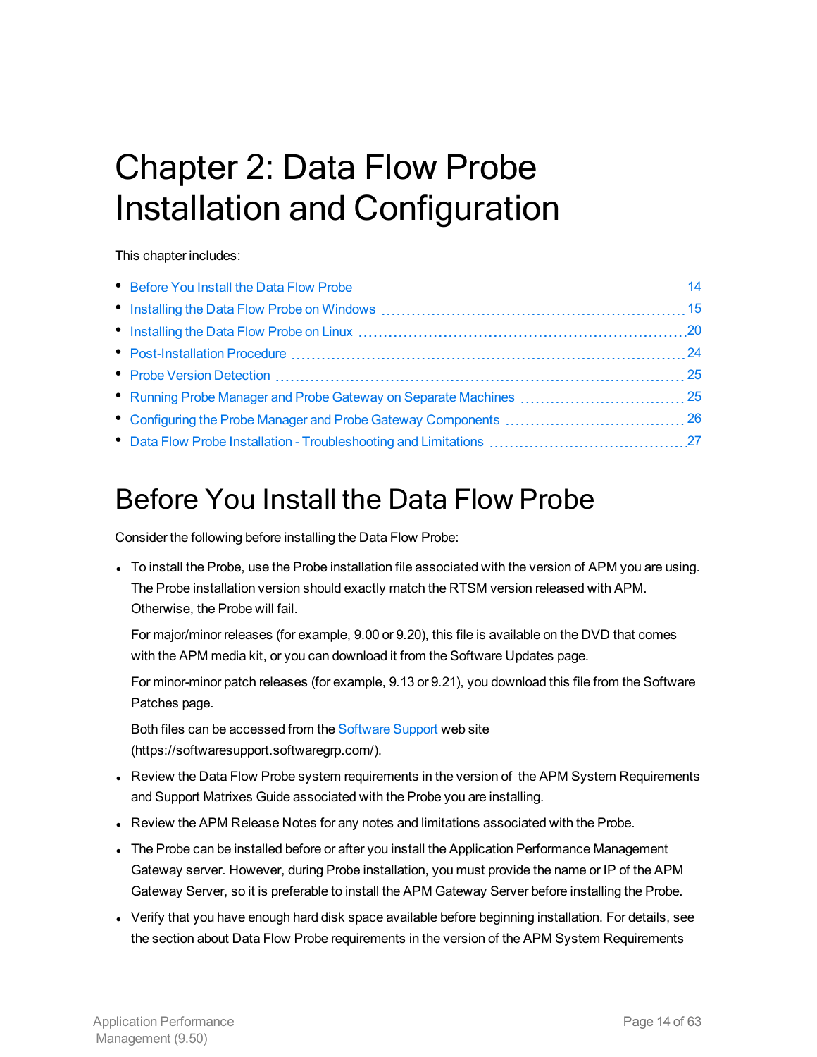# Chapter 2: Data Flow Probe Installation and Configuration

This chapter includes:

- Before You Install the Data Flow Probe 14
- Installing the Data Flow Probe on Windows 15
- Installing the Data Flow Probe on Linux 20
- Post-Installation Procedure 24
- Probe Version Detection 25
- Running Probe Manager and Probe Gateway on Separate Machines 25
- Configuring the Probe Manager and Probe Gateway Components 26
- Data Flow Probe Installation - Troubleshooting and Limitations 27

## Before You Install the Data Flow Probe

Consider the following before installing the Data Flow Probe:

- To install the Probe, use the Probe installation file associated with the version of APM you are using. The Probe installation version should exactly match the RTSM version released with APM. Otherwise, the Probe will fail.

  For major/minor releases (for example, 9.00 or 9.20), this file is available on the DVD that comes with the APM media kit, or you can download it from the Software Updates page.

  For minor-minor patch releases (for example, 9.13 or 9.21), you download this file from the Software Patches page.

  Both files can be accessed from the Software Support web site (https://softwaresupport.softwaregrp.com/).

- Review the Data Flow Probe system requirements in the version of the APM System Requirements and Support Matrixes Guide associated with the Probe you are installing.
- Review the APM Release Notes for any notes and limitations associated with the Probe.
- The Probe can be installed before or after you install the Application Performance Management Gateway server. However, during Probe installation, you must provide the name or IP of the APM Gateway Server, so it is preferable to install the APM Gateway Server before installing the Probe.
- Verify that you have enough hard disk space available before beginning installation. For details, see the section about Data Flow Probe requirements in the version of the APM System Requirements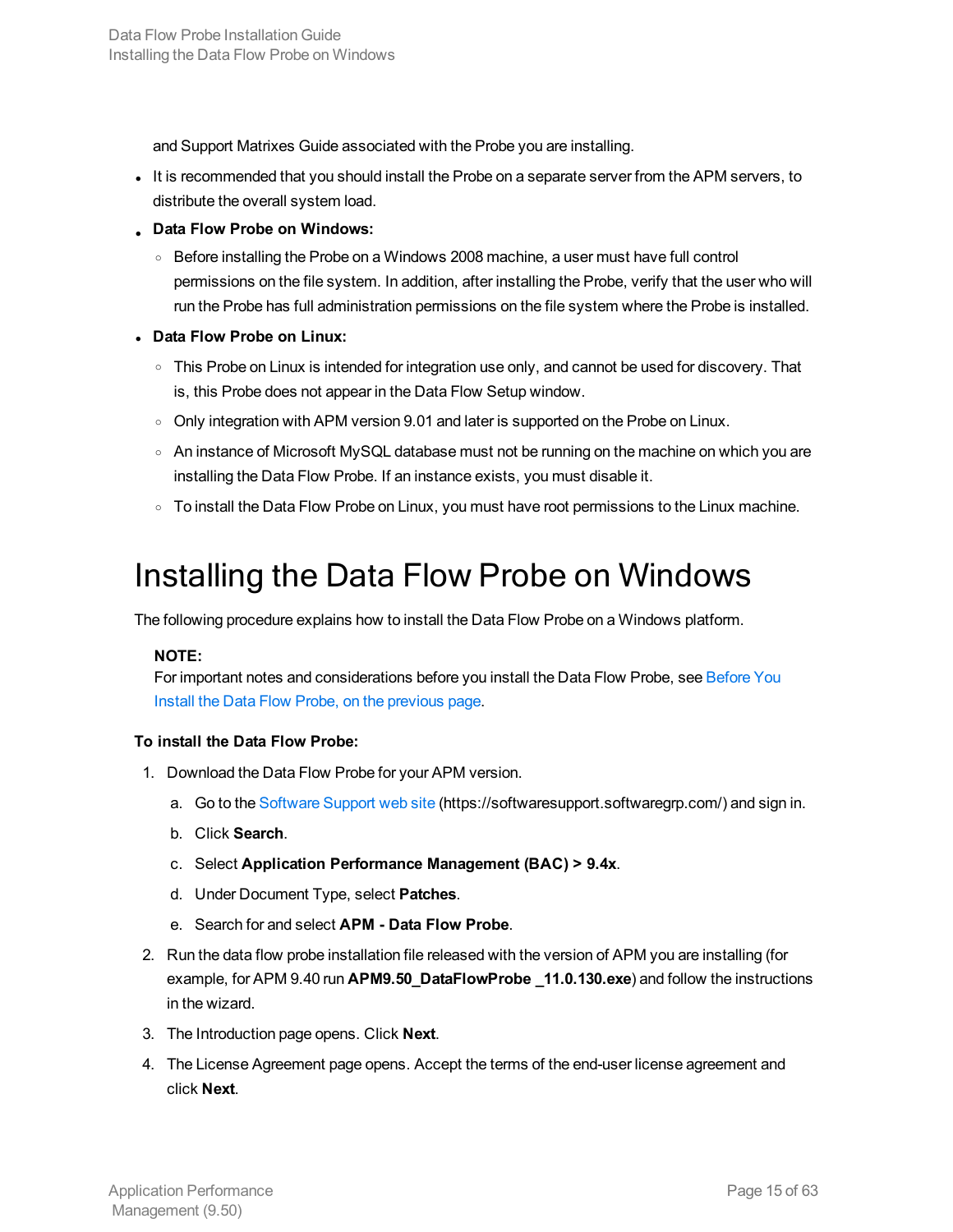and Support Matrixes Guide associated with the Probe you are installing.

- It is recommended that you should install the Probe on a separate server from the APM servers, to distribute the overall system load.
- **Data Flow Probe on Windows:**
  - Before installing the Probe on a Windows 2008 machine, a user must have full control permissions on the file system. In addition, after installing the Probe, verify that the user who will run the Probe has full administration permissions on the file system where the Probe is installed.
- **Data Flow Probe on Linux:**
  - This Probe on Linux is intended for integration use only, and cannot be used for discovery. That is, this Probe does not appear in the Data Flow Setup window.
  - Only integration with APM version 9.01 and later is supported on the Probe on Linux.
  - An instance of Microsoft MySQL database must not be running on the machine on which you are installing the Data Flow Probe. If an instance exists, you must disable it.
  - To install the Data Flow Probe on Linux, you must have root permissions to the Linux machine.

# Installing the Data Flow Probe on Windows

The following procedure explains how to install the Data Flow Probe on a Windows platform.

> **NOTE:**
> For important notes and considerations before you install the Data Flow Probe, see Before You Install the Data Flow Probe, on the previous page.

**To install the Data Flow Probe:**

1. Download the Data Flow Probe for your APM version.
   a. Go to the Software Support web site (https://softwaresupport.softwaregrp.com/) and sign in.
   b. Click **Search**.
   c. Select **Application Performance Management (BAC) > 9.4x**.
   d. Under Document Type, select **Patches**.
   e. Search for and select **APM - Data Flow Probe**.
2. Run the data flow probe installation file released with the version of APM you are installing (for example, for APM 9.40 run **APM9.50_DataFlowProbe _11.0.130.exe**) and follow the instructions in the wizard.
3. The Introduction page opens. Click **Next**.
4. The License Agreement page opens. Accept the terms of the end-user license agreement and click **Next**.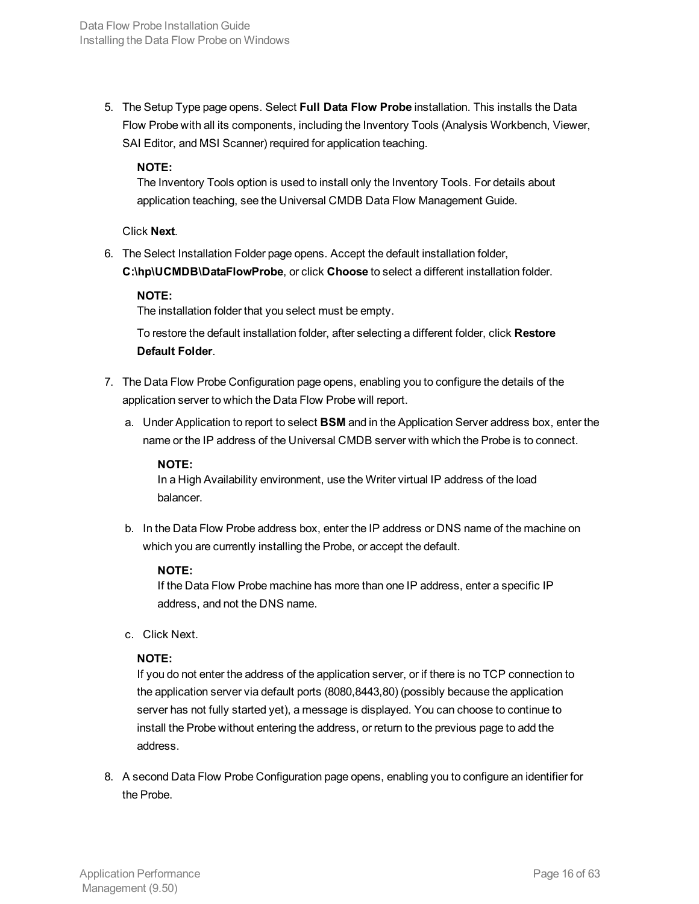5. The Setup Type page opens. Select **Full Data Flow Probe** installation. This installs the Data Flow Probe with all its components, including the Inventory Tools (Analysis Workbench, Viewer, SAI Editor, and MSI Scanner) required for application teaching.

   **NOTE:**
   The Inventory Tools option is used to install only the Inventory Tools. For details about application teaching, see the Universal CMDB Data Flow Management Guide.

   Click **Next**.

6. The Select Installation Folder page opens. Accept the default installation folder, **C:\hp\UCMDB\DataFlowProbe**, or click **Choose** to select a different installation folder.

   **NOTE:**
   The installation folder that you select must be empty.

   To restore the default installation folder, after selecting a different folder, click **Restore Default Folder**.

7. The Data Flow Probe Configuration page opens, enabling you to configure the details of the application server to which the Data Flow Probe will report.

   a. Under Application to report to select **BSM** and in the Application Server address box, enter the name or the IP address of the Universal CMDB server with which the Probe is to connect.

      **NOTE:**
      In a High Availability environment, use the Writer virtual IP address of the load balancer.

   b. In the Data Flow Probe address box, enter the IP address or DNS name of the machine on which you are currently installing the Probe, or accept the default.

      **NOTE:**
      If the Data Flow Probe machine has more than one IP address, enter a specific IP address, and not the DNS name.

   c. Click Next.

   **NOTE:**
   If you do not enter the address of the application server, or if there is no TCP connection to the application server via default ports (8080,8443,80) (possibly because the application server has not fully started yet), a message is displayed. You can choose to continue to install the Probe without entering the address, or return to the previous page to add the address.

8. A second Data Flow Probe Configuration page opens, enabling you to configure an identifier for the Probe.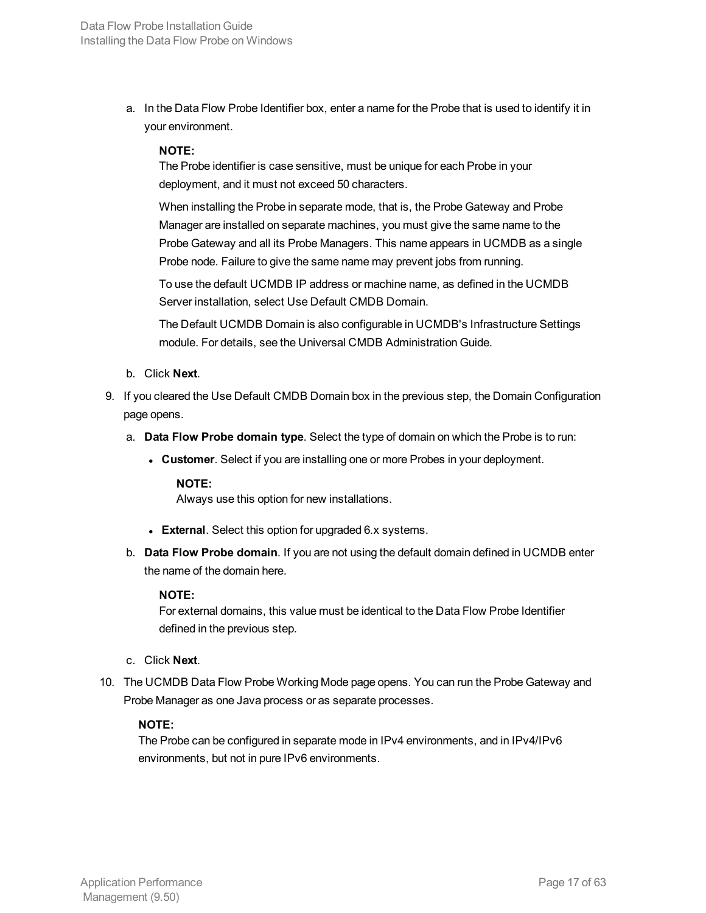a. In the Data Flow Probe Identifier box, enter a name for the Probe that is used to identify it in your environment.

   **NOTE:**
   The Probe identifier is case sensitive, must be unique for each Probe in your deployment, and it must not exceed 50 characters.

   When installing the Probe in separate mode, that is, the Probe Gateway and Probe Manager are installed on separate machines, you must give the same name to the Probe Gateway and all its Probe Managers. This name appears in UCMDB as a single Probe node. Failure to give the same name may prevent jobs from running.

   To use the default UCMDB IP address or machine name, as defined in the UCMDB Server installation, select Use Default CMDB Domain.

   The Default UCMDB Domain is also configurable in UCMDB's Infrastructure Settings module. For details, see the Universal CMDB Administration Guide.

b. Click **Next**.

9. If you cleared the Use Default CMDB Domain box in the previous step, the Domain Configuration page opens.

   a. **Data Flow Probe domain type**. Select the type of domain on which the Probe is to run:

      - **Customer**. Select if you are installing one or more Probes in your deployment.

        **NOTE:**
        Always use this option for new installations.

      - **External**. Select this option for upgraded 6.x systems.

   b. **Data Flow Probe domain**. If you are not using the default domain defined in UCMDB enter the name of the domain here.

      **NOTE:**
      For external domains, this value must be identical to the Data Flow Probe Identifier defined in the previous step.

   c. Click **Next**.

10. The UCMDB Data Flow Probe Working Mode page opens. You can run the Probe Gateway and Probe Manager as one Java process or as separate processes.

    **NOTE:**
    The Probe can be configured in separate mode in IPv4 environments, and in IPv4/IPv6 environments, but not in pure IPv6 environments.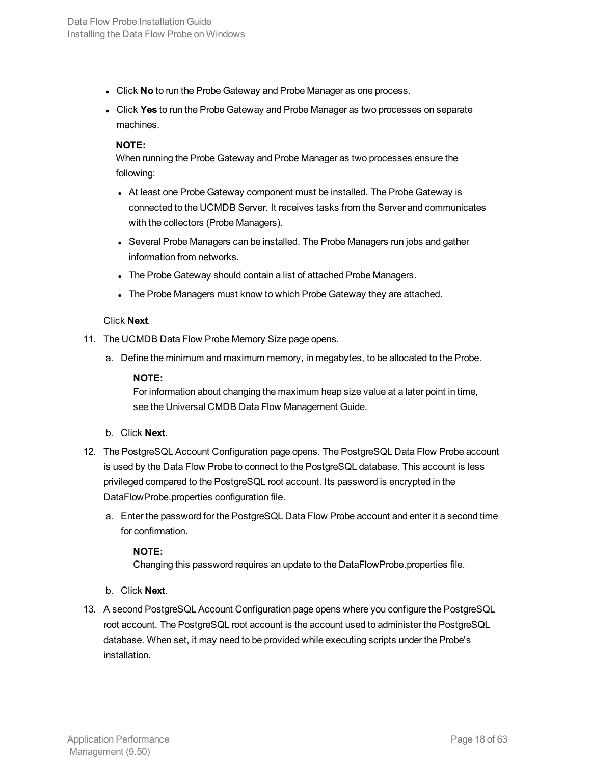- Click **No** to run the Probe Gateway and Probe Manager as one process.
- Click **Yes** to run the Probe Gateway and Probe Manager as two processes on separate machines.

  **NOTE:**
  When running the Probe Gateway and Probe Manager as two processes ensure the following:

  - At least one Probe Gateway component must be installed. The Probe Gateway is connected to the UCMDB Server. It receives tasks from the Server and communicates with the collectors (Probe Managers).
  - Several Probe Managers can be installed. The Probe Managers run jobs and gather information from networks.
  - The Probe Gateway should contain a list of attached Probe Managers.
  - The Probe Managers must know to which Probe Gateway they are attached.

  Click **Next**.

11. The UCMDB Data Flow Probe Memory Size page opens.

    a. Define the minimum and maximum memory, in megabytes, to be allocated to the Probe.

       **NOTE:**
       For information about changing the maximum heap size value at a later point in time, see the Universal CMDB Data Flow Management Guide.

    b. Click **Next**.

12. The PostgreSQL Account Configuration page opens. The PostgreSQL Data Flow Probe account is used by the Data Flow Probe to connect to the PostgreSQL database. This account is less privileged compared to the PostgreSQL root account. Its password is encrypted in the DataFlowProbe.properties configuration file.

    a. Enter the password for the PostgreSQL Data Flow Probe account and enter it a second time for confirmation.

       **NOTE:**
       Changing this password requires an update to the DataFlowProbe.properties file.

    b. Click **Next**.

13. A second PostgreSQL Account Configuration page opens where you configure the PostgreSQL root account. The PostgreSQL root account is the account used to administer the PostgreSQL database. When set, it may need to be provided while executing scripts under the Probe's installation.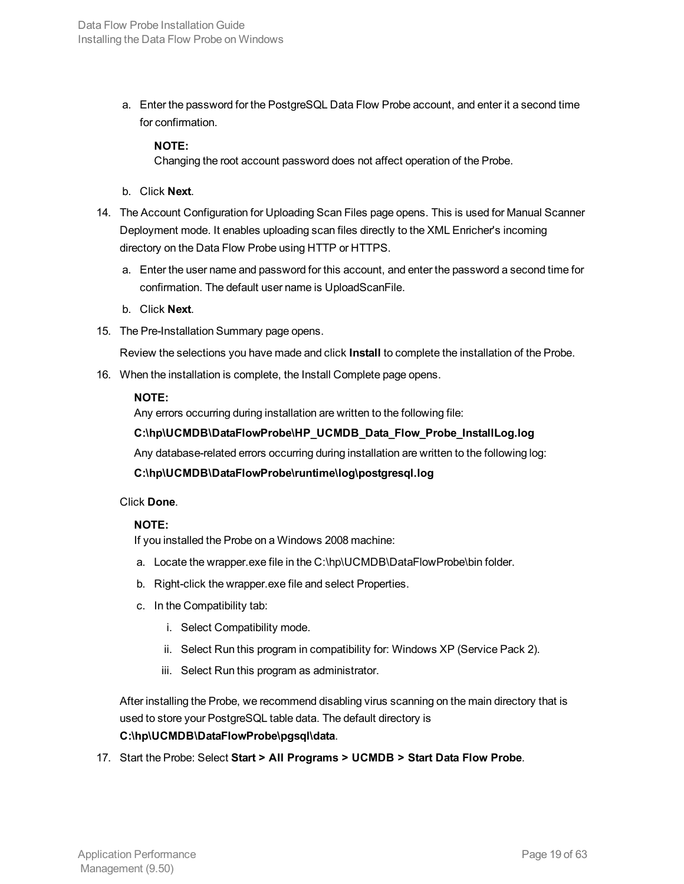a. Enter the password for the PostgreSQL Data Flow Probe account, and enter it a second time for confirmation.

   **NOTE:**
   Changing the root account password does not affect operation of the Probe.

b. Click **Next**.

14. The Account Configuration for Uploading Scan Files page opens. This is used for Manual Scanner Deployment mode. It enables uploading scan files directly to the XML Enricher's incoming directory on the Data Flow Probe using HTTP or HTTPS.

    a. Enter the user name and password for this account, and enter the password a second time for confirmation. The default user name is UploadScanFile.

    b. Click **Next**.

15. The Pre-Installation Summary page opens.

    Review the selections you have made and click **Install** to complete the installation of the Probe.

16. When the installation is complete, the Install Complete page opens.

    **NOTE:**
    Any errors occurring during installation are written to the following file:

    **C:\hp\UCMDB\DataFlowProbe\HP_UCMDB_Data_Flow_Probe_InstallLog.log**

    Any database-related errors occurring during installation are written to the following log:

    **C:\hp\UCMDB\DataFlowProbe\runtime\log\postgresql.log**

    Click **Done**.

    **NOTE:**
    If you installed the Probe on a Windows 2008 machine:

    a. Locate the wrapper.exe file in the C:\hp\UCMDB\DataFlowProbe\bin folder.

    b. Right-click the wrapper.exe file and select Properties.

    c. In the Compatibility tab:

       i. Select Compatibility mode.

       ii. Select Run this program in compatibility for: Windows XP (Service Pack 2).

       iii. Select Run this program as administrator.

    After installing the Probe, we recommend disabling virus scanning on the main directory that is used to store your PostgreSQL table data. The default directory is **C:\hp\UCMDB\DataFlowProbe\pgsql\data**.

17. Start the Probe: Select **Start > All Programs > UCMDB > Start Data Flow Probe**.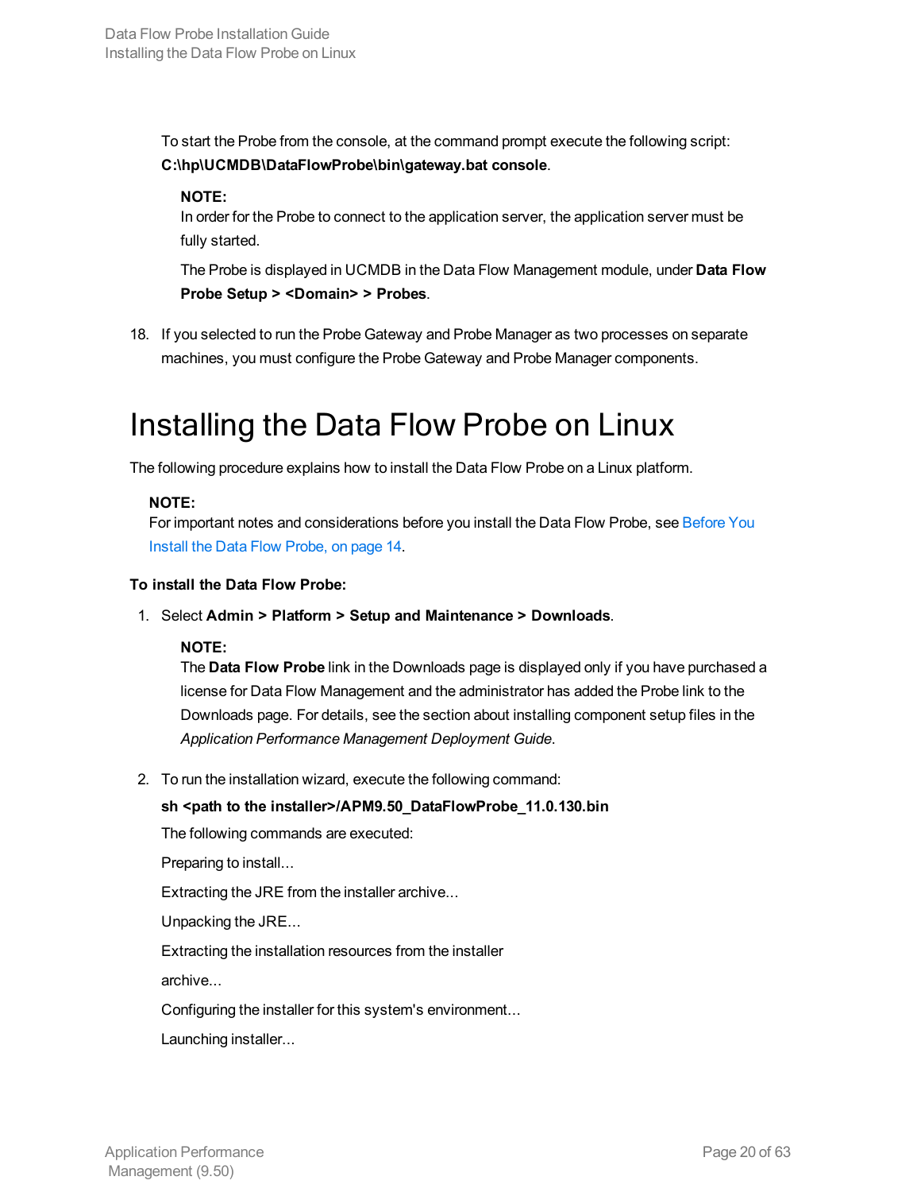To start the Probe from the console, at the command prompt execute the following script: **C:\hp\UCMDB\DataFlowProbe\bin\gateway.bat console**.

> **NOTE:**
> In order for the Probe to connect to the application server, the application server must be fully started.
>
> The Probe is displayed in UCMDB in the Data Flow Management module, under **Data Flow Probe Setup > <Domain> > Probes**.

18. If you selected to run the Probe Gateway and Probe Manager as two processes on separate machines, you must configure the Probe Gateway and Probe Manager components.

# Installing the Data Flow Probe on Linux

The following procedure explains how to install the Data Flow Probe on a Linux platform.

> **NOTE:**
> For important notes and considerations before you install the Data Flow Probe, see Before You Install the Data Flow Probe, on page 14.

**To install the Data Flow Probe:**

1. Select **Admin > Platform > Setup and Maintenance > Downloads**.

   > **NOTE:**
   > The **Data Flow Probe** link in the Downloads page is displayed only if you have purchased a license for Data Flow Management and the administrator has added the Probe link to the Downloads page. For details, see the section about installing component setup files in the *Application Performance Management Deployment Guide*.

2. To run the installation wizard, execute the following command:

   **sh <path to the installer>/APM9.50_DataFlowProbe_11.0.130.bin**

   The following commands are executed:

   Preparing to install...

   Extracting the JRE from the installer archive...

   Unpacking the JRE...

   Extracting the installation resources from the installer

   archive...

   Configuring the installer for this system's environment...

   Launching installer...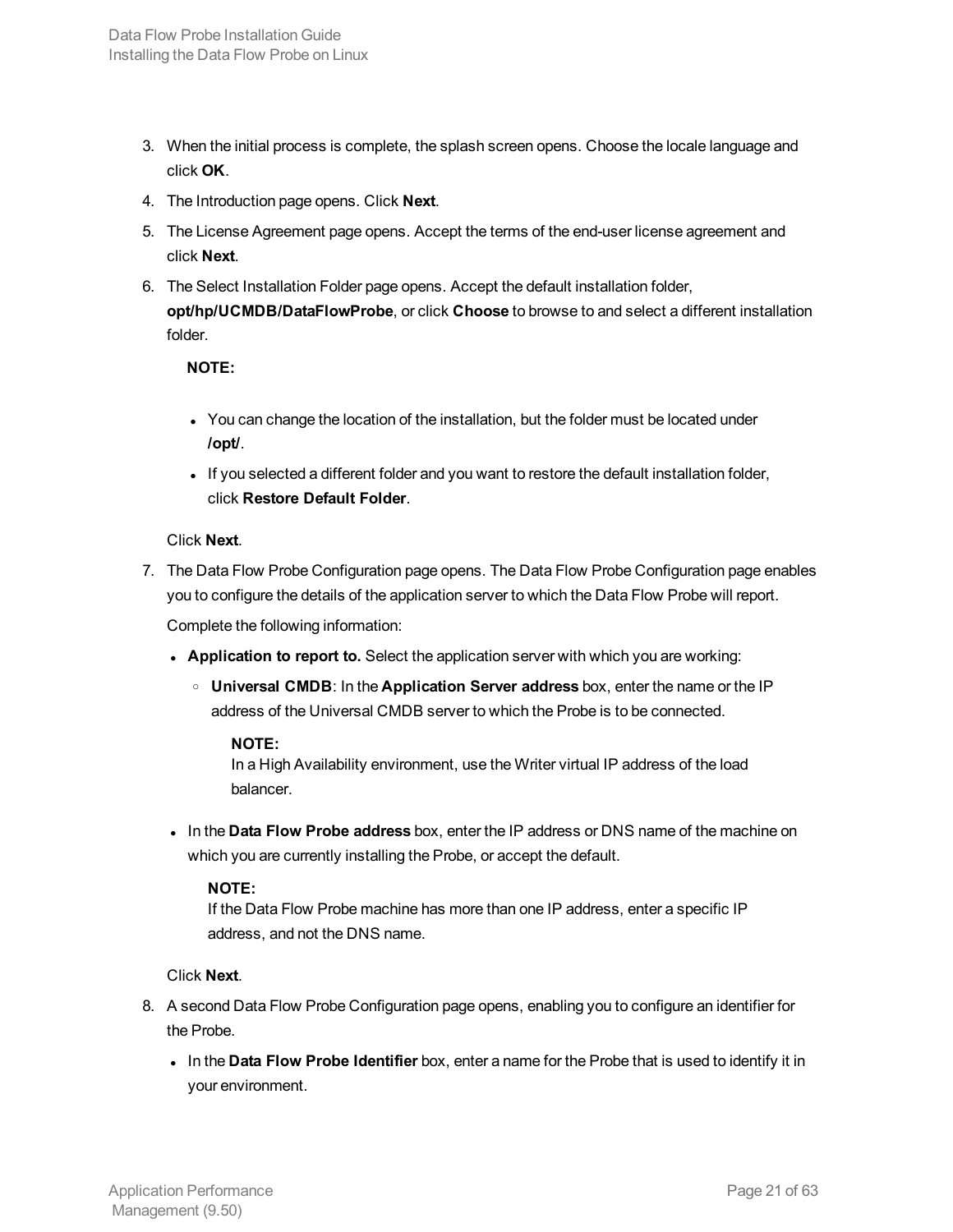3. When the initial process is complete, the splash screen opens. Choose the locale language and click **OK**.
4. The Introduction page opens. Click **Next**.
5. The License Agreement page opens. Accept the terms of the end-user license agreement and click **Next**.
6. The Select Installation Folder page opens. Accept the default installation folder, **opt/hp/UCMDB/DataFlowProbe**, or click **Choose** to browse to and select a different installation folder.

   **NOTE:**

   - You can change the location of the installation, but the folder must be located under **/opt/**.
   - If you selected a different folder and you want to restore the default installation folder, click **Restore Default Folder**.

   Click **Next**.
7. The Data Flow Probe Configuration page opens. The Data Flow Probe Configuration page enables you to configure the details of the application server to which the Data Flow Probe will report.

   Complete the following information:

   - **Application to report to.** Select the application server with which you are working:
     - **Universal CMDB**: In the **Application Server address** box, enter the name or the IP address of the Universal CMDB server to which the Probe is to be connected.

       **NOTE:**
       In a High Availability environment, use the Writer virtual IP address of the load balancer.
   - In the **Data Flow Probe address** box, enter the IP address or DNS name of the machine on which you are currently installing the Probe, or accept the default.

     **NOTE:**
     If the Data Flow Probe machine has more than one IP address, enter a specific IP address, and not the DNS name.

   Click **Next**.
8. A second Data Flow Probe Configuration page opens, enabling you to configure an identifier for the Probe.
   - In the **Data Flow Probe Identifier** box, enter a name for the Probe that is used to identify it in your environment.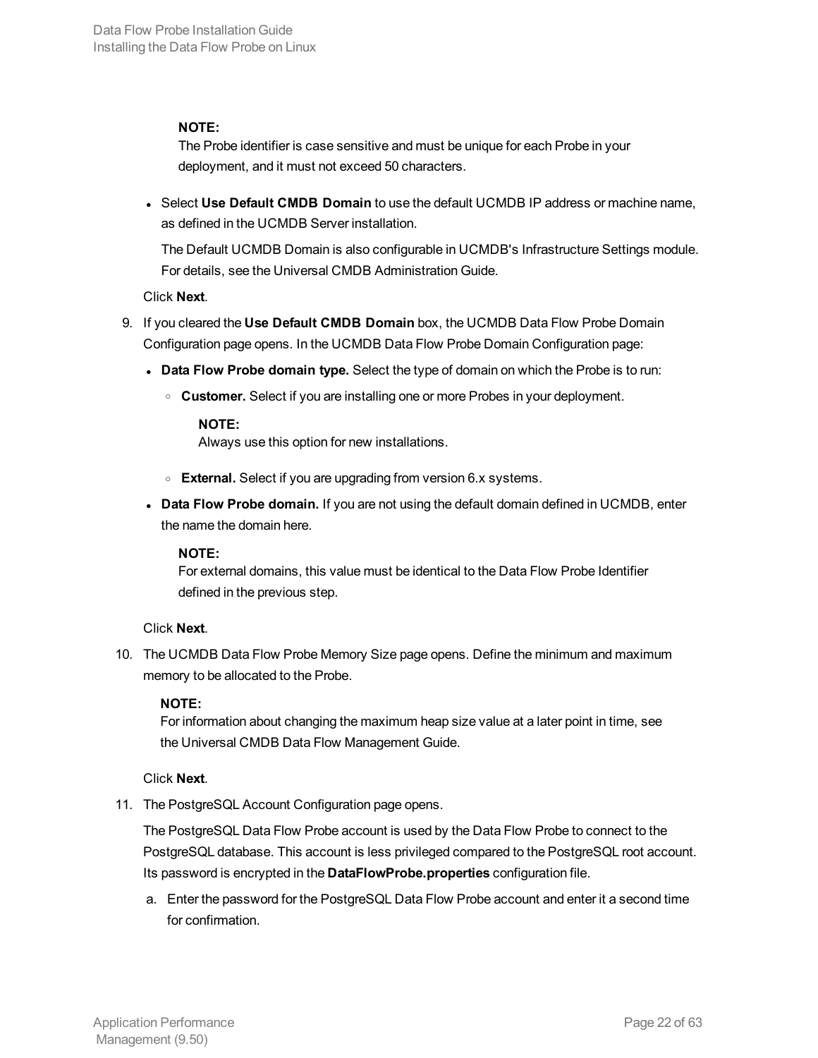**NOTE:**
The Probe identifier is case sensitive and must be unique for each Probe in your deployment, and it must not exceed 50 characters.

- Select **Use Default CMDB Domain** to use the default UCMDB IP address or machine name, as defined in the UCMDB Server installation.

  The Default UCMDB Domain is also configurable in UCMDB's Infrastructure Settings module. For details, see the Universal CMDB Administration Guide.

Click **Next**.

9. If you cleared the **Use Default CMDB Domain** box, the UCMDB Data Flow Probe Domain Configuration page opens. In the UCMDB Data Flow Probe Domain Configuration page:

   - **Data Flow Probe domain type.** Select the type of domain on which the Probe is to run:
     - **Customer.** Select if you are installing one or more Probes in your deployment.

       **NOTE:**
       Always use this option for new installations.

     - **External.** Select if you are upgrading from version 6.x systems.
   - **Data Flow Probe domain.** If you are not using the default domain defined in UCMDB, enter the name the domain here.

     **NOTE:**
     For external domains, this value must be identical to the Data Flow Probe Identifier defined in the previous step.

   Click **Next**.

10. The UCMDB Data Flow Probe Memory Size page opens. Define the minimum and maximum memory to be allocated to the Probe.

    **NOTE:**
    For information about changing the maximum heap size value at a later point in time, see the Universal CMDB Data Flow Management Guide.

    Click **Next**.

11. The PostgreSQL Account Configuration page opens.

    The PostgreSQL Data Flow Probe account is used by the Data Flow Probe to connect to the PostgreSQL database. This account is less privileged compared to the PostgreSQL root account. Its password is encrypted in the **DataFlowProbe.properties** configuration file.

    a. Enter the password for the PostgreSQL Data Flow Probe account and enter it a second time for confirmation.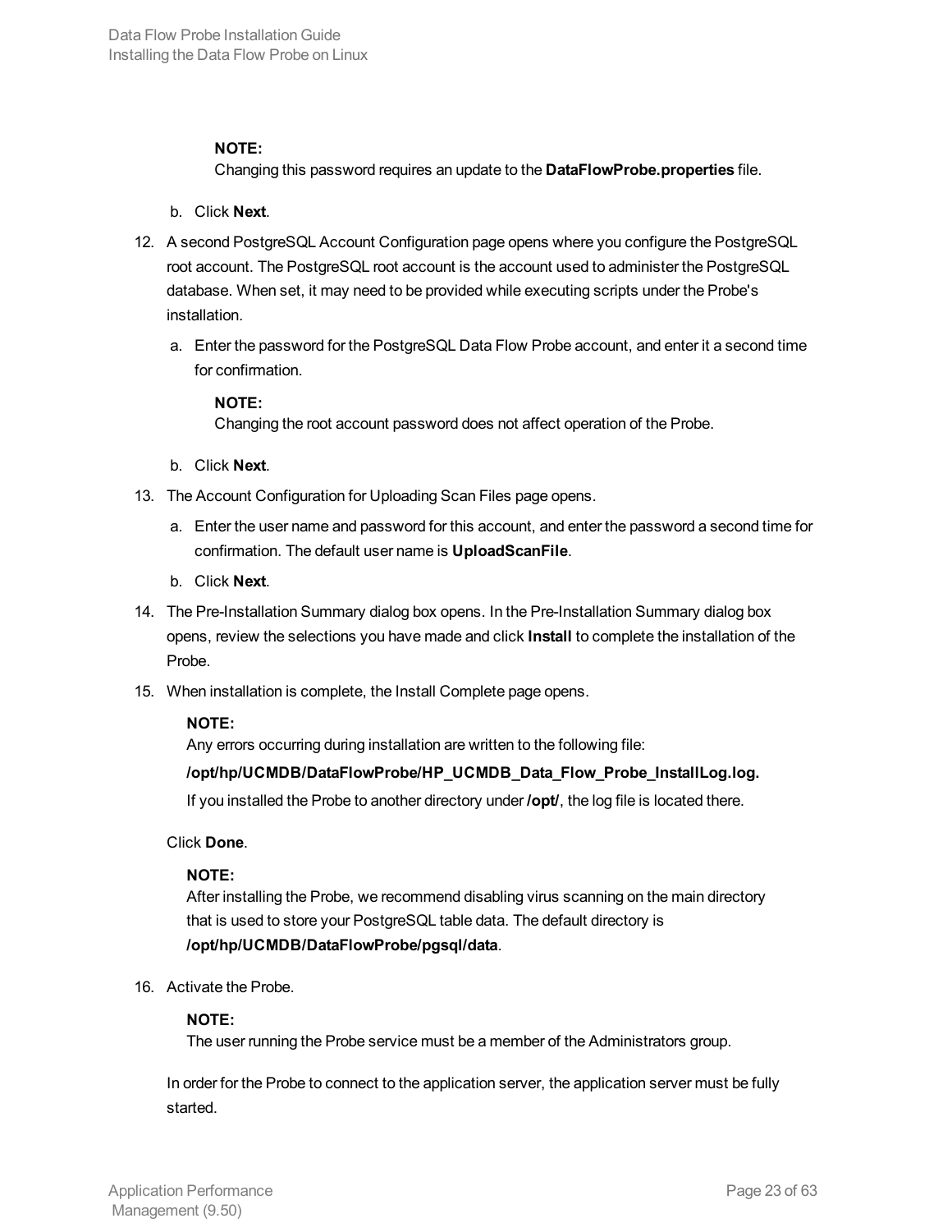**NOTE:**
Changing this password requires an update to the **DataFlowProbe.properties** file.

b. Click **Next**.

12. A second PostgreSQL Account Configuration page opens where you configure the PostgreSQL root account. The PostgreSQL root account is the account used to administer the PostgreSQL database. When set, it may need to be provided while executing scripts under the Probe's installation.

    a. Enter the password for the PostgreSQL Data Flow Probe account, and enter it a second time for confirmation.

       **NOTE:**
       Changing the root account password does not affect operation of the Probe.

    b. Click **Next**.

13. The Account Configuration for Uploading Scan Files page opens.

    a. Enter the user name and password for this account, and enter the password a second time for confirmation. The default user name is **UploadScanFile**.

    b. Click **Next**.

14. The Pre-Installation Summary dialog box opens. In the Pre-Installation Summary dialog box opens, review the selections you have made and click **Install** to complete the installation of the Probe.

15. When installation is complete, the Install Complete page opens.

    **NOTE:**
    Any errors occurring during installation are written to the following file:

    **/opt/hp/UCMDB/DataFlowProbe/HP_UCMDB_Data_Flow_Probe_InstallLog.log.**

    If you installed the Probe to another directory under **/opt/**, the log file is located there.

    Click **Done**.

    **NOTE:**
    After installing the Probe, we recommend disabling virus scanning on the main directory that is used to store your PostgreSQL table data. The default directory is **/opt/hp/UCMDB/DataFlowProbe/pgsql/data**.

16. Activate the Probe.

    **NOTE:**
    The user running the Probe service must be a member of the Administrators group.

    In order for the Probe to connect to the application server, the application server must be fully started.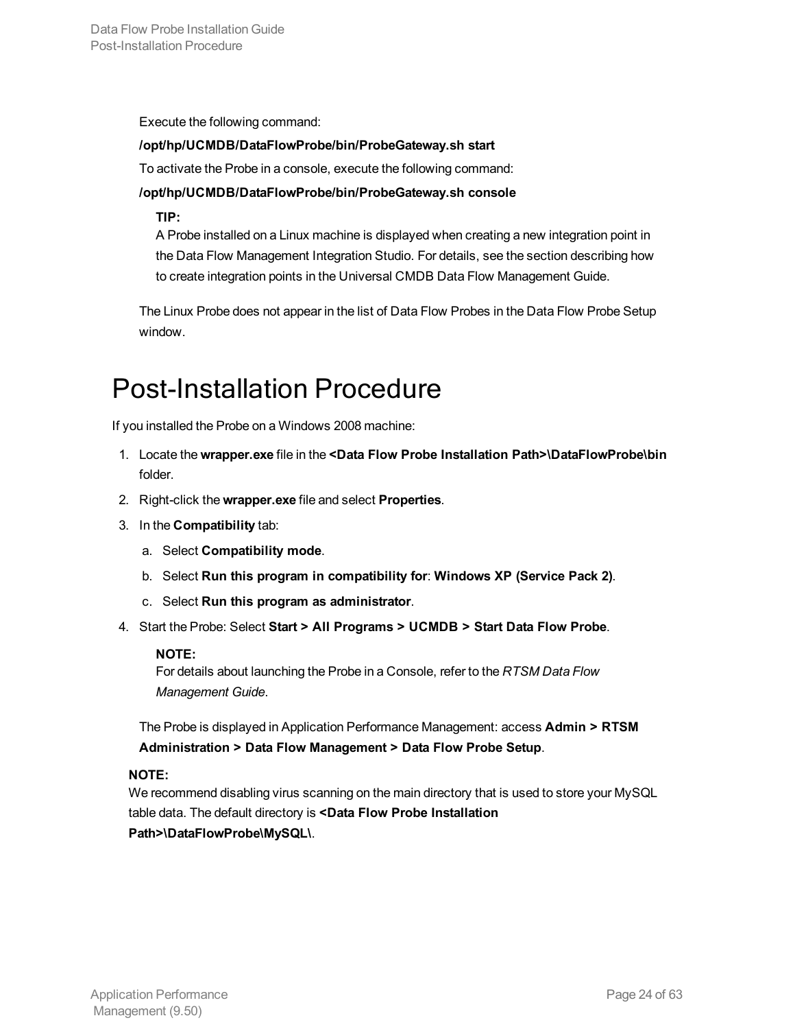Execute the following command:

**/opt/hp/UCMDB/DataFlowProbe/bin/ProbeGateway.sh start**

To activate the Probe in a console, execute the following command:

**/opt/hp/UCMDB/DataFlowProbe/bin/ProbeGateway.sh console**

> **TIP:**
> A Probe installed on a Linux machine is displayed when creating a new integration point in the Data Flow Management Integration Studio. For details, see the section describing how to create integration points in the Universal CMDB Data Flow Management Guide.

The Linux Probe does not appear in the list of Data Flow Probes in the Data Flow Probe Setup window.

# Post-Installation Procedure

If you installed the Probe on a Windows 2008 machine:

1. Locate the **wrapper.exe** file in the **<Data Flow Probe Installation Path>\DataFlowProbe\bin** folder.
2. Right-click the **wrapper.exe** file and select **Properties**.
3. In the **Compatibility** tab:
   a. Select **Compatibility mode**.
   b. Select **Run this program in compatibility for**: **Windows XP (Service Pack 2)**.
   c. Select **Run this program as administrator**.
4. Start the Probe: Select **Start > All Programs > UCMDB > Start Data Flow Probe**.

   > **NOTE:**
   > For details about launching the Probe in a Console, refer to the *RTSM Data Flow Management Guide*.

   The Probe is displayed in Application Performance Management: access **Admin > RTSM Administration > Data Flow Management > Data Flow Probe Setup**.

> **NOTE:**
> We recommend disabling virus scanning on the main directory that is used to store your MySQL table data. The default directory is **<Data Flow Probe Installation Path>\DataFlowProbe\MySQL\**.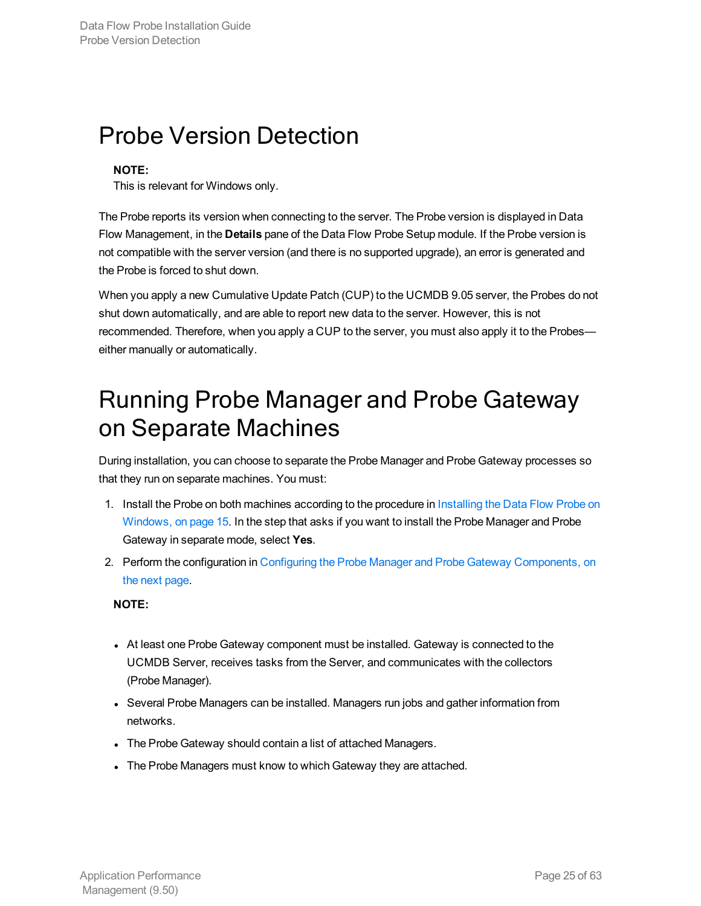# Probe Version Detection

> **NOTE:**
> This is relevant for Windows only.

The Probe reports its version when connecting to the server. The Probe version is displayed in Data Flow Management, in the **Details** pane of the Data Flow Probe Setup module. If the Probe version is not compatible with the server version (and there is no supported upgrade), an error is generated and the Probe is forced to shut down.

When you apply a new Cumulative Update Patch (CUP) to the UCMDB 9.05 server, the Probes do not shut down automatically, and are able to report new data to the server. However, this is not recommended. Therefore, when you apply a CUP to the server, you must also apply it to the Probes—either manually or automatically.

# Running Probe Manager and Probe Gateway on Separate Machines

During installation, you can choose to separate the Probe Manager and Probe Gateway processes so that they run on separate machines. You must:

1. Install the Probe on both machines according to the procedure in Installing the Data Flow Probe on Windows, on page 15. In the step that asks if you want to install the Probe Manager and Probe Gateway in separate mode, select **Yes**.
2. Perform the configuration in Configuring the Probe Manager and Probe Gateway Components, on the next page.

**NOTE:**

- At least one Probe Gateway component must be installed. Gateway is connected to the UCMDB Server, receives tasks from the Server, and communicates with the collectors (Probe Manager).
- Several Probe Managers can be installed. Managers run jobs and gather information from networks.
- The Probe Gateway should contain a list of attached Managers.
- The Probe Managers must know to which Gateway they are attached.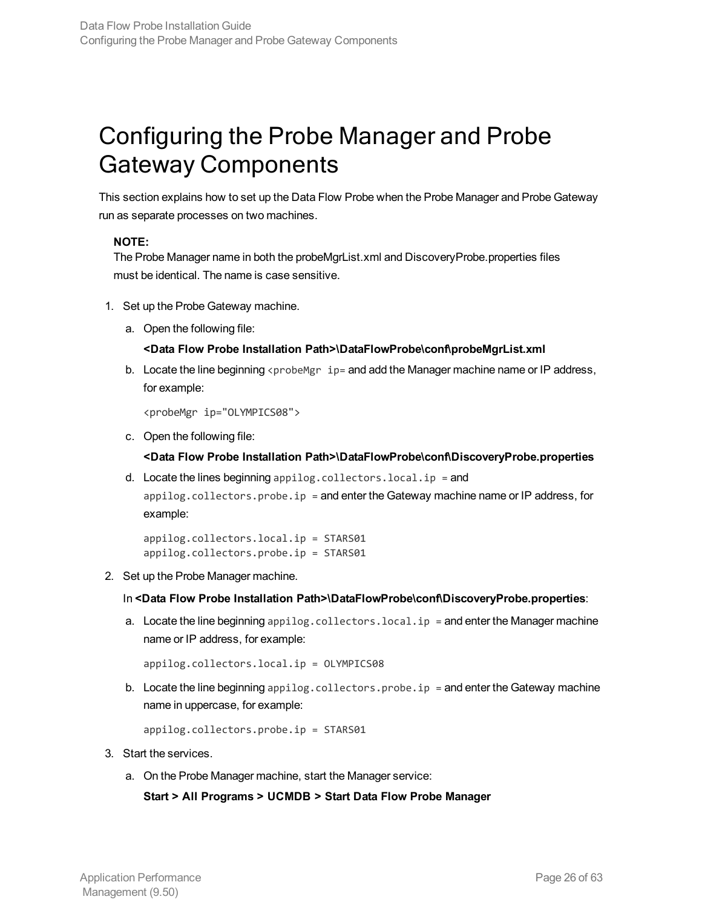# Configuring the Probe Manager and Probe Gateway Components

This section explains how to set up the Data Flow Probe when the Probe Manager and Probe Gateway run as separate processes on two machines.

> **NOTE:**
> The Probe Manager name in both the probeMgrList.xml and DiscoveryProbe.properties files must be identical. The name is case sensitive.

1. Set up the Probe Gateway machine.

   a. Open the following file:

      **<Data Flow Probe Installation Path>\DataFlowProbe\conf\probeMgrList.xml**

   b. Locate the line beginning `<probeMgr ip=` and add the Manager machine name or IP address, for example:

      ```
      <probeMgr ip="OLYMPICS08">
      ```

   c. Open the following file:

      **<Data Flow Probe Installation Path>\DataFlowProbe\conf\DiscoveryProbe.properties**

   d. Locate the lines beginning `appilog.collectors.local.ip =` and `appilog.collectors.probe.ip =` and enter the Gateway machine name or IP address, for example:

      ```
      appilog.collectors.local.ip = STARS01
      appilog.collectors.probe.ip = STARS01
      ```

2. Set up the Probe Manager machine.

   In **<Data Flow Probe Installation Path>\DataFlowProbe\conf\DiscoveryProbe.properties**:

   a. Locate the line beginning `appilog.collectors.local.ip =` and enter the Manager machine name or IP address, for example:

      ```
      appilog.collectors.local.ip = OLYMPICS08
      ```

   b. Locate the line beginning `appilog.collectors.probe.ip =` and enter the Gateway machine name in uppercase, for example:

      ```
      appilog.collectors.probe.ip = STARS01
      ```

3. Start the services.

   a. On the Probe Manager machine, start the Manager service:

      **Start > All Programs > UCMDB > Start Data Flow Probe Manager**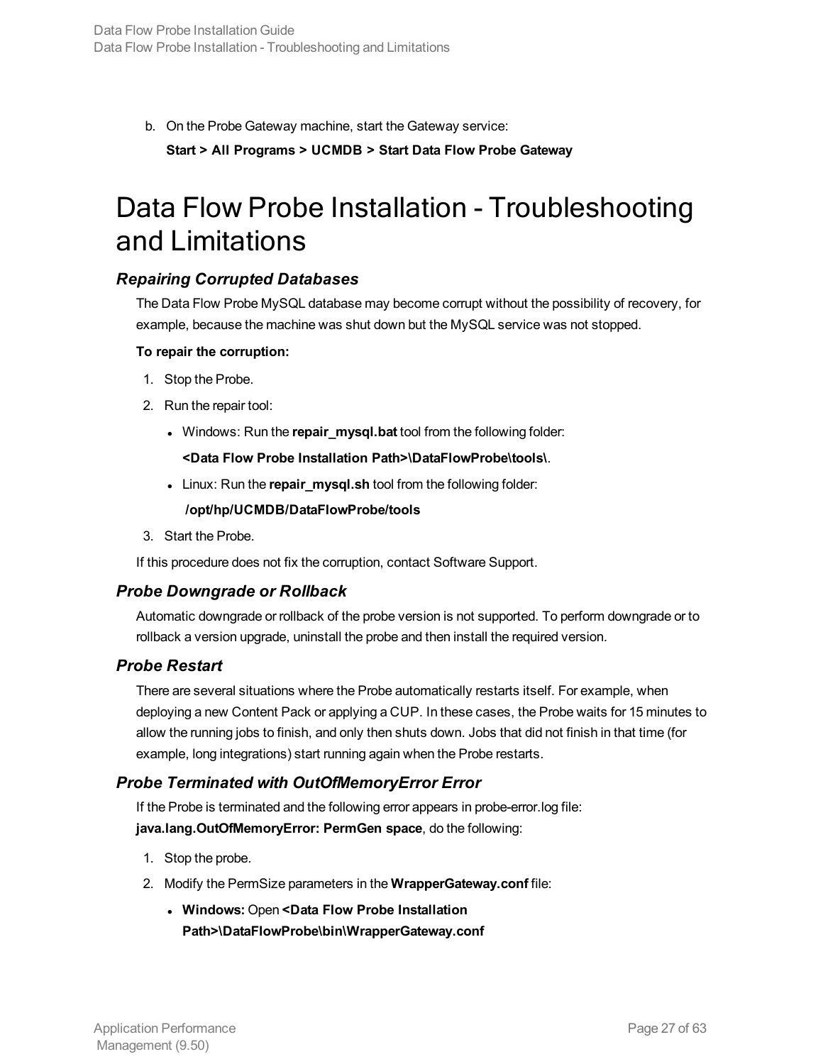b. On the Probe Gateway machine, start the Gateway service:

   **Start > All Programs > UCMDB > Start Data Flow Probe Gateway**

# Data Flow Probe Installation - Troubleshooting and Limitations

### *Repairing Corrupted Databases*

The Data Flow Probe MySQL database may become corrupt without the possibility of recovery, for example, because the machine was shut down but the MySQL service was not stopped.

**To repair the corruption:**

1. Stop the Probe.
2. Run the repair tool:
   - Windows: Run the **repair_mysql.bat** tool from the following folder:

     **<Data Flow Probe Installation Path>\DataFlowProbe\tools\**.
   - Linux: Run the **repair_mysql.sh** tool from the following folder:

     **/opt/hp/UCMDB/DataFlowProbe/tools**
3. Start the Probe.

If this procedure does not fix the corruption, contact Software Support.

### *Probe Downgrade or Rollback*

Automatic downgrade or rollback of the probe version is not supported. To perform downgrade or to rollback a version upgrade, uninstall the probe and then install the required version.

### *Probe Restart*

There are several situations where the Probe automatically restarts itself. For example, when deploying a new Content Pack or applying a CUP. In these cases, the Probe waits for 15 minutes to allow the running jobs to finish, and only then shuts down. Jobs that did not finish in that time (for example, long integrations) start running again when the Probe restarts.

### *Probe Terminated with OutOfMemoryError Error*

If the Probe is terminated and the following error appears in probe-error.log file: **java.lang.OutOfMemoryError: PermGen space**, do the following:

1. Stop the probe.
2. Modify the PermSize parameters in the **WrapperGateway.conf** file:
   - **Windows:** Open **<Data Flow Probe Installation Path>\DataFlowProbe\bin\WrapperGateway.conf**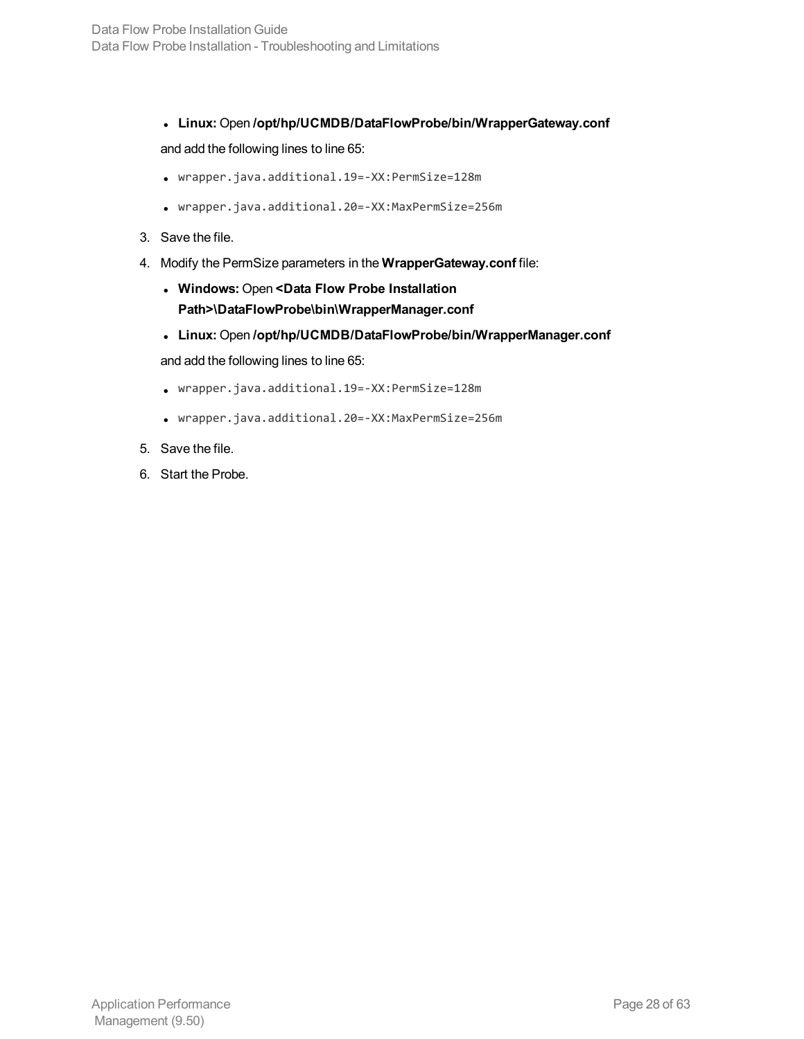- **Linux:** Open **/opt/hp/UCMDB/DataFlowProbe/bin/WrapperGateway.conf**

  and add the following lines to line 65:

  - `wrapper.java.additional.19=-XX:PermSize=128m`
  - `wrapper.java.additional.20=-XX:MaxPermSize=256m`

3. Save the file.
4. Modify the PermSize parameters in the **WrapperGateway.conf** file:
   - **Windows:** Open **<Data Flow Probe Installation Path>\DataFlowProbe\bin\WrapperManager.conf**
   - **Linux:** Open **/opt/hp/UCMDB/DataFlowProbe/bin/WrapperManager.conf**

   and add the following lines to line 65:

   - `wrapper.java.additional.19=-XX:PermSize=128m`
   - `wrapper.java.additional.20=-XX:MaxPermSize=256m`
5. Save the file.
6. Start the Probe.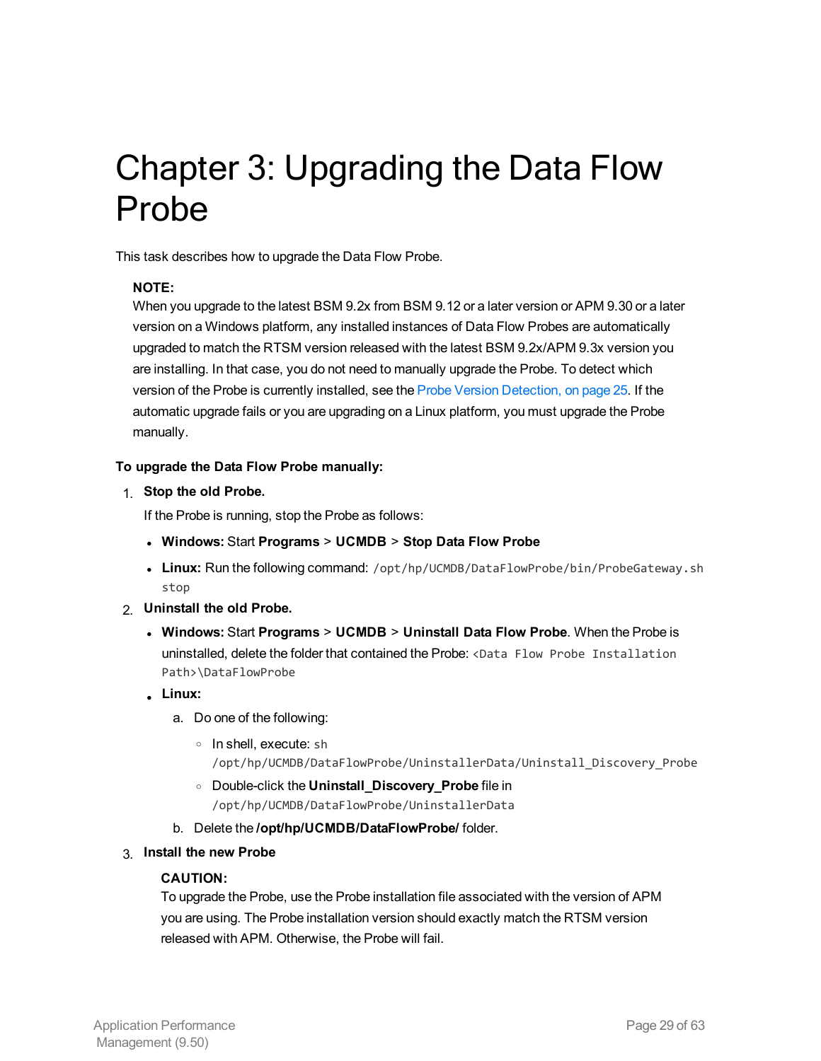# Chapter 3: Upgrading the Data Flow Probe

This task describes how to upgrade the Data Flow Probe.

> **NOTE:**
> When you upgrade to the latest BSM 9.2x from BSM 9.12 or a later version or APM 9.30 or a later version on a Windows platform, any installed instances of Data Flow Probes are automatically upgraded to match the RTSM version released with the latest BSM 9.2x/APM 9.3x version you are installing. In that case, you do not need to manually upgrade the Probe. To detect which version of the Probe is currently installed, see the Probe Version Detection, on page 25. If the automatic upgrade fails or you are upgrading on a Linux platform, you must upgrade the Probe manually.

**To upgrade the Data Flow Probe manually:**

1. **Stop the old Probe.**

   If the Probe is running, stop the Probe as follows:

   - **Windows:** Start **Programs** > **UCMDB** > **Stop Data Flow Probe**
   - **Linux:** Run the following command: `/opt/hp/UCMDB/DataFlowProbe/bin/ProbeGateway.sh stop`

2. **Uninstall the old Probe.**

   - **Windows:** Start **Programs** > **UCMDB** > **Uninstall Data Flow Probe**. When the Probe is uninstalled, delete the folder that contained the Probe: `<Data Flow Probe Installation Path>\DataFlowProbe`
   - **Linux:**

     a. Do one of the following:

        - In shell, execute: `sh /opt/hp/UCMDB/DataFlowProbe/UninstallerData/Uninstall_Discovery_Probe`
        - Double-click the **Uninstall_Discovery_Probe** file in `/opt/hp/UCMDB/DataFlowProbe/UninstallerData`

     b. Delete the **/opt/hp/UCMDB/DataFlowProbe/** folder.

3. **Install the new Probe**

   > **CAUTION:**
   > To upgrade the Probe, use the Probe installation file associated with the version of APM you are using. The Probe installation version should exactly match the RTSM version released with APM. Otherwise, the Probe will fail.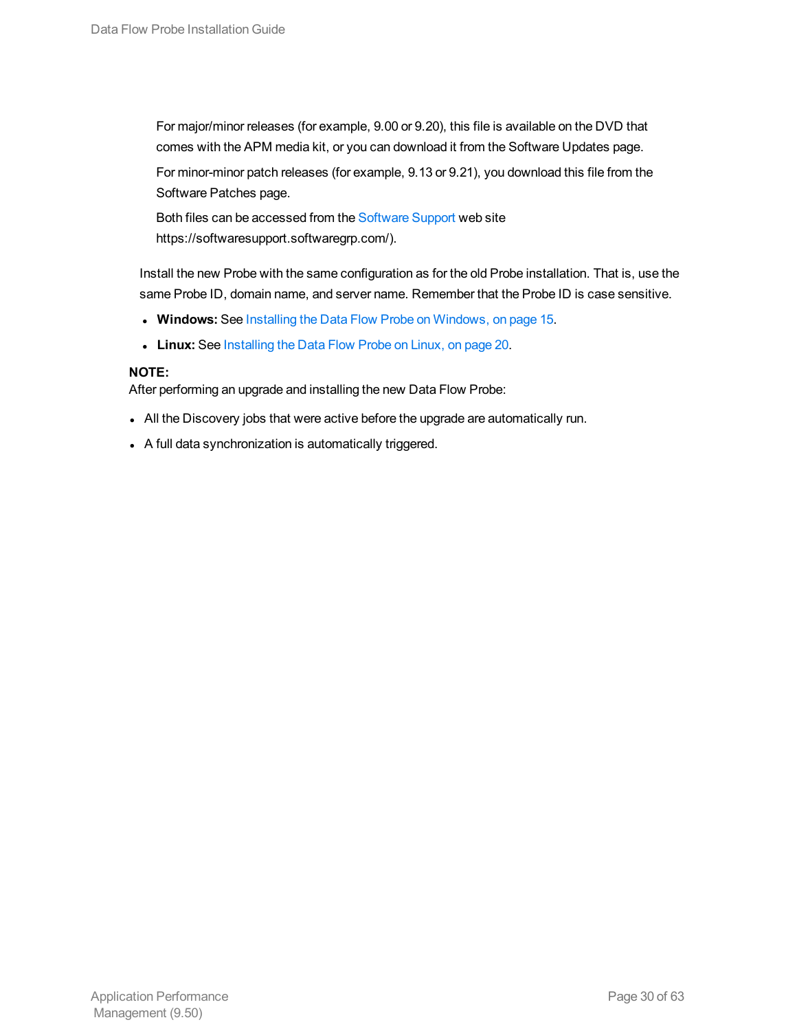For major/minor releases (for example, 9.00 or 9.20), this file is available on the DVD that comes with the APM media kit, or you can download it from the Software Updates page.

For minor-minor patch releases (for example, 9.13 or 9.21), you download this file from the Software Patches page.

Both files can be accessed from the Software Support web site https://softwaresupport.softwaregrp.com/).

Install the new Probe with the same configuration as for the old Probe installation. That is, use the same Probe ID, domain name, and server name. Remember that the Probe ID is case sensitive.

- **Windows:** See Installing the Data Flow Probe on Windows, on page 15.
- **Linux:** See Installing the Data Flow Probe on Linux, on page 20.

**NOTE:**
After performing an upgrade and installing the new Data Flow Probe:

- All the Discovery jobs that were active before the upgrade are automatically run.
- A full data synchronization is automatically triggered.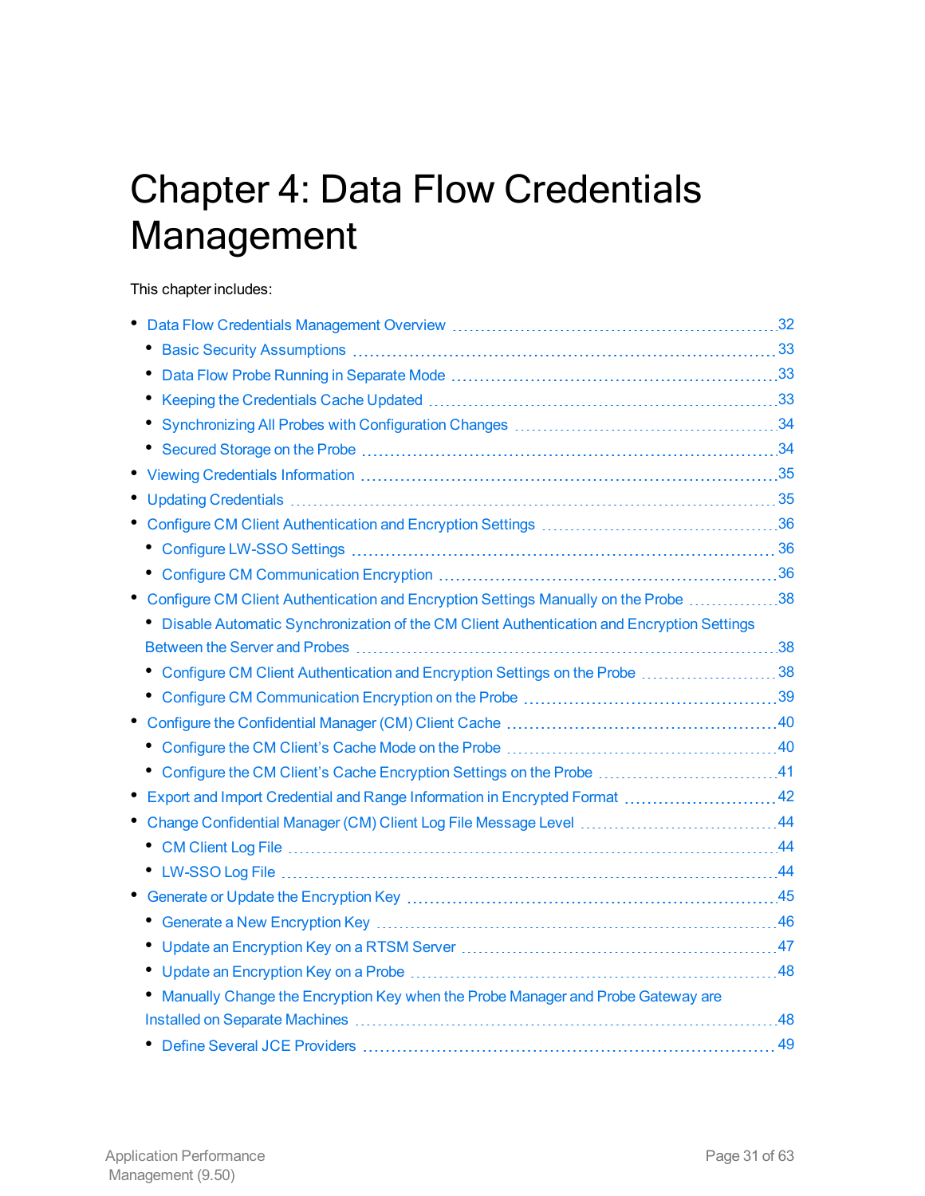# Chapter 4: Data Flow Credentials Management

This chapter includes:

- Data Flow Credentials Management Overview 32
  - Basic Security Assumptions 33
  - Data Flow Probe Running in Separate Mode 33
  - Keeping the Credentials Cache Updated 33
  - Synchronizing All Probes with Configuration Changes 34
  - Secured Storage on the Probe 34
- Viewing Credentials Information 35
- Updating Credentials 35
- Configure CM Client Authentication and Encryption Settings 36
  - Configure LW-SSO Settings 36
  - Configure CM Communication Encryption 36
- Configure CM Client Authentication and Encryption Settings Manually on the Probe 38
  - Disable Automatic Synchronization of the CM Client Authentication and Encryption Settings Between the Server and Probes 38
  - Configure CM Client Authentication and Encryption Settings on the Probe 38
  - Configure CM Communication Encryption on the Probe 39
- Configure the Confidential Manager (CM) Client Cache 40
  - Configure the CM Client's Cache Mode on the Probe 40
  - Configure the CM Client's Cache Encryption Settings on the Probe 41
- Export and Import Credential and Range Information in Encrypted Format 42
- Change Confidential Manager (CM) Client Log File Message Level 44
  - CM Client Log File 44
  - LW-SSO Log File 44
- Generate or Update the Encryption Key 45
  - Generate a New Encryption Key 46
  - Update an Encryption Key on a RTSM Server 47
  - Update an Encryption Key on a Probe 48
  - Manually Change the Encryption Key when the Probe Manager and Probe Gateway are Installed on Separate Machines 48
  - Define Several JCE Providers 49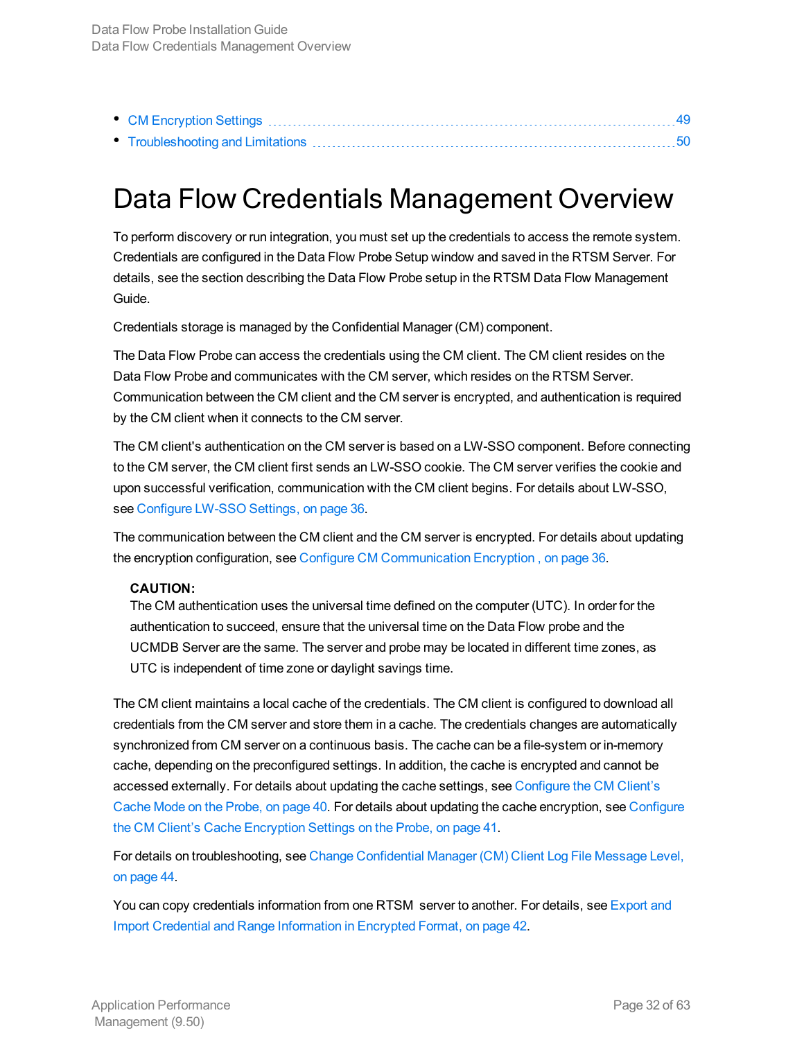- CM Encryption Settings 49
- Troubleshooting and Limitations 50

# Data Flow Credentials Management Overview

To perform discovery or run integration, you must set up the credentials to access the remote system. Credentials are configured in the Data Flow Probe Setup window and saved in the RTSM Server. For details, see the section describing the Data Flow Probe setup in the RTSM Data Flow Management Guide.

Credentials storage is managed by the Confidential Manager (CM) component.

The Data Flow Probe can access the credentials using the CM client. The CM client resides on the Data Flow Probe and communicates with the CM server, which resides on the RTSM Server. Communication between the CM client and the CM server is encrypted, and authentication is required by the CM client when it connects to the CM server.

The CM client's authentication on the CM server is based on a LW-SSO component. Before connecting to the CM server, the CM client first sends an LW-SSO cookie. The CM server verifies the cookie and upon successful verification, communication with the CM client begins. For details about LW-SSO, see Configure LW-SSO Settings, on page 36.

The communication between the CM client and the CM server is encrypted. For details about updating the encryption configuration, see Configure CM Communication Encryption , on page 36.

> **CAUTION:**
> The CM authentication uses the universal time defined on the computer (UTC). In order for the authentication to succeed, ensure that the universal time on the Data Flow probe and the UCMDB Server are the same. The server and probe may be located in different time zones, as UTC is independent of time zone or daylight savings time.

The CM client maintains a local cache of the credentials. The CM client is configured to download all credentials from the CM server and store them in a cache. The credentials changes are automatically synchronized from CM server on a continuous basis. The cache can be a file-system or in-memory cache, depending on the preconfigured settings. In addition, the cache is encrypted and cannot be accessed externally. For details about updating the cache settings, see Configure the CM Client's Cache Mode on the Probe, on page 40. For details about updating the cache encryption, see Configure the CM Client's Cache Encryption Settings on the Probe, on page 41.

For details on troubleshooting, see Change Confidential Manager (CM) Client Log File Message Level, on page 44.

You can copy credentials information from one RTSM server to another. For details, see Export and Import Credential and Range Information in Encrypted Format, on page 42.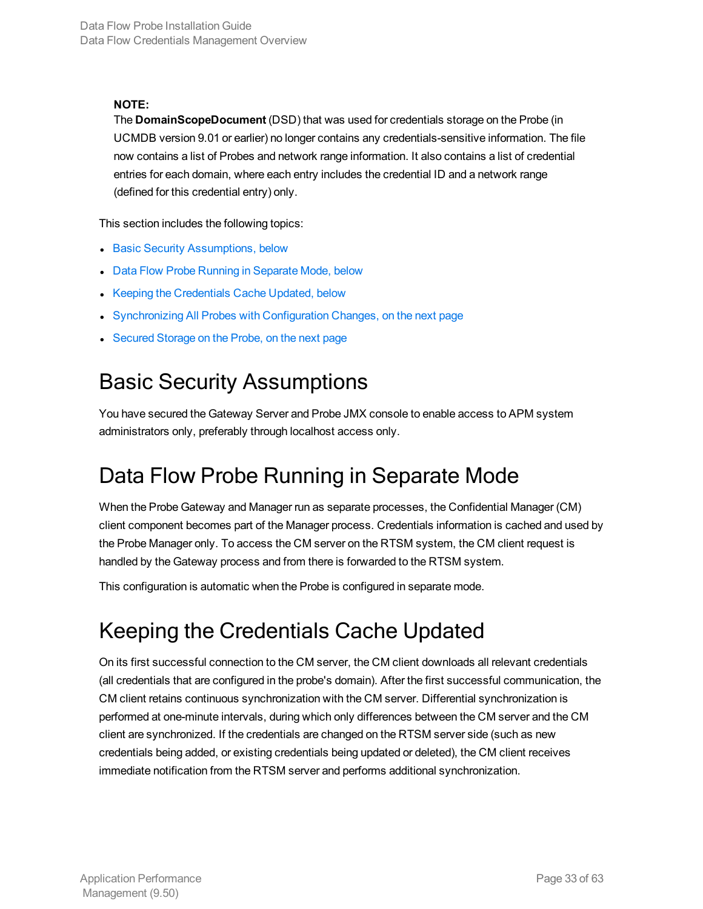**NOTE:**
The **DomainScopeDocument** (DSD) that was used for credentials storage on the Probe (in UCMDB version 9.01 or earlier) no longer contains any credentials-sensitive information. The file now contains a list of Probes and network range information. It also contains a list of credential entries for each domain, where each entry includes the credential ID and a network range (defined for this credential entry) only.

This section includes the following topics:

- Basic Security Assumptions, below
- Data Flow Probe Running in Separate Mode, below
- Keeping the Credentials Cache Updated, below
- Synchronizing All Probes with Configuration Changes, on the next page
- Secured Storage on the Probe, on the next page

# Basic Security Assumptions

You have secured the Gateway Server and Probe JMX console to enable access to APM system administrators only, preferably through localhost access only.

# Data Flow Probe Running in Separate Mode

When the Probe Gateway and Manager run as separate processes, the Confidential Manager (CM) client component becomes part of the Manager process. Credentials information is cached and used by the Probe Manager only. To access the CM server on the RTSM system, the CM client request is handled by the Gateway process and from there is forwarded to the RTSM system.

This configuration is automatic when the Probe is configured in separate mode.

# Keeping the Credentials Cache Updated

On its first successful connection to the CM server, the CM client downloads all relevant credentials (all credentials that are configured in the probe's domain). After the first successful communication, the CM client retains continuous synchronization with the CM server. Differential synchronization is performed at one-minute intervals, during which only differences between the CM server and the CM client are synchronized. If the credentials are changed on the RTSM server side (such as new credentials being added, or existing credentials being updated or deleted), the CM client receives immediate notification from the RTSM server and performs additional synchronization.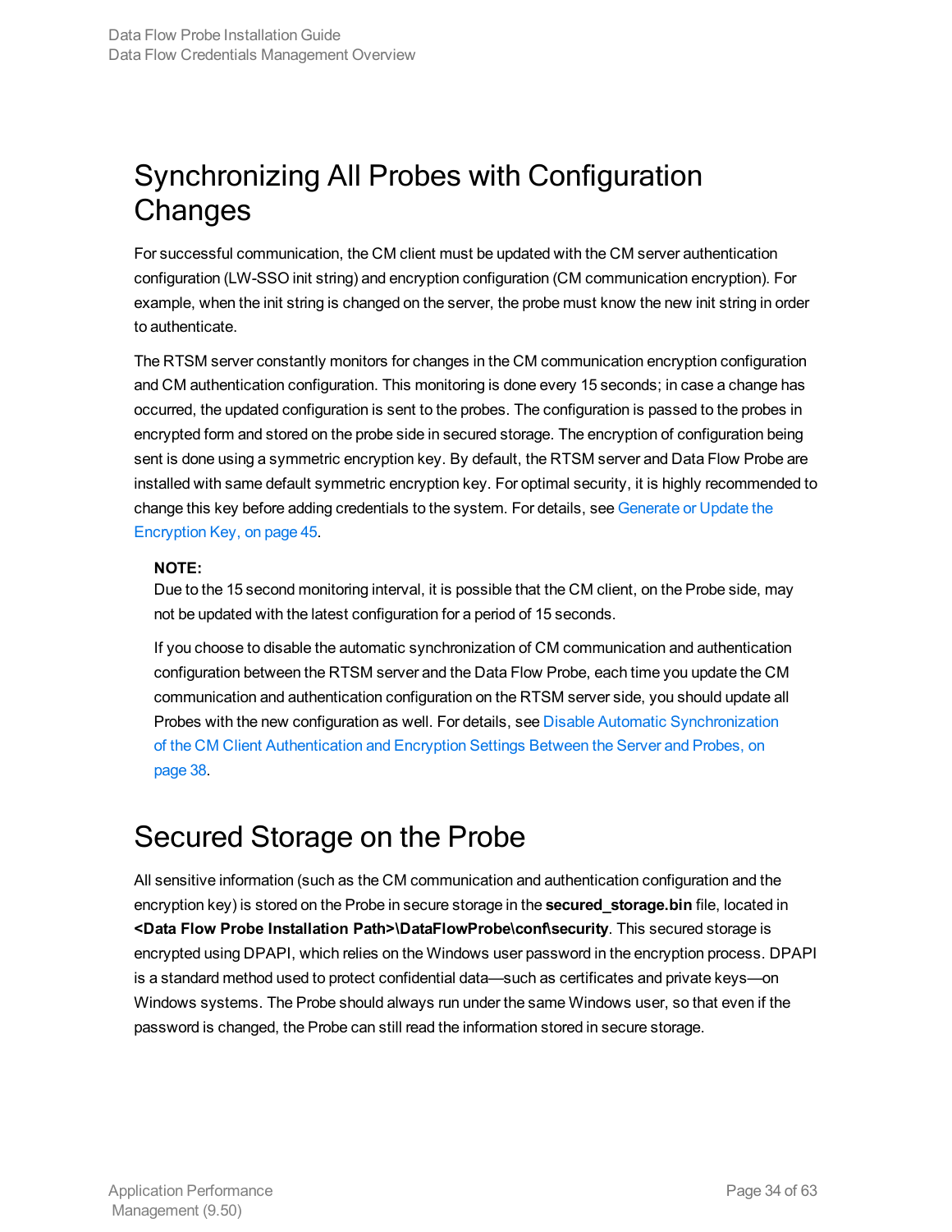# Synchronizing All Probes with Configuration Changes

For successful communication, the CM client must be updated with the CM server authentication configuration (LW-SSO init string) and encryption configuration (CM communication encryption). For example, when the init string is changed on the server, the probe must know the new init string in order to authenticate.

The RTSM server constantly monitors for changes in the CM communication encryption configuration and CM authentication configuration. This monitoring is done every 15 seconds; in case a change has occurred, the updated configuration is sent to the probes. The configuration is passed to the probes in encrypted form and stored on the probe side in secured storage. The encryption of configuration being sent is done using a symmetric encryption key. By default, the RTSM server and Data Flow Probe are installed with same default symmetric encryption key. For optimal security, it is highly recommended to change this key before adding credentials to the system. For details, see Generate or Update the Encryption Key, on page 45.

> **NOTE:**
> Due to the 15 second monitoring interval, it is possible that the CM client, on the Probe side, may not be updated with the latest configuration for a period of 15 seconds.
>
> If you choose to disable the automatic synchronization of CM communication and authentication configuration between the RTSM server and the Data Flow Probe, each time you update the CM communication and authentication configuration on the RTSM server side, you should update all Probes with the new configuration as well. For details, see Disable Automatic Synchronization of the CM Client Authentication and Encryption Settings Between the Server and Probes, on page 38.

# Secured Storage on the Probe

All sensitive information (such as the CM communication and authentication configuration and the encryption key) is stored on the Probe in secure storage in the **secured_storage.bin** file, located in **<Data Flow Probe Installation Path>\DataFlowProbe\conf\security**. This secured storage is encrypted using DPAPI, which relies on the Windows user password in the encryption process. DPAPI is a standard method used to protect confidential data—such as certificates and private keys—on Windows systems. The Probe should always run under the same Windows user, so that even if the password is changed, the Probe can still read the information stored in secure storage.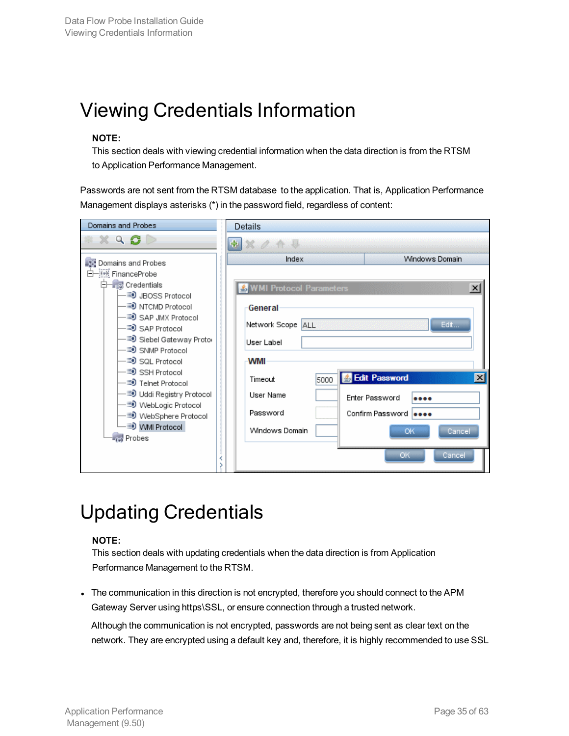# Viewing Credentials Information

**NOTE:**
This section deals with viewing credential information when the data direction is from the RTSM to Application Performance Management.

Passwords are not sent from the RTSM database to the application. That is, Application Performance Management displays asterisks (*) in the password field, regardless of content:

# Updating Credentials

**NOTE:**
This section deals with updating credentials when the data direction is from Application Performance Management to the RTSM.

- The communication in this direction is not encrypted, therefore you should connect to the APM Gateway Server using https\SSL, or ensure connection through a trusted network.

  Although the communication is not encrypted, passwords are not being sent as clear text on the network. They are encrypted using a default key and, therefore, it is highly recommended to use SSL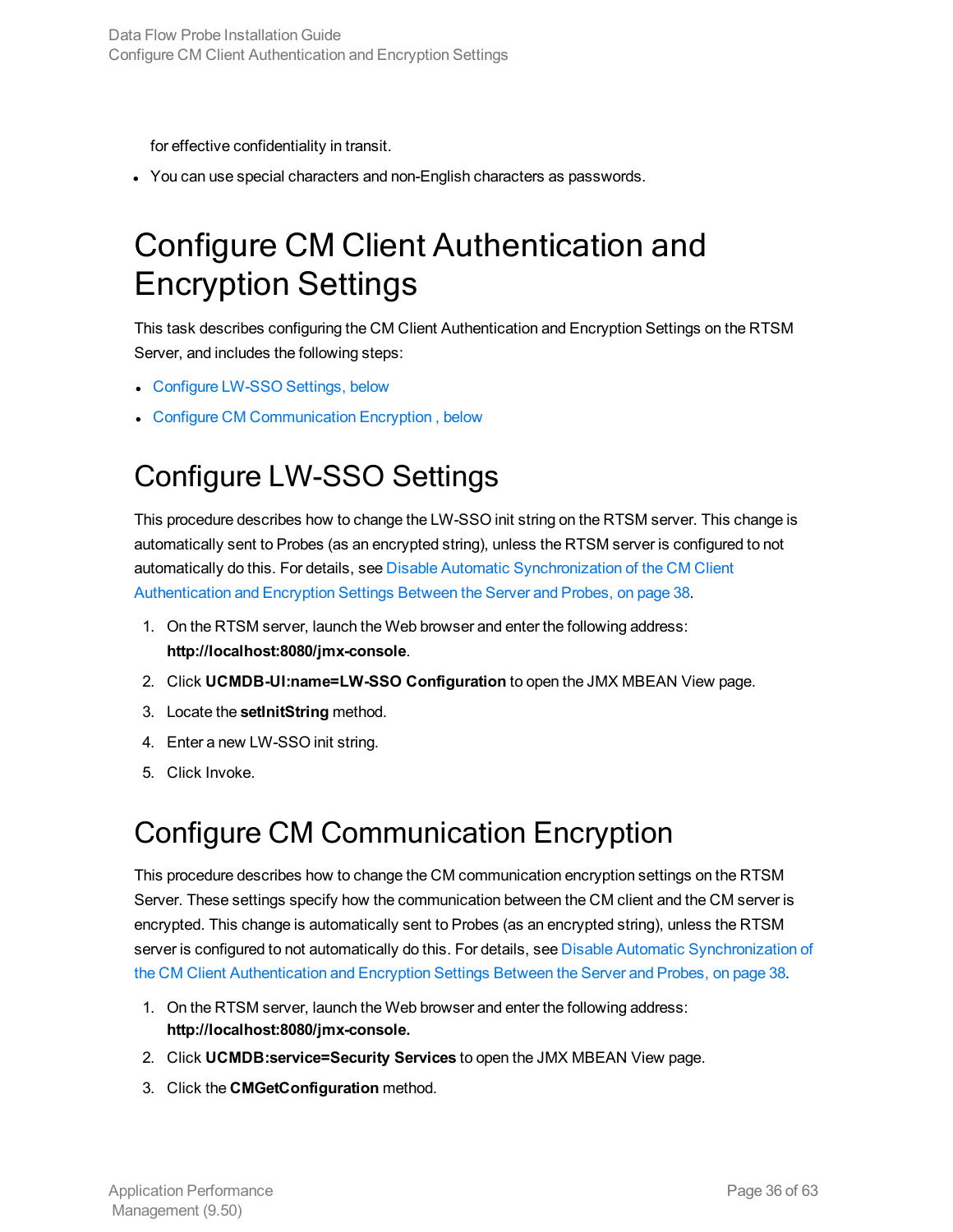for effective confidentiality in transit.

- You can use special characters and non-English characters as passwords.

# Configure CM Client Authentication and Encryption Settings

This task describes configuring the CM Client Authentication and Encryption Settings on the RTSM Server, and includes the following steps:

- Configure LW-SSO Settings, below
- Configure CM Communication Encryption , below

## Configure LW-SSO Settings

This procedure describes how to change the LW-SSO init string on the RTSM server. This change is automatically sent to Probes (as an encrypted string), unless the RTSM server is configured to not automatically do this. For details, see Disable Automatic Synchronization of the CM Client Authentication and Encryption Settings Between the Server and Probes, on page 38.

1. On the RTSM server, launch the Web browser and enter the following address: **http://localhost:8080/jmx-console**.
2. Click **UCMDB-UI:name=LW-SSO Configuration** to open the JMX MBEAN View page.
3. Locate the **setInitString** method.
4. Enter a new LW-SSO init string.
5. Click Invoke.

## Configure CM Communication Encryption

This procedure describes how to change the CM communication encryption settings on the RTSM Server. These settings specify how the communication between the CM client and the CM server is encrypted. This change is automatically sent to Probes (as an encrypted string), unless the RTSM server is configured to not automatically do this. For details, see Disable Automatic Synchronization of the CM Client Authentication and Encryption Settings Between the Server and Probes, on page 38.

1. On the RTSM server, launch the Web browser and enter the following address: **http://localhost:8080/jmx-console.**
2. Click **UCMDB:service=Security Services** to open the JMX MBEAN View page.
3. Click the **CMGetConfiguration** method.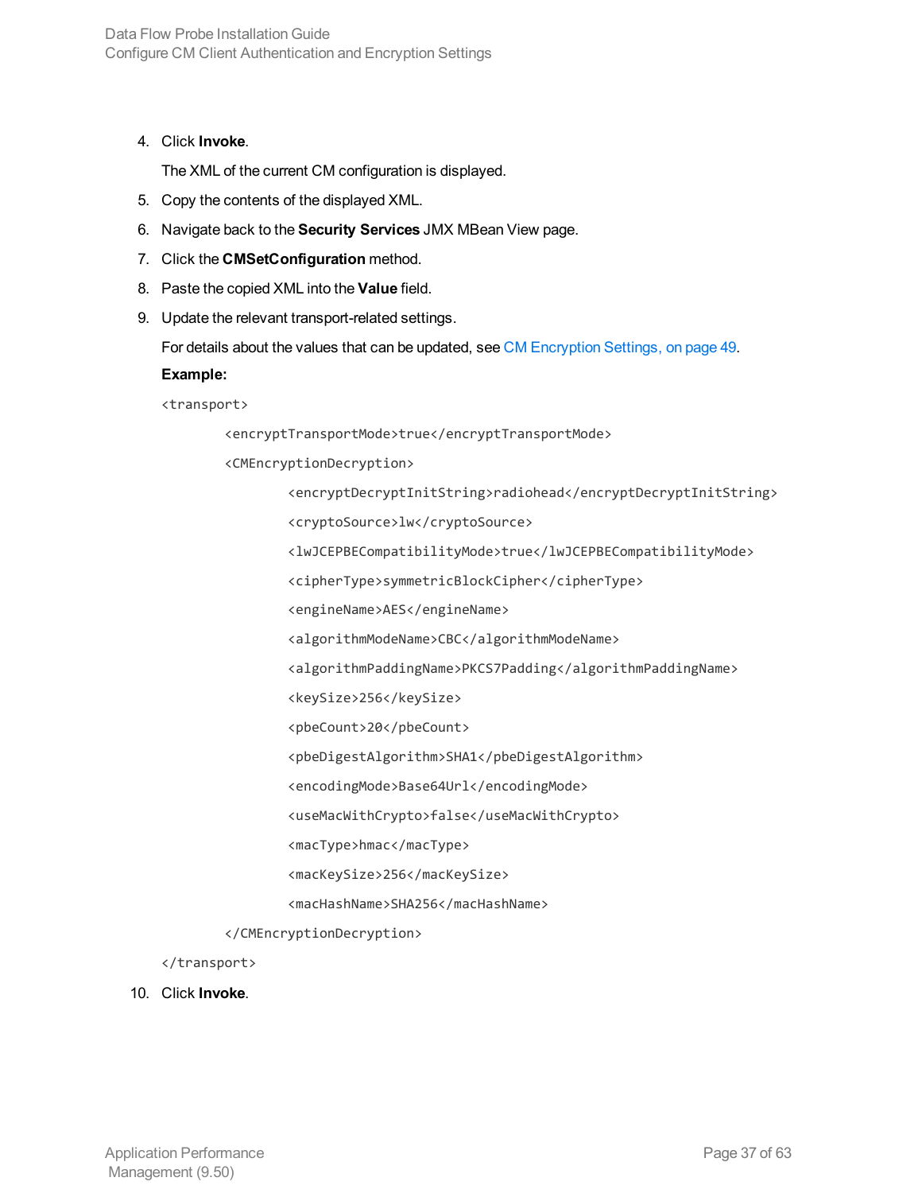4. Click **Invoke**.

   The XML of the current CM configuration is displayed.

5. Copy the contents of the displayed XML.
6. Navigate back to the **Security Services** JMX MBean View page.
7. Click the **CMSetConfiguration** method.
8. Paste the copied XML into the **Value** field.
9. Update the relevant transport-related settings.

   For details about the values that can be updated, see CM Encryption Settings, on page 49.

   **Example:**

   ```
   <transport>
           <encryptTransportMode>true</encryptTransportMode>
           <CMEncryptionDecryption>
                   <encryptDecryptInitString>radiohead</encryptDecryptInitString>
                   <cryptoSource>lw</cryptoSource>
                   <lwJCEPBECompatibilityMode>true</lwJCEPBECompatibilityMode>
                   <cipherType>symmetricBlockCipher</cipherType>
                   <engineName>AES</engineName>
                   <algorithmModeName>CBC</algorithmModeName>
                   <algorithmPaddingName>PKCS7Padding</algorithmPaddingName>
                   <keySize>256</keySize>
                   <pbeCount>20</pbeCount>
                   <pbeDigestAlgorithm>SHA1</pbeDigestAlgorithm>
                   <encodingMode>Base64Url</encodingMode>
                   <useMacWithCrypto>false</useMacWithCrypto>
                   <macType>hmac</macType>
                   <macKeySize>256</macKeySize>
                   <macHashName>SHA256</macHashName>
           </CMEncryptionDecryption>
   </transport>
   ```

10. Click **Invoke**.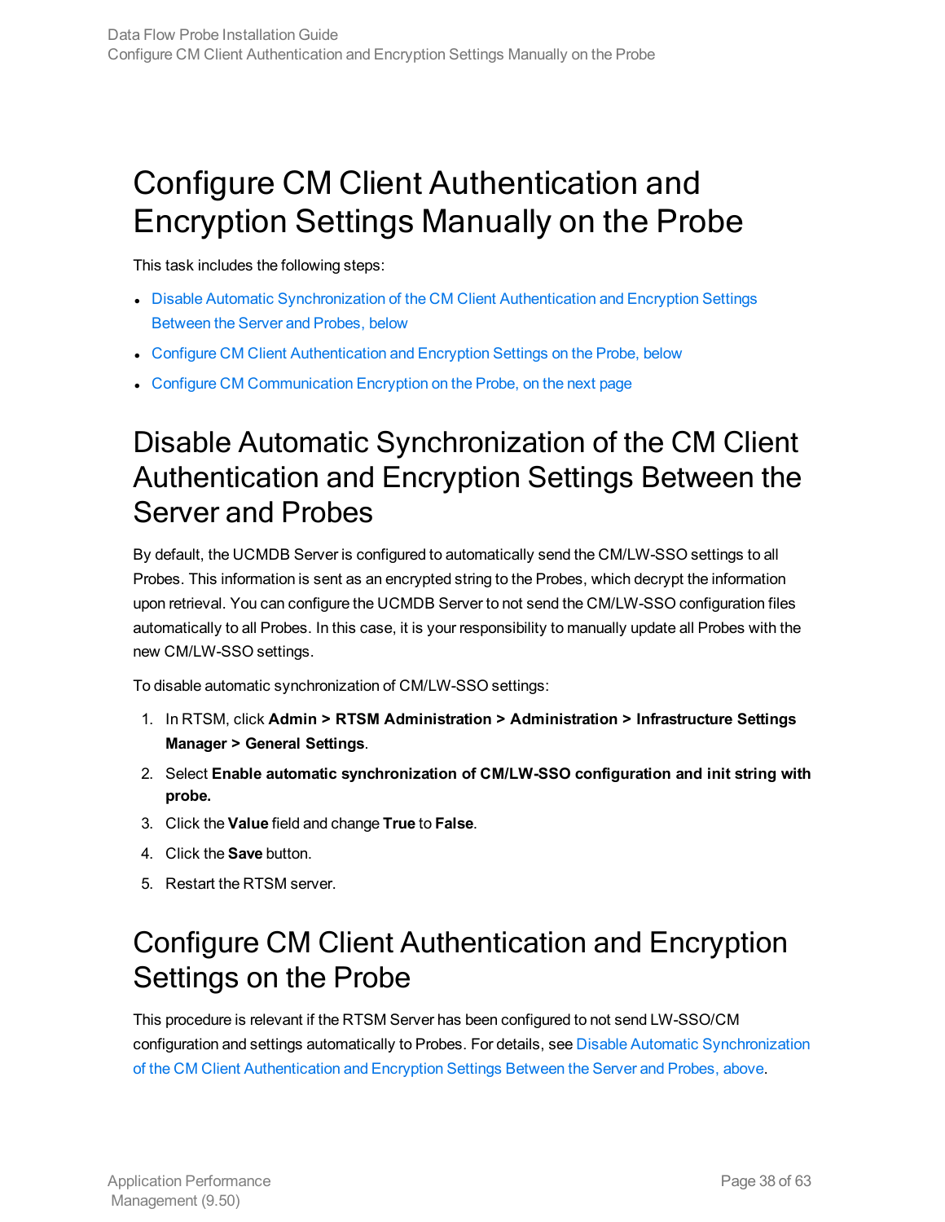# Configure CM Client Authentication and Encryption Settings Manually on the Probe

This task includes the following steps:

- Disable Automatic Synchronization of the CM Client Authentication and Encryption Settings Between the Server and Probes, below
- Configure CM Client Authentication and Encryption Settings on the Probe, below
- Configure CM Communication Encryption on the Probe, on the next page

## Disable Automatic Synchronization of the CM Client Authentication and Encryption Settings Between the Server and Probes

By default, the UCMDB Server is configured to automatically send the CM/LW-SSO settings to all Probes. This information is sent as an encrypted string to the Probes, which decrypt the information upon retrieval. You can configure the UCMDB Server to not send the CM/LW-SSO configuration files automatically to all Probes. In this case, it is your responsibility to manually update all Probes with the new CM/LW-SSO settings.

To disable automatic synchronization of CM/LW-SSO settings:

1. In RTSM, click **Admin > RTSM Administration > Administration > Infrastructure Settings Manager > General Settings**.
2. Select **Enable automatic synchronization of CM/LW-SSO configuration and init string with probe.**
3. Click the **Value** field and change **True** to **False**.
4. Click the **Save** button.
5. Restart the RTSM server.

## Configure CM Client Authentication and Encryption Settings on the Probe

This procedure is relevant if the RTSM Server has been configured to not send LW-SSO/CM configuration and settings automatically to Probes. For details, see Disable Automatic Synchronization of the CM Client Authentication and Encryption Settings Between the Server and Probes, above.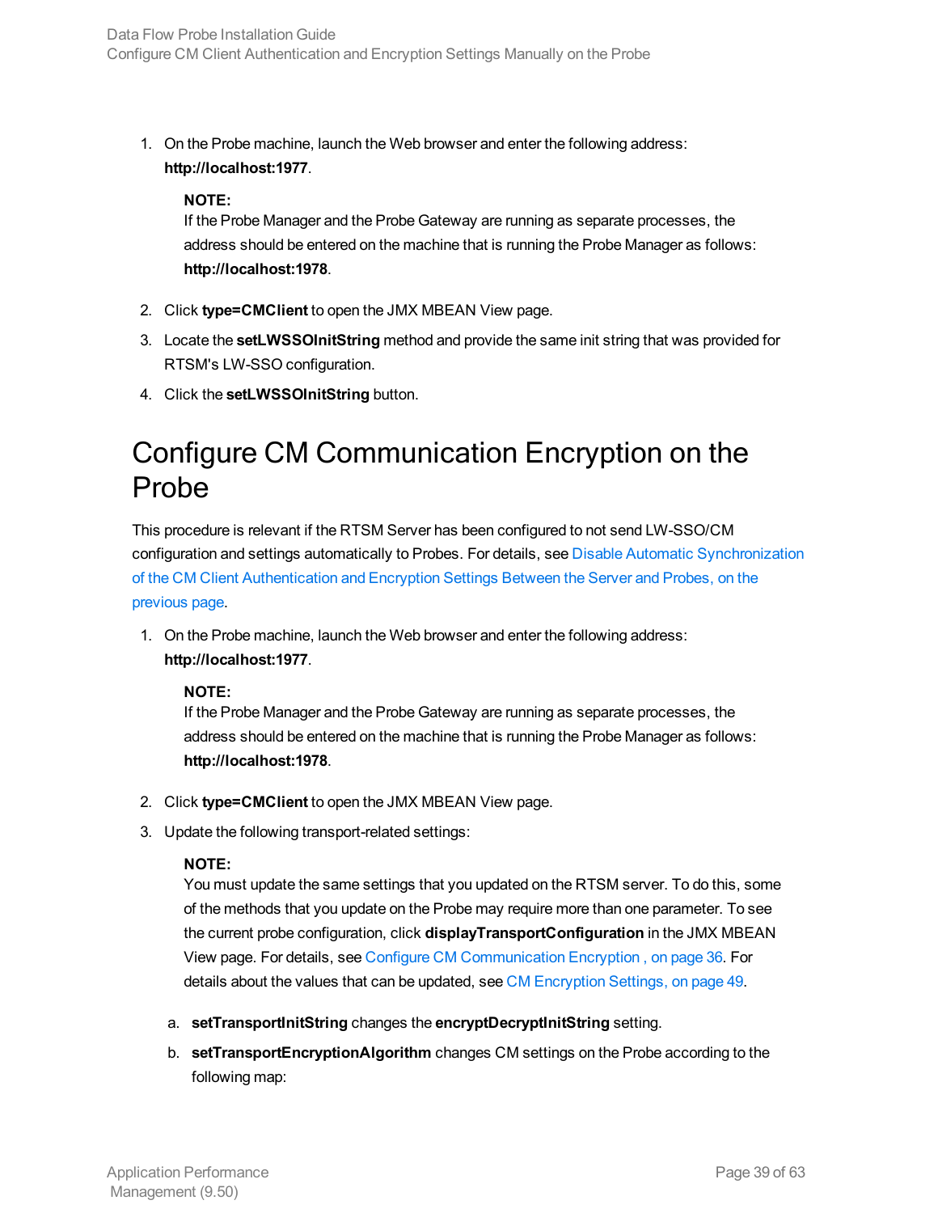1. On the Probe machine, launch the Web browser and enter the following address: **http://localhost:1977**.

   **NOTE:**
   If the Probe Manager and the Probe Gateway are running as separate processes, the address should be entered on the machine that is running the Probe Manager as follows: **http://localhost:1978**.

2. Click **type=CMClient** to open the JMX MBEAN View page.
3. Locate the **setLWSSOInitString** method and provide the same init string that was provided for RTSM's LW-SSO configuration.
4. Click the **setLWSSOInitString** button.

# Configure CM Communication Encryption on the Probe

This procedure is relevant if the RTSM Server has been configured to not send LW-SSO/CM configuration and settings automatically to Probes. For details, see Disable Automatic Synchronization of the CM Client Authentication and Encryption Settings Between the Server and Probes, on the previous page.

1. On the Probe machine, launch the Web browser and enter the following address: **http://localhost:1977**.

   **NOTE:**
   If the Probe Manager and the Probe Gateway are running as separate processes, the address should be entered on the machine that is running the Probe Manager as follows: **http://localhost:1978**.

2. Click **type=CMClient** to open the JMX MBEAN View page.
3. Update the following transport-related settings:

   **NOTE:**
   You must update the same settings that you updated on the RTSM server. To do this, some of the methods that you update on the Probe may require more than one parameter. To see the current probe configuration, click **displayTransportConfiguration** in the JMX MBEAN View page. For details, see Configure CM Communication Encryption , on page 36. For details about the values that can be updated, see CM Encryption Settings, on page 49.

   a. **setTransportInitString** changes the **encryptDecryptInitString** setting.

   b. **setTransportEncryptionAlgorithm** changes CM settings on the Probe according to the following map: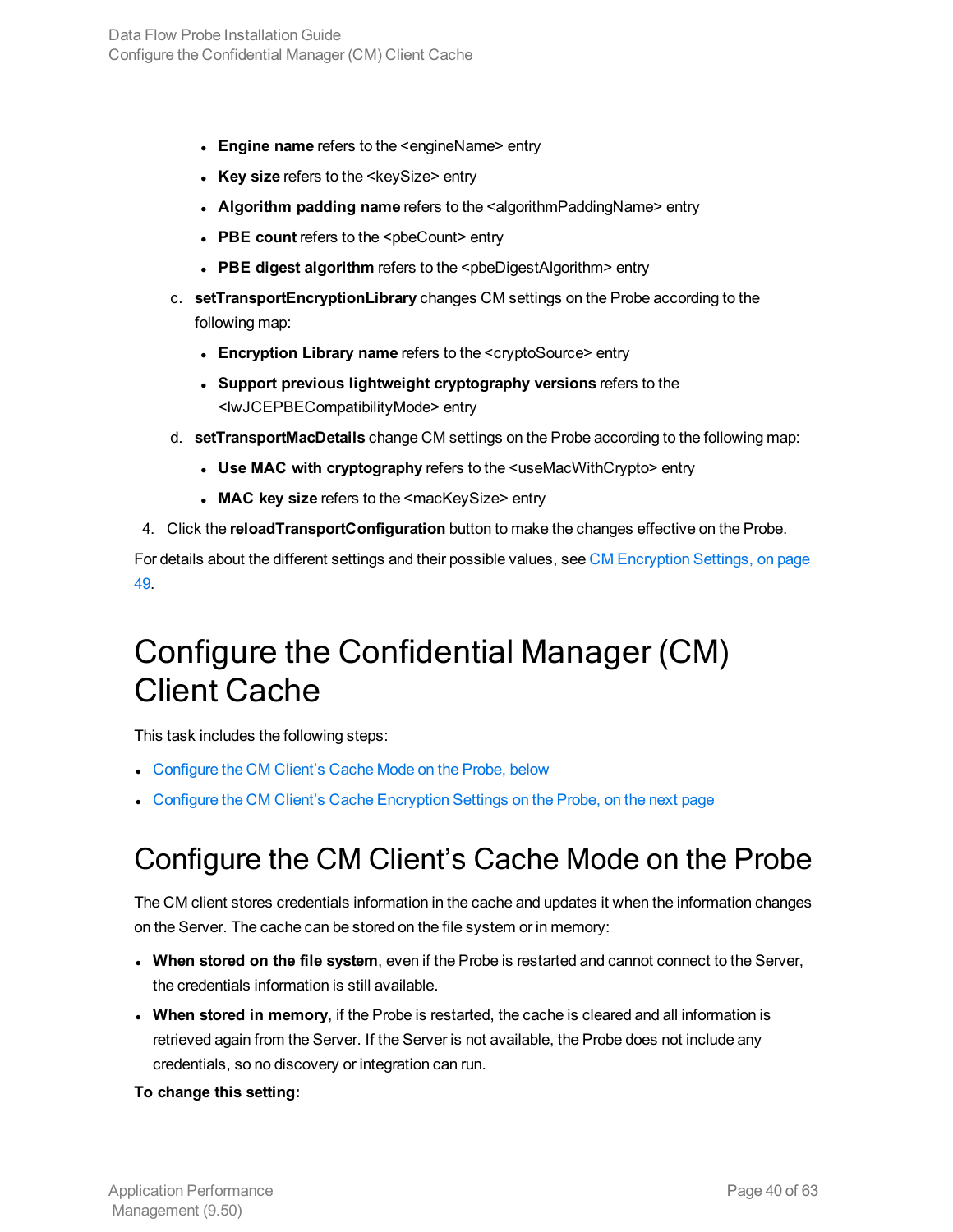- **Engine name** refers to the <engineName> entry
- **Key size** refers to the <keySize> entry
- **Algorithm padding name** refers to the <algorithmPaddingName> entry
- **PBE count** refers to the <pbeCount> entry
- **PBE digest algorithm** refers to the <pbeDigestAlgorithm> entry

c. **setTransportEncryptionLibrary** changes CM settings on the Probe according to the following map:

- **Encryption Library name** refers to the <cryptoSource> entry
- **Support previous lightweight cryptography versions** refers to the <lwJCEPBECompatibilityMode> entry

d. **setTransportMacDetails** change CM settings on the Probe according to the following map:

- **Use MAC with cryptography** refers to the <useMacWithCrypto> entry
- **MAC key size** refers to the <macKeySize> entry

4. Click the **reloadTransportConfiguration** button to make the changes effective on the Probe.

For details about the different settings and their possible values, see CM Encryption Settings, on page 49.

# Configure the Confidential Manager (CM) Client Cache

This task includes the following steps:

- Configure the CM Client's Cache Mode on the Probe, below
- Configure the CM Client's Cache Encryption Settings on the Probe, on the next page

## Configure the CM Client's Cache Mode on the Probe

The CM client stores credentials information in the cache and updates it when the information changes on the Server. The cache can be stored on the file system or in memory:

- **When stored on the file system**, even if the Probe is restarted and cannot connect to the Server, the credentials information is still available.
- **When stored in memory**, if the Probe is restarted, the cache is cleared and all information is retrieved again from the Server. If the Server is not available, the Probe does not include any credentials, so no discovery or integration can run.

**To change this setting:**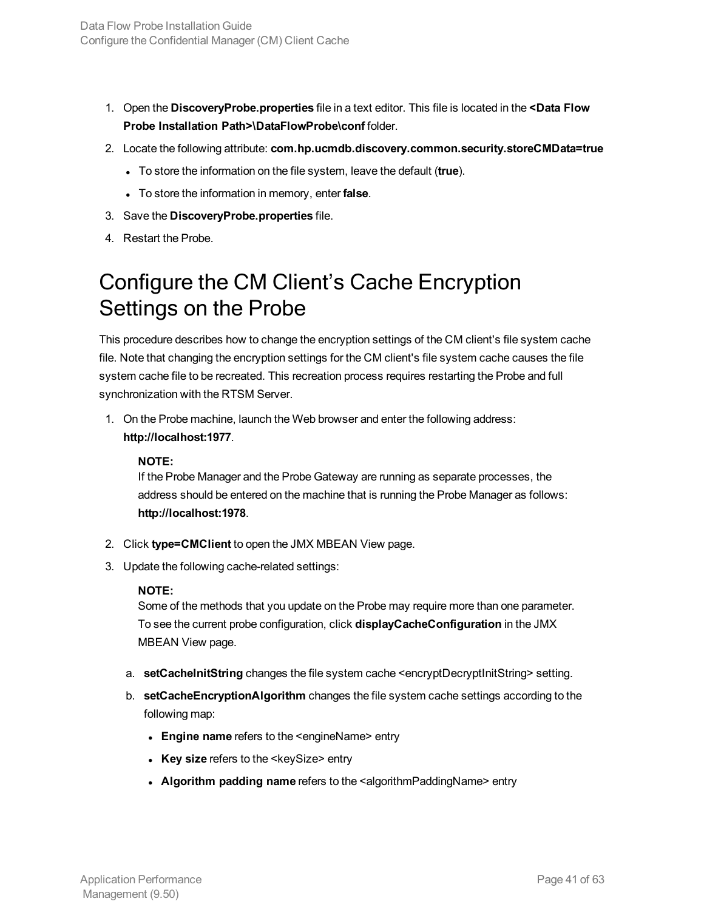1. Open the **DiscoveryProbe.properties** file in a text editor. This file is located in the **<Data Flow Probe Installation Path>\DataFlowProbe\conf** folder.
2. Locate the following attribute: **com.hp.ucmdb.discovery.common.security.storeCMData=true**
   - To store the information on the file system, leave the default (**true**).
   - To store the information in memory, enter **false**.
3. Save the **DiscoveryProbe.properties** file.
4. Restart the Probe.

# Configure the CM Client's Cache Encryption Settings on the Probe

This procedure describes how to change the encryption settings of the CM client's file system cache file. Note that changing the encryption settings for the CM client's file system cache causes the file system cache file to be recreated. This recreation process requires restarting the Probe and full synchronization with the RTSM Server.

1. On the Probe machine, launch the Web browser and enter the following address: **http://localhost:1977**.

   **NOTE:**
   If the Probe Manager and the Probe Gateway are running as separate processes, the address should be entered on the machine that is running the Probe Manager as follows: **http://localhost:1978**.

2. Click **type=CMClient** to open the JMX MBEAN View page.
3. Update the following cache-related settings:

   **NOTE:**
   Some of the methods that you update on the Probe may require more than one parameter. To see the current probe configuration, click **displayCacheConfiguration** in the JMX MBEAN View page.

   a. **setCacheInitString** changes the file system cache <encryptDecryptInitString> setting.
   b. **setCacheEncryptionAlgorithm** changes the file system cache settings according to the following map:
      - **Engine name** refers to the <engineName> entry
      - **Key size** refers to the <keySize> entry
      - **Algorithm padding name** refers to the <algorithmPaddingName> entry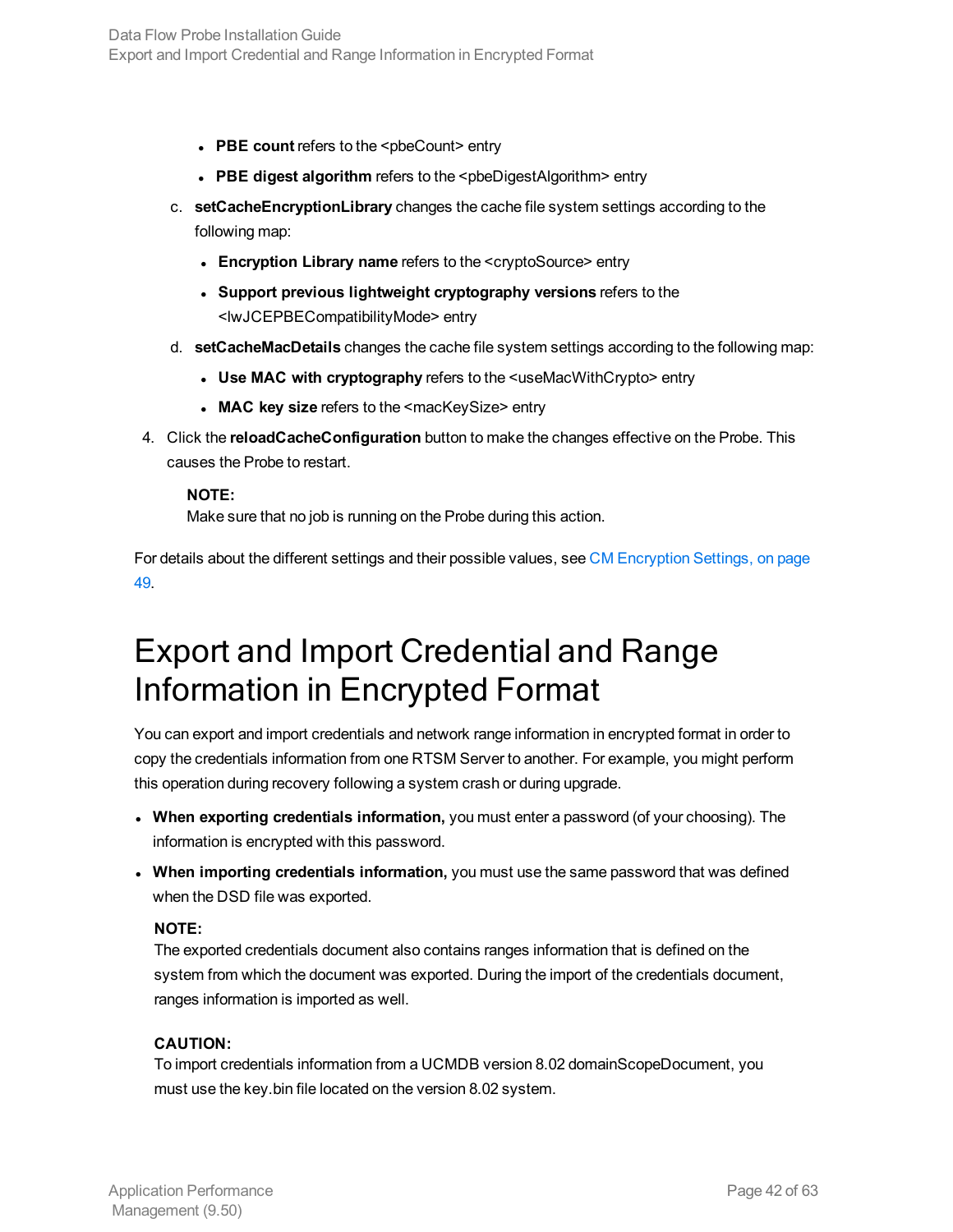- **PBE count** refers to the <pbeCount> entry
- **PBE digest algorithm** refers to the <pbeDigestAlgorithm> entry

c. **setCacheEncryptionLibrary** changes the cache file system settings according to the following map:

- **Encryption Library name** refers to the <cryptoSource> entry
- **Support previous lightweight cryptography versions** refers to the <lwJCEPBECompatibilityMode> entry

d. **setCacheMacDetails** changes the cache file system settings according to the following map:

- **Use MAC with cryptography** refers to the <useMacWithCrypto> entry
- **MAC key size** refers to the <macKeySize> entry

4. Click the **reloadCacheConfiguration** button to make the changes effective on the Probe. This causes the Probe to restart.

   **NOTE:**
   Make sure that no job is running on the Probe during this action.

For details about the different settings and their possible values, see CM Encryption Settings, on page 49.

# Export and Import Credential and Range Information in Encrypted Format

You can export and import credentials and network range information in encrypted format in order to copy the credentials information from one RTSM Server to another. For example, you might perform this operation during recovery following a system crash or during upgrade.

- **When exporting credentials information,** you must enter a password (of your choosing). The information is encrypted with this password.
- **When importing credentials information,** you must use the same password that was defined when the DSD file was exported.

  **NOTE:**
  The exported credentials document also contains ranges information that is defined on the system from which the document was exported. During the import of the credentials document, ranges information is imported as well.

  **CAUTION:**
  To import credentials information from a UCMDB version 8.02 domainScopeDocument, you must use the key.bin file located on the version 8.02 system.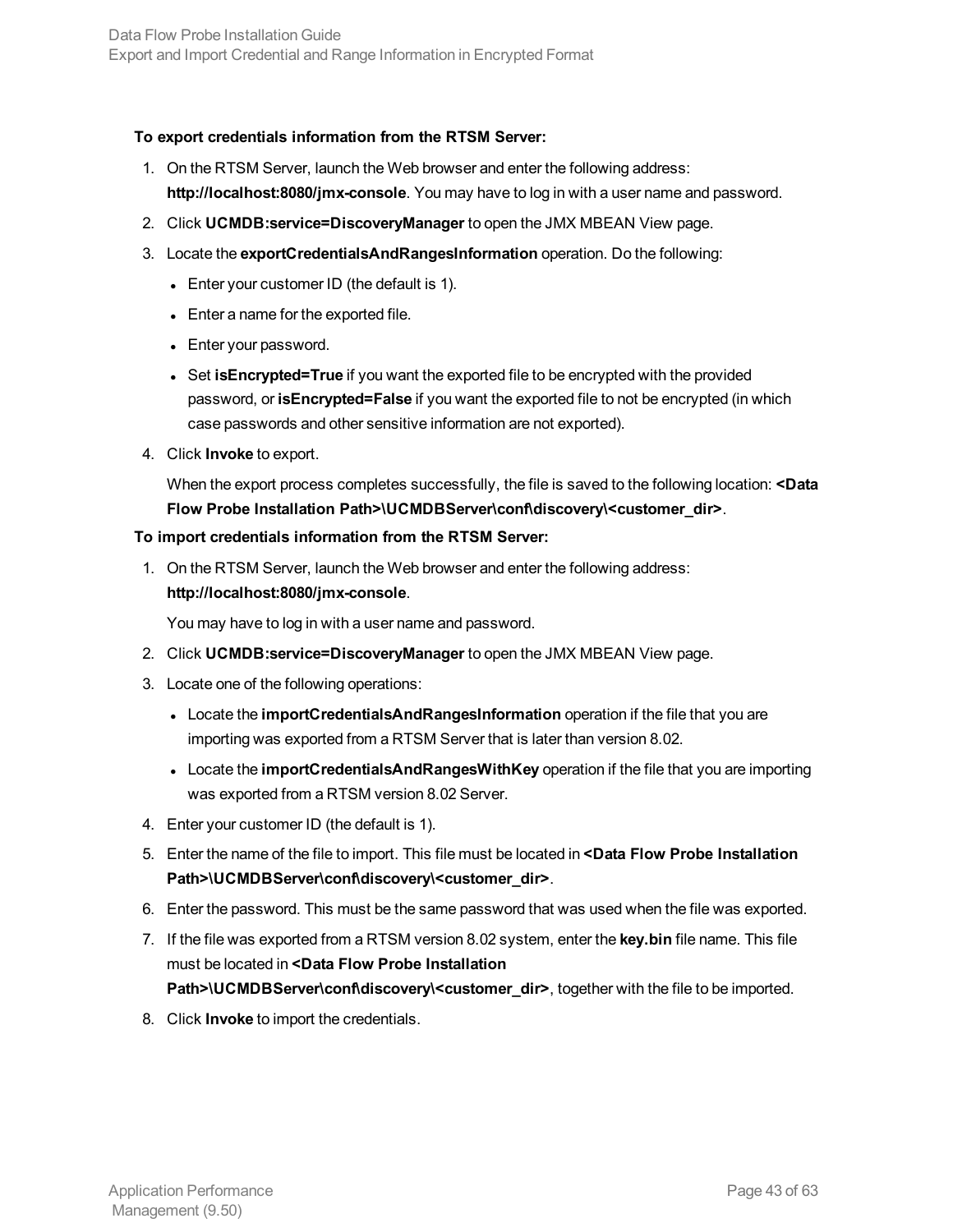**To export credentials information from the RTSM Server:**

1. On the RTSM Server, launch the Web browser and enter the following address: **http://localhost:8080/jmx-console**. You may have to log in with a user name and password.
2. Click **UCMDB:service=DiscoveryManager** to open the JMX MBEAN View page.
3. Locate the **exportCredentialsAndRangesInformation** operation. Do the following:
   - Enter your customer ID (the default is 1).
   - Enter a name for the exported file.
   - Enter your password.
   - Set **isEncrypted=True** if you want the exported file to be encrypted with the provided password, or **isEncrypted=False** if you want the exported file to not be encrypted (in which case passwords and other sensitive information are not exported).
4. Click **Invoke** to export.

   When the export process completes successfully, the file is saved to the following location: **<Data Flow Probe Installation Path>\UCMDBServer\conf\discovery\<customer_dir>**.

**To import credentials information from the RTSM Server:**

1. On the RTSM Server, launch the Web browser and enter the following address: **http://localhost:8080/jmx-console**.

   You may have to log in with a user name and password.
2. Click **UCMDB:service=DiscoveryManager** to open the JMX MBEAN View page.
3. Locate one of the following operations:
   - Locate the **importCredentialsAndRangesInformation** operation if the file that you are importing was exported from a RTSM Server that is later than version 8.02.
   - Locate the **importCredentialsAndRangesWithKey** operation if the file that you are importing was exported from a RTSM version 8.02 Server.
4. Enter your customer ID (the default is 1).
5. Enter the name of the file to import. This file must be located in **<Data Flow Probe Installation Path>\UCMDBServer\conf\discovery\<customer_dir>**.
6. Enter the password. This must be the same password that was used when the file was exported.
7. If the file was exported from a RTSM version 8.02 system, enter the **key.bin** file name. This file must be located in **<Data Flow Probe Installation Path>\UCMDBServer\conf\discovery\<customer_dir>**, together with the file to be imported.
8. Click **Invoke** to import the credentials.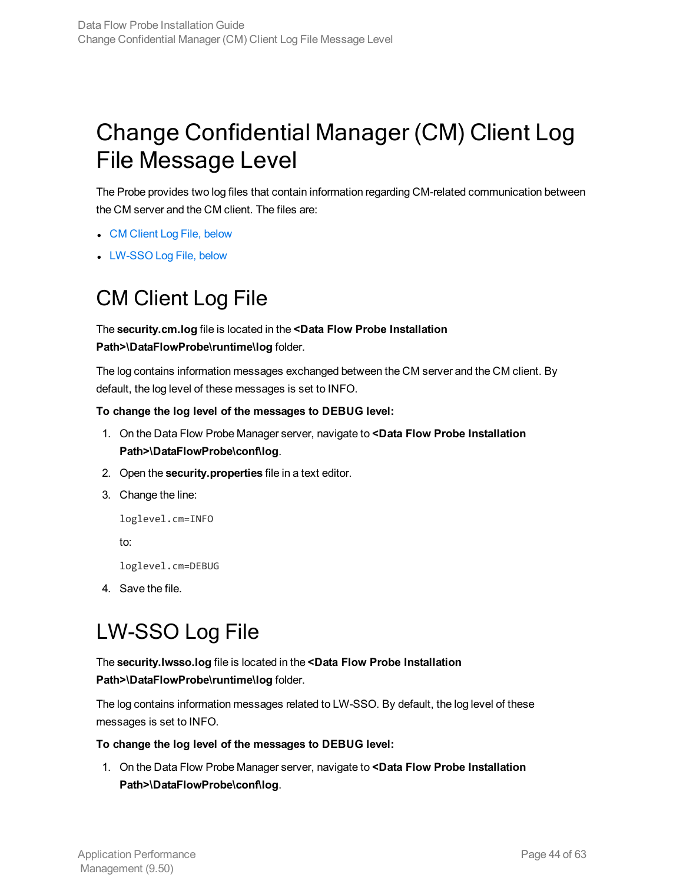# Change Confidential Manager (CM) Client Log File Message Level

The Probe provides two log files that contain information regarding CM-related communication between the CM server and the CM client. The files are:

- CM Client Log File, below
- LW-SSO Log File, below

## CM Client Log File

The **security.cm.log** file is located in the **<Data Flow Probe Installation Path>\DataFlowProbe\runtime\log** folder.

The log contains information messages exchanged between the CM server and the CM client. By default, the log level of these messages is set to INFO.

**To change the log level of the messages to DEBUG level:**

1. On the Data Flow Probe Manager server, navigate to **<Data Flow Probe Installation Path>\DataFlowProbe\conf\log**.
2. Open the **security.properties** file in a text editor.
3. Change the line:

   ```
   loglevel.cm=INFO
   ```

   to:

   ```
   loglevel.cm=DEBUG
   ```

4. Save the file.

## LW-SSO Log File

The **security.lwsso.log** file is located in the **<Data Flow Probe Installation Path>\DataFlowProbe\runtime\log** folder.

The log contains information messages related to LW-SSO. By default, the log level of these messages is set to INFO.

**To change the log level of the messages to DEBUG level:**

1. On the Data Flow Probe Manager server, navigate to **<Data Flow Probe Installation Path>\DataFlowProbe\conf\log**.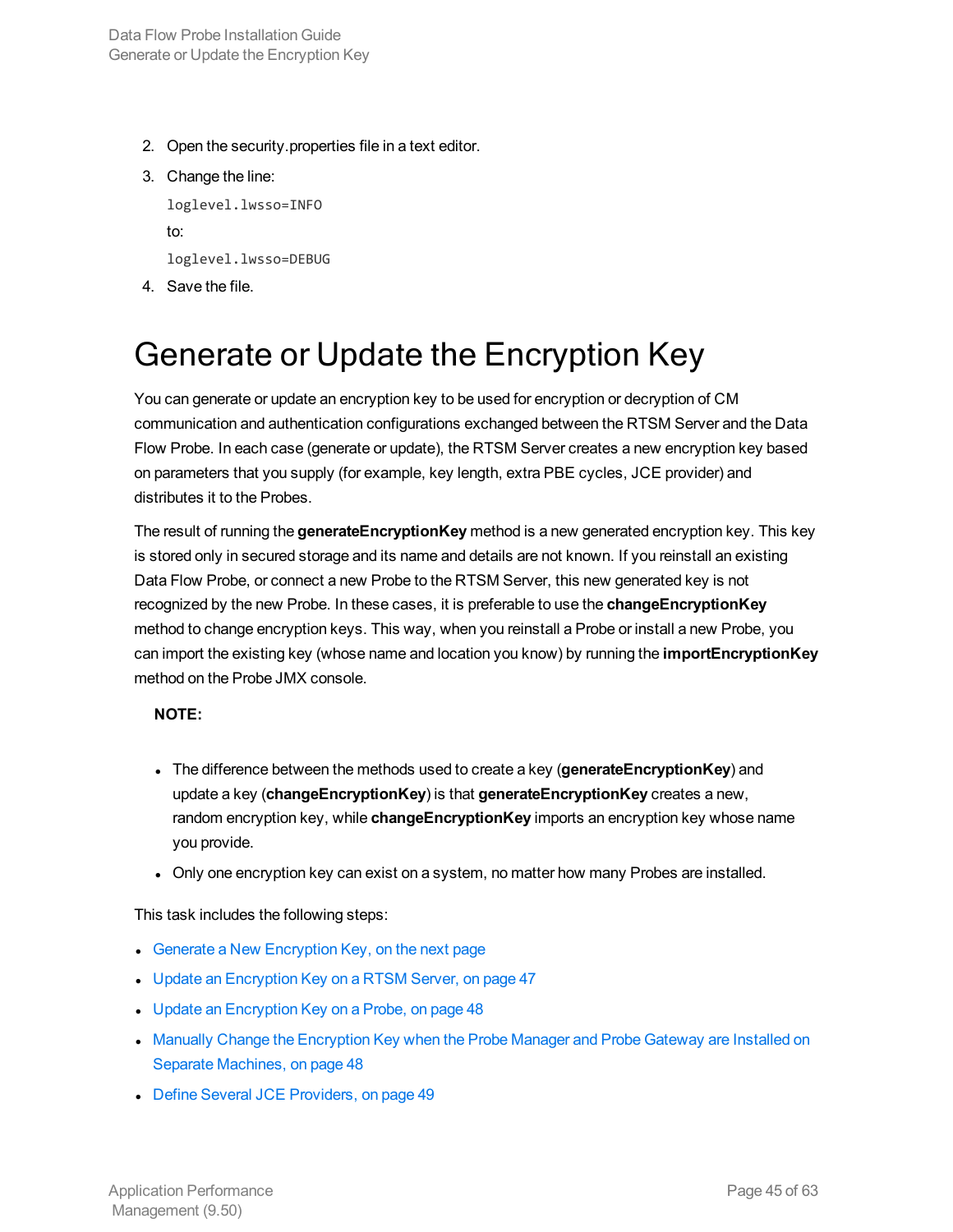2. Open the security.properties file in a text editor.
3. Change the line:

   ```
   loglevel.lwsso=INFO
   ```

   to:

   ```
   loglevel.lwsso=DEBUG
   ```

4. Save the file.

# Generate or Update the Encryption Key

You can generate or update an encryption key to be used for encryption or decryption of CM communication and authentication configurations exchanged between the RTSM Server and the Data Flow Probe. In each case (generate or update), the RTSM Server creates a new encryption key based on parameters that you supply (for example, key length, extra PBE cycles, JCE provider) and distributes it to the Probes.

The result of running the **generateEncryptionKey** method is a new generated encryption key. This key is stored only in secured storage and its name and details are not known. If you reinstall an existing Data Flow Probe, or connect a new Probe to the RTSM Server, this new generated key is not recognized by the new Probe. In these cases, it is preferable to use the **changeEncryptionKey** method to change encryption keys. This way, when you reinstall a Probe or install a new Probe, you can import the existing key (whose name and location you know) by running the **importEncryptionKey** method on the Probe JMX console.

**NOTE:**

- The difference between the methods used to create a key (**generateEncryptionKey**) and update a key (**changeEncryptionKey**) is that **generateEncryptionKey** creates a new, random encryption key, while **changeEncryptionKey** imports an encryption key whose name you provide.
- Only one encryption key can exist on a system, no matter how many Probes are installed.

This task includes the following steps:

- Generate a New Encryption Key, on the next page
- Update an Encryption Key on a RTSM Server, on page 47
- Update an Encryption Key on a Probe, on page 48
- Manually Change the Encryption Key when the Probe Manager and Probe Gateway are Installed on Separate Machines, on page 48
- Define Several JCE Providers, on page 49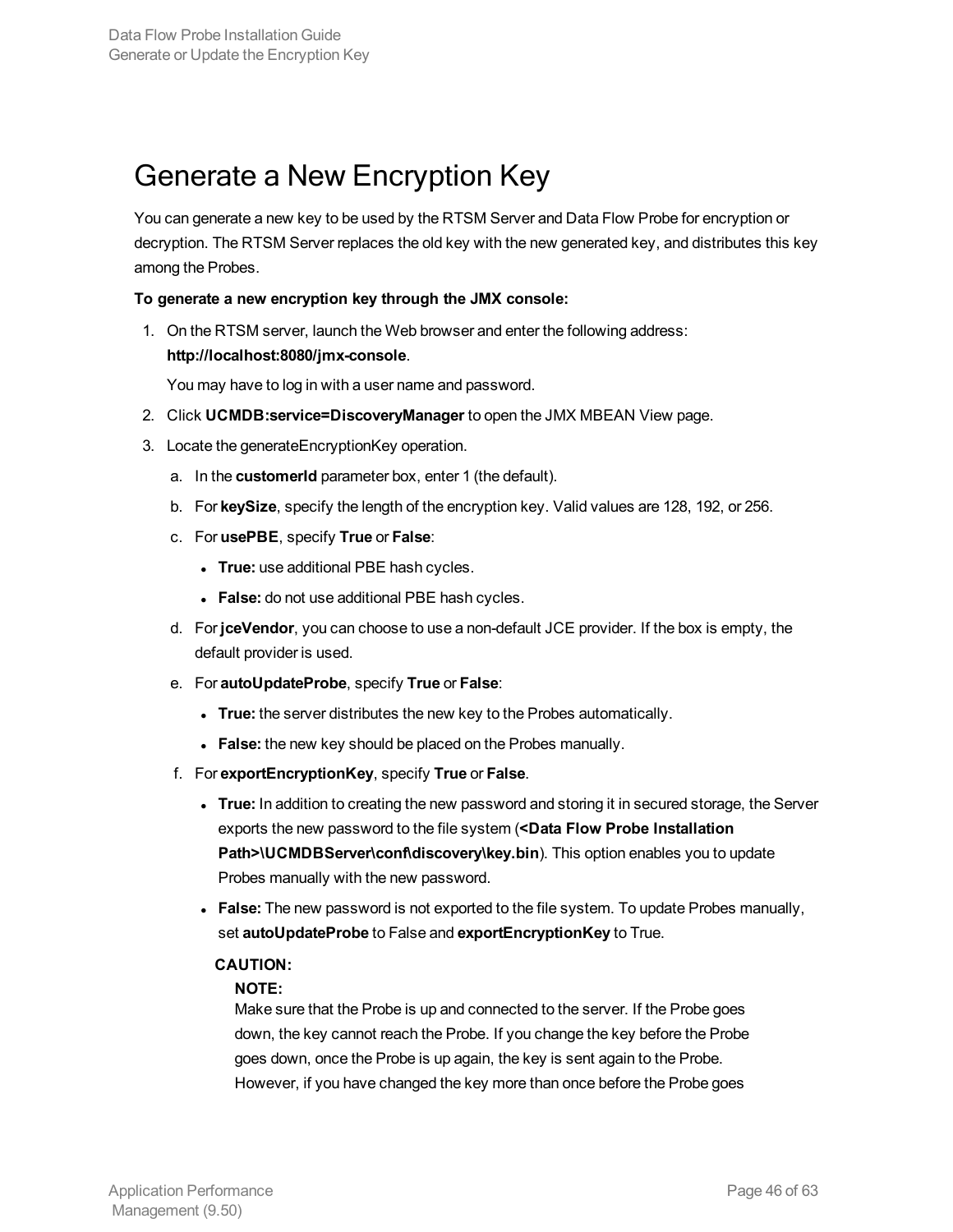# Generate a New Encryption Key

You can generate a new key to be used by the RTSM Server and Data Flow Probe for encryption or decryption. The RTSM Server replaces the old key with the new generated key, and distributes this key among the Probes.

**To generate a new encryption key through the JMX console:**

1. On the RTSM server, launch the Web browser and enter the following address: **http://localhost:8080/jmx-console**.

   You may have to log in with a user name and password.

2. Click **UCMDB:service=DiscoveryManager** to open the JMX MBEAN View page.
3. Locate the generateEncryptionKey operation.
   a. In the **customerId** parameter box, enter 1 (the default).
   b. For **keySize**, specify the length of the encryption key. Valid values are 128, 192, or 256.
   c. For **usePBE**, specify **True** or **False**:
      - **True:** use additional PBE hash cycles.
      - **False:** do not use additional PBE hash cycles.
   d. For **jceVendor**, you can choose to use a non-default JCE provider. If the box is empty, the default provider is used.
   e. For **autoUpdateProbe**, specify **True** or **False**:
      - **True:** the server distributes the new key to the Probes automatically.
      - **False:** the new key should be placed on the Probes manually.
   f. For **exportEncryptionKey**, specify **True** or **False**.
      - **True:** In addition to creating the new password and storing it in secured storage, the Server exports the new password to the file system (**<Data Flow Probe Installation Path>\UCMDBServer\conf\discovery\key.bin**). This option enables you to update Probes manually with the new password.
      - **False:** The new password is not exported to the file system. To update Probes manually, set **autoUpdateProbe** to False and **exportEncryptionKey** to True.

      **CAUTION:**

      **NOTE:**
      Make sure that the Probe is up and connected to the server. If the Probe goes down, the key cannot reach the Probe. If you change the key before the Probe goes down, once the Probe is up again, the key is sent again to the Probe. However, if you have changed the key more than once before the Probe goes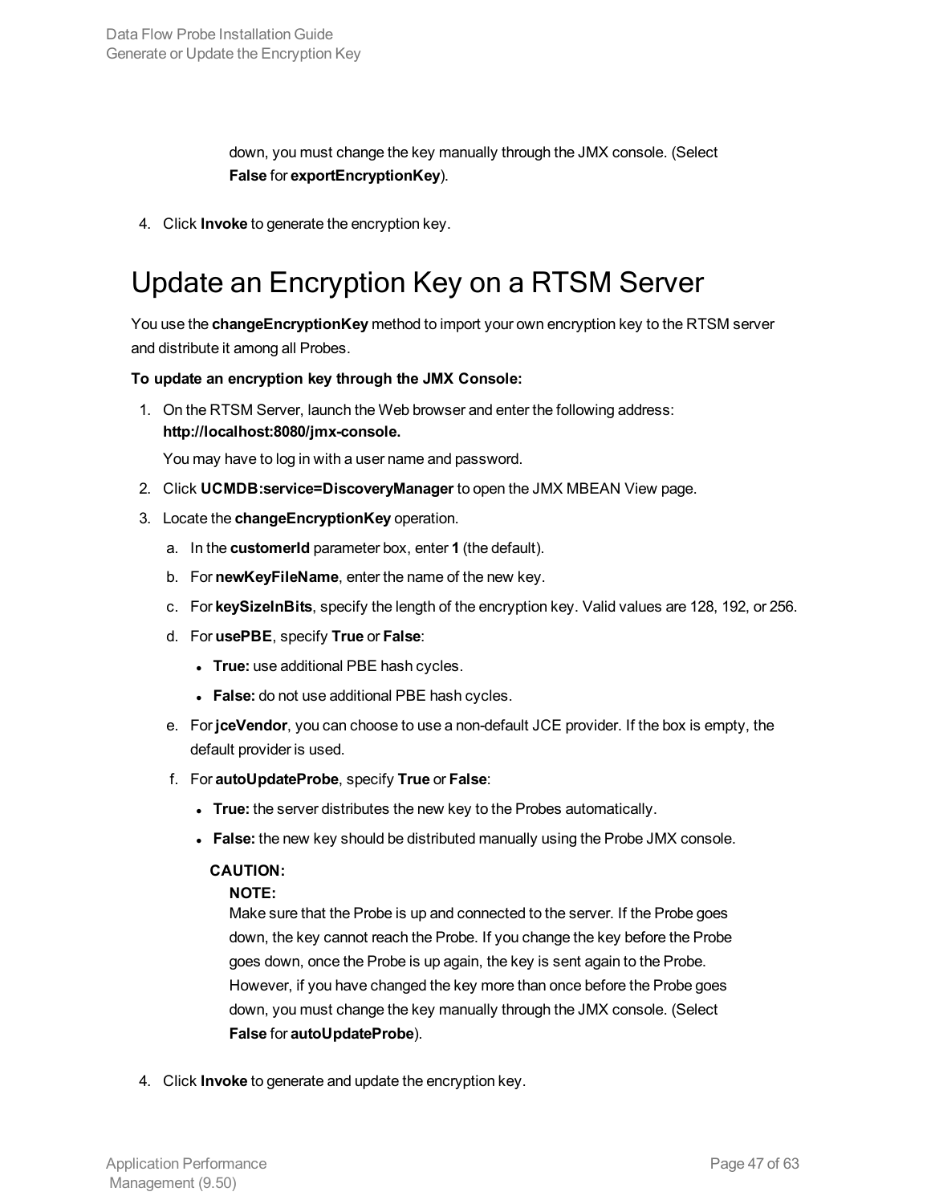down, you must change the key manually through the JMX console. (Select **False** for **exportEncryptionKey**).

4. Click **Invoke** to generate the encryption key.

# Update an Encryption Key on a RTSM Server

You use the **changeEncryptionKey** method to import your own encryption key to the RTSM server and distribute it among all Probes.

**To update an encryption key through the JMX Console:**

1. On the RTSM Server, launch the Web browser and enter the following address: **http://localhost:8080/jmx-console.**

   You may have to log in with a user name and password.

2. Click **UCMDB:service=DiscoveryManager** to open the JMX MBEAN View page.

3. Locate the **changeEncryptionKey** operation.

   a. In the **customerId** parameter box, enter **1** (the default).

   b. For **newKeyFileName**, enter the name of the new key.

   c. For **keySizeInBits**, specify the length of the encryption key. Valid values are 128, 192, or 256.

   d. For **usePBE**, specify **True** or **False**:

      - **True:** use additional PBE hash cycles.
      - **False:** do not use additional PBE hash cycles.

   e. For **jceVendor**, you can choose to use a non-default JCE provider. If the box is empty, the default provider is used.

   f. For **autoUpdateProbe**, specify **True** or **False**:

      - **True:** the server distributes the new key to the Probes automatically.
      - **False:** the new key should be distributed manually using the Probe JMX console.

      **CAUTION:**

      **NOTE:**
      Make sure that the Probe is up and connected to the server. If the Probe goes down, the key cannot reach the Probe. If you change the key before the Probe goes down, once the Probe is up again, the key is sent again to the Probe. However, if you have changed the key more than once before the Probe goes down, you must change the key manually through the JMX console. (Select **False** for **autoUpdateProbe**).

4. Click **Invoke** to generate and update the encryption key.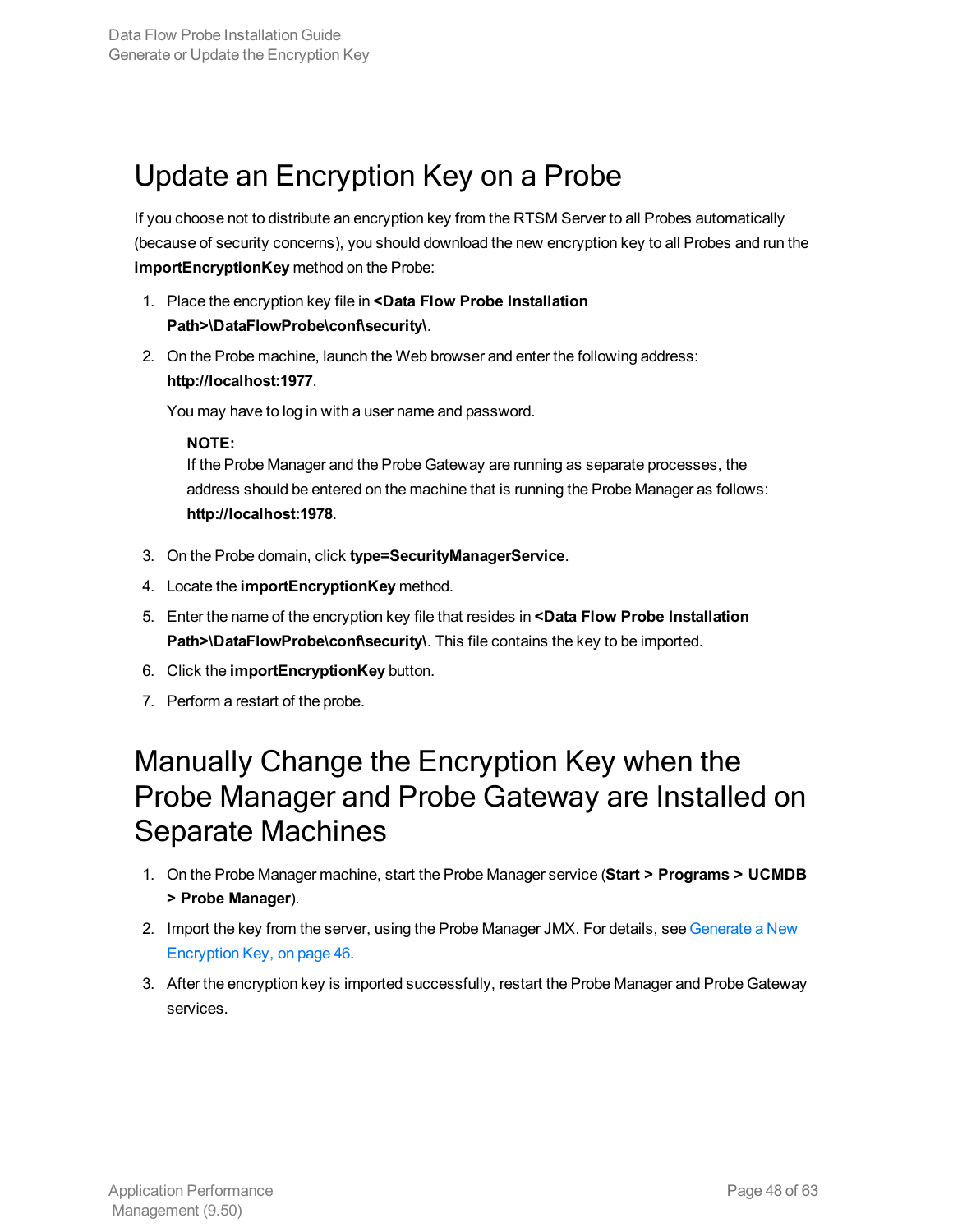# Update an Encryption Key on a Probe

If you choose not to distribute an encryption key from the RTSM Server to all Probes automatically (because of security concerns), you should download the new encryption key to all Probes and run the **importEncryptionKey** method on the Probe:

1. Place the encryption key file in **<Data Flow Probe Installation Path>\DataFlowProbe\conf\security\**.
2. On the Probe machine, launch the Web browser and enter the following address: **http://localhost:1977**.

   You may have to log in with a user name and password.

   **NOTE:**
   If the Probe Manager and the Probe Gateway are running as separate processes, the address should be entered on the machine that is running the Probe Manager as follows: **http://localhost:1978**.

3. On the Probe domain, click **type=SecurityManagerService**.
4. Locate the **importEncryptionKey** method.
5. Enter the name of the encryption key file that resides in **<Data Flow Probe Installation Path>\DataFlowProbe\conf\security\**. This file contains the key to be imported.
6. Click the **importEncryptionKey** button.
7. Perform a restart of the probe.

# Manually Change the Encryption Key when the Probe Manager and Probe Gateway are Installed on Separate Machines

1. On the Probe Manager machine, start the Probe Manager service (**Start > Programs > UCMDB > Probe Manager**).
2. Import the key from the server, using the Probe Manager JMX. For details, see Generate a New Encryption Key, on page 46.
3. After the encryption key is imported successfully, restart the Probe Manager and Probe Gateway services.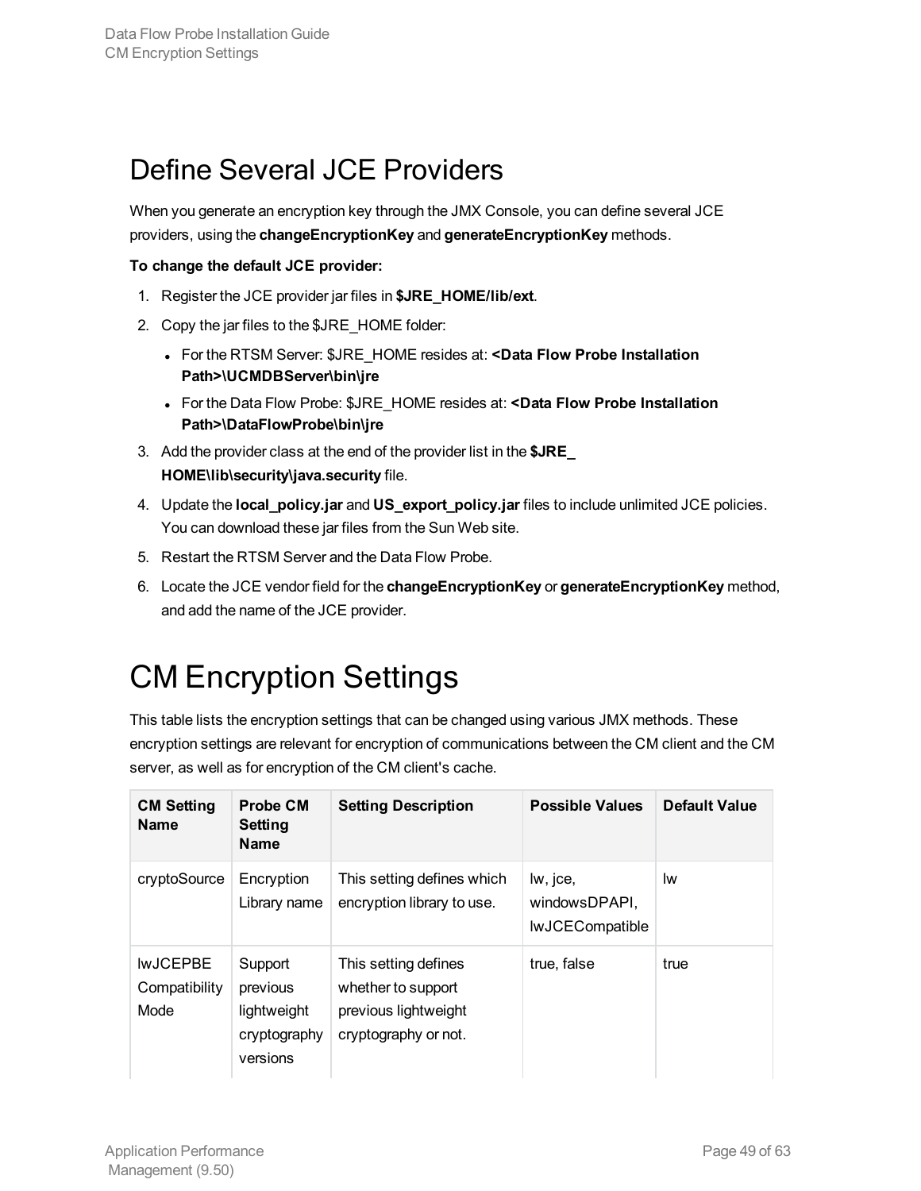## Define Several JCE Providers

When you generate an encryption key through the JMX Console, you can define several JCE providers, using the **changeEncryptionKey** and **generateEncryptionKey** methods.

**To change the default JCE provider:**

1. Register the JCE provider jar files in **$JRE_HOME/lib/ext**.
2. Copy the jar files to the $JRE_HOME folder:
   - For the RTSM Server: $JRE_HOME resides at: **<Data Flow Probe Installation Path>\UCMDBServer\bin\jre**
   - For the Data Flow Probe: $JRE_HOME resides at: **<Data Flow Probe Installation Path>\DataFlowProbe\bin\jre**
3. Add the provider class at the end of the provider list in the **$JRE_HOME\lib\security\java.security** file.
4. Update the **local_policy.jar** and **US_export_policy.jar** files to include unlimited JCE policies. You can download these jar files from the Sun Web site.
5. Restart the RTSM Server and the Data Flow Probe.
6. Locate the JCE vendor field for the **changeEncryptionKey** or **generateEncryptionKey** method, and add the name of the JCE provider.

# CM Encryption Settings

This table lists the encryption settings that can be changed using various JMX methods. These encryption settings are relevant for encryption of communications between the CM client and the CM server, as well as for encryption of the CM client's cache.

| CM Setting Name | Probe CM Setting Name | Setting Description | Possible Values | Default Value |
|---|---|---|---|---|
| cryptoSource | Encryption Library name | This setting defines which encryption library to use. | lw, jce, windowsDPAPI, lwJCECompatible | lw |
| lwJCEPBE Compatibility Mode | Support previous lightweight cryptography versions | This setting defines whether to support previous lightweight cryptography or not. | true, false | true |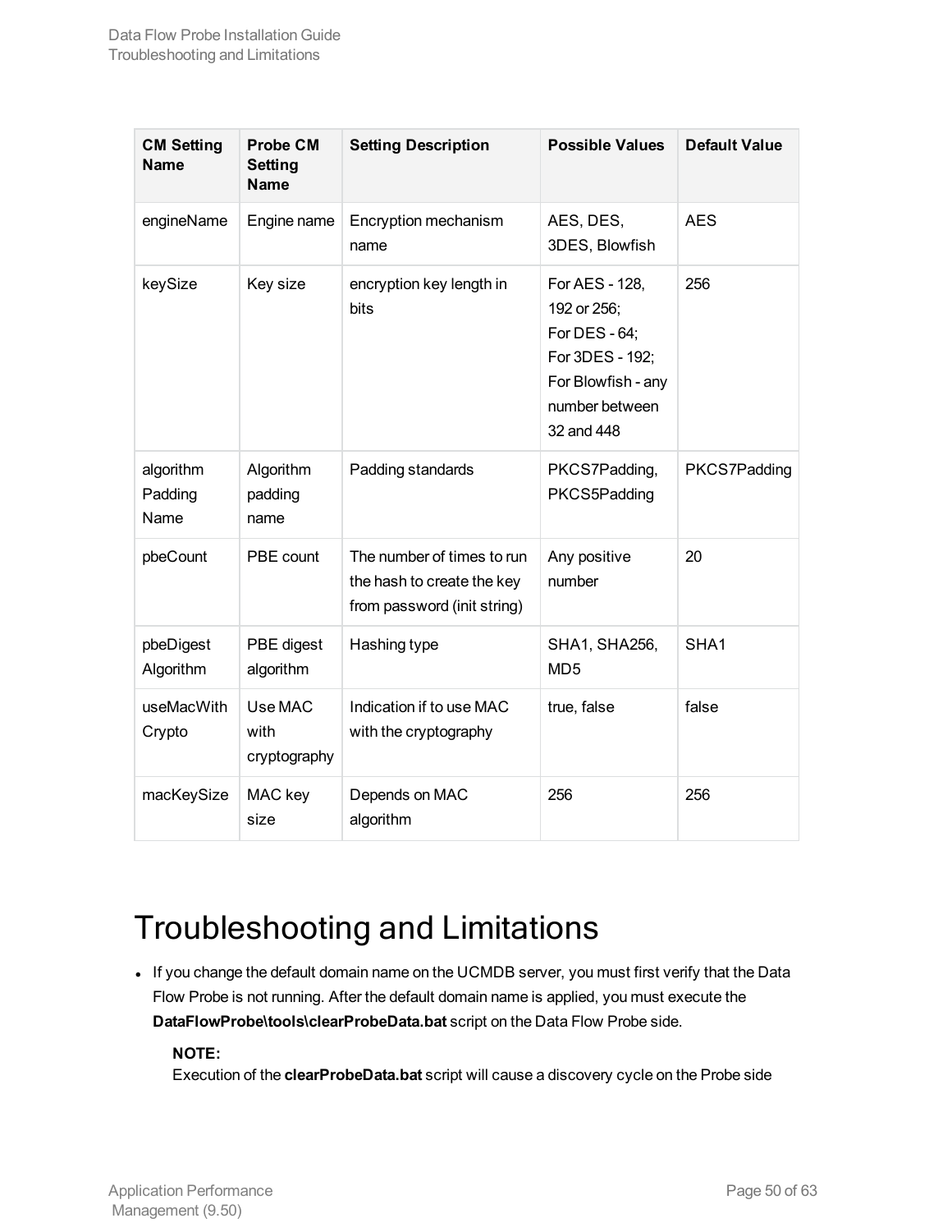| CM Setting Name | Probe CM Setting Name | Setting Description | Possible Values | Default Value |
| --- | --- | --- | --- | --- |
| engineName | Engine name | Encryption mechanism name | AES, DES, 3DES, Blowfish | AES |
| keySize | Key size | encryption key length in bits | For AES - 128, 192 or 256;<br>For DES - 64;<br>For 3DES - 192;<br>For Blowfish - any number between 32 and 448 | 256 |
| algorithm Padding Name | Algorithm padding name | Padding standards | PKCS7Padding, PKCS5Padding | PKCS7Padding |
| pbeCount | PBE count | The number of times to run the hash to create the key from password (init string) | Any positive number | 20 |
| pbeDigest Algorithm | PBE digest algorithm | Hashing type | SHA1, SHA256, MD5 | SHA1 |
| useMacWith Crypto | Use MAC with cryptography | Indication if to use MAC with the cryptography | true, false | false |
| macKeySize | MAC key size | Depends on MAC algorithm | 256 | 256 |

# Troubleshooting and Limitations

- If you change the default domain name on the UCMDB server, you must first verify that the Data Flow Probe is not running. After the default domain name is applied, you must execute the **DataFlowProbe\tools\clearProbeData.bat** script on the Data Flow Probe side.

  **NOTE:**
  Execution of the **clearProbeData.bat** script will cause a discovery cycle on the Probe side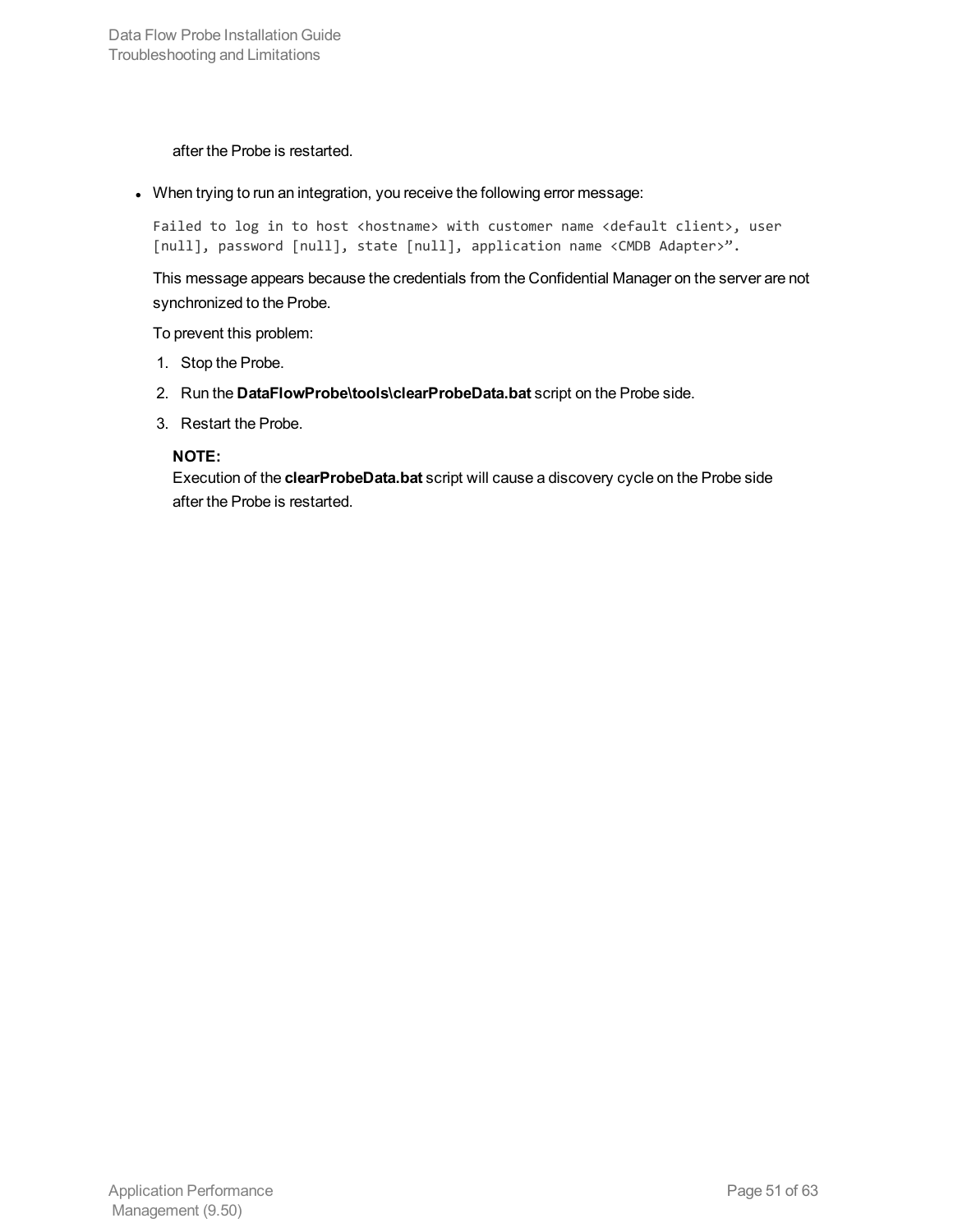after the Probe is restarted.

- When trying to run an integration, you receive the following error message:

  ```
  Failed to log in to host <hostname> with customer name <default client>, user
  [null], password [null], state [null], application name <CMDB Adapter>".
  ```

  This message appears because the credentials from the Confidential Manager on the server are not synchronized to the Probe.

  To prevent this problem:

  1. Stop the Probe.
  2. Run the **DataFlowProbe\tools\clearProbeData.bat** script on the Probe side.
  3. Restart the Probe.

     **NOTE:**
     Execution of the **clearProbeData.bat** script will cause a discovery cycle on the Probe side after the Probe is restarted.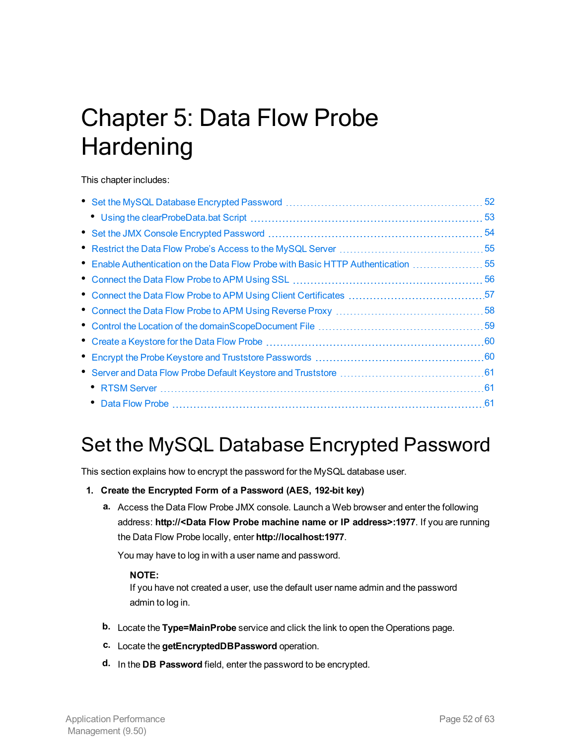# Chapter 5: Data Flow Probe Hardening

This chapter includes:

- Set the MySQL Database Encrypted Password ... 52
  - Using the clearProbeData.bat Script ... 53
- Set the JMX Console Encrypted Password ... 54
- Restrict the Data Flow Probe's Access to the MySQL Server ... 55
- Enable Authentication on the Data Flow Probe with Basic HTTP Authentication ... 55
- Connect the Data Flow Probe to APM Using SSL ... 56
- Connect the Data Flow Probe to APM Using Client Certificates ... 57
- Connect the Data Flow Probe to APM Using Reverse Proxy ... 58
- Control the Location of the domainScopeDocument File ... 59
- Create a Keystore for the Data Flow Probe ... 60
- Encrypt the Probe Keystore and Truststore Passwords ... 60
- Server and Data Flow Probe Default Keystore and Truststore ... 61
  - RTSM Server ... 61
  - Data Flow Probe ... 61

# Set the MySQL Database Encrypted Password

This section explains how to encrypt the password for the MySQL database user.

1. **Create the Encrypted Form of a Password (AES, 192-bit key)**

   a. Access the Data Flow Probe JMX console. Launch a Web browser and enter the following address: **http://<Data Flow Probe machine name or IP address>:1977**. If you are running the Data Flow Probe locally, enter **http://localhost:1977**.

      You may have to log in with a user name and password.

      **NOTE:**
      If you have not created a user, use the default user name admin and the password admin to log in.

   b. Locate the **Type=MainProbe** service and click the link to open the Operations page.

   c. Locate the **getEncryptedDBPassword** operation.

   d. In the **DB Password** field, enter the password to be encrypted.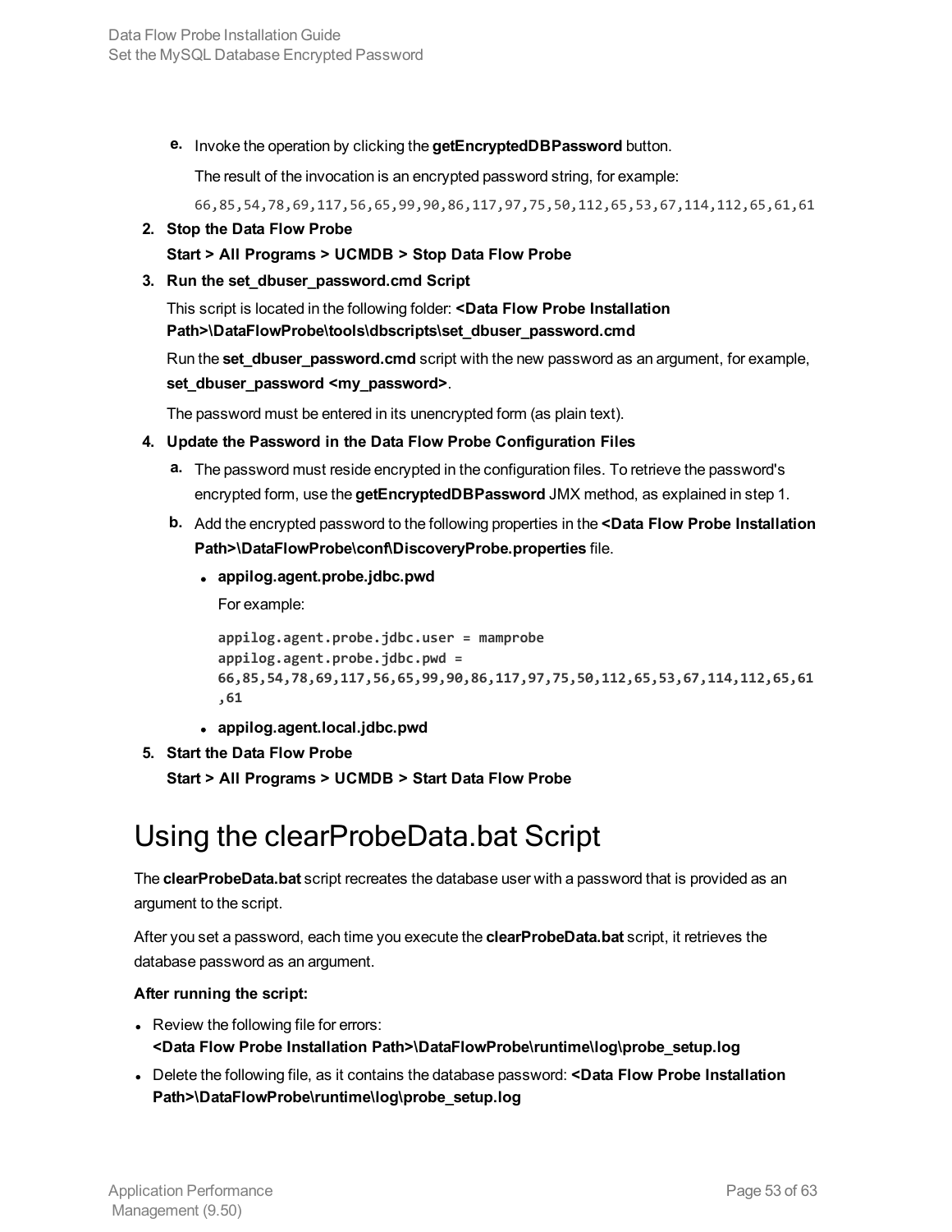e. Invoke the operation by clicking the **getEncryptedDBPassword** button.

   The result of the invocation is an encrypted password string, for example:

   ```
   66,85,54,78,69,117,56,65,99,90,86,117,97,75,50,112,65,53,67,114,112,65,61,61
   ```

2. **Stop the Data Flow Probe**

   **Start > All Programs > UCMDB > Stop Data Flow Probe**

3. **Run the set_dbuser_password.cmd Script**

   This script is located in the following folder: **<Data Flow Probe Installation Path>\DataFlowProbe\tools\dbscripts\set_dbuser_password.cmd**

   Run the **set_dbuser_password.cmd** script with the new password as an argument, for example, **set_dbuser_password <my_password>**.

   The password must be entered in its unencrypted form (as plain text).

4. **Update the Password in the Data Flow Probe Configuration Files**

   a. The password must reside encrypted in the configuration files. To retrieve the password's encrypted form, use the **getEncryptedDBPassword** JMX method, as explained in step 1.

   b. Add the encrypted password to the following properties in the **<Data Flow Probe Installation Path>\DataFlowProbe\conf\DiscoveryProbe.properties** file.

      - **appilog.agent.probe.jdbc.pwd**

        For example:

        ```
        appilog.agent.probe.jdbc.user = mamprobe
        appilog.agent.probe.jdbc.pwd =
        66,85,54,78,69,117,56,65,99,90,86,117,97,75,50,112,65,53,67,114,112,65,61
        ,61
        ```

      - **appilog.agent.local.jdbc.pwd**

5. **Start the Data Flow Probe**

   **Start > All Programs > UCMDB > Start Data Flow Probe**

# Using the clearProbeData.bat Script

The **clearProbeData.bat** script recreates the database user with a password that is provided as an argument to the script.

After you set a password, each time you execute the **clearProbeData.bat** script, it retrieves the database password as an argument.

**After running the script:**

- Review the following file for errors: **<Data Flow Probe Installation Path>\DataFlowProbe\runtime\log\probe_setup.log**
- Delete the following file, as it contains the database password: **<Data Flow Probe Installation Path>\DataFlowProbe\runtime\log\probe_setup.log**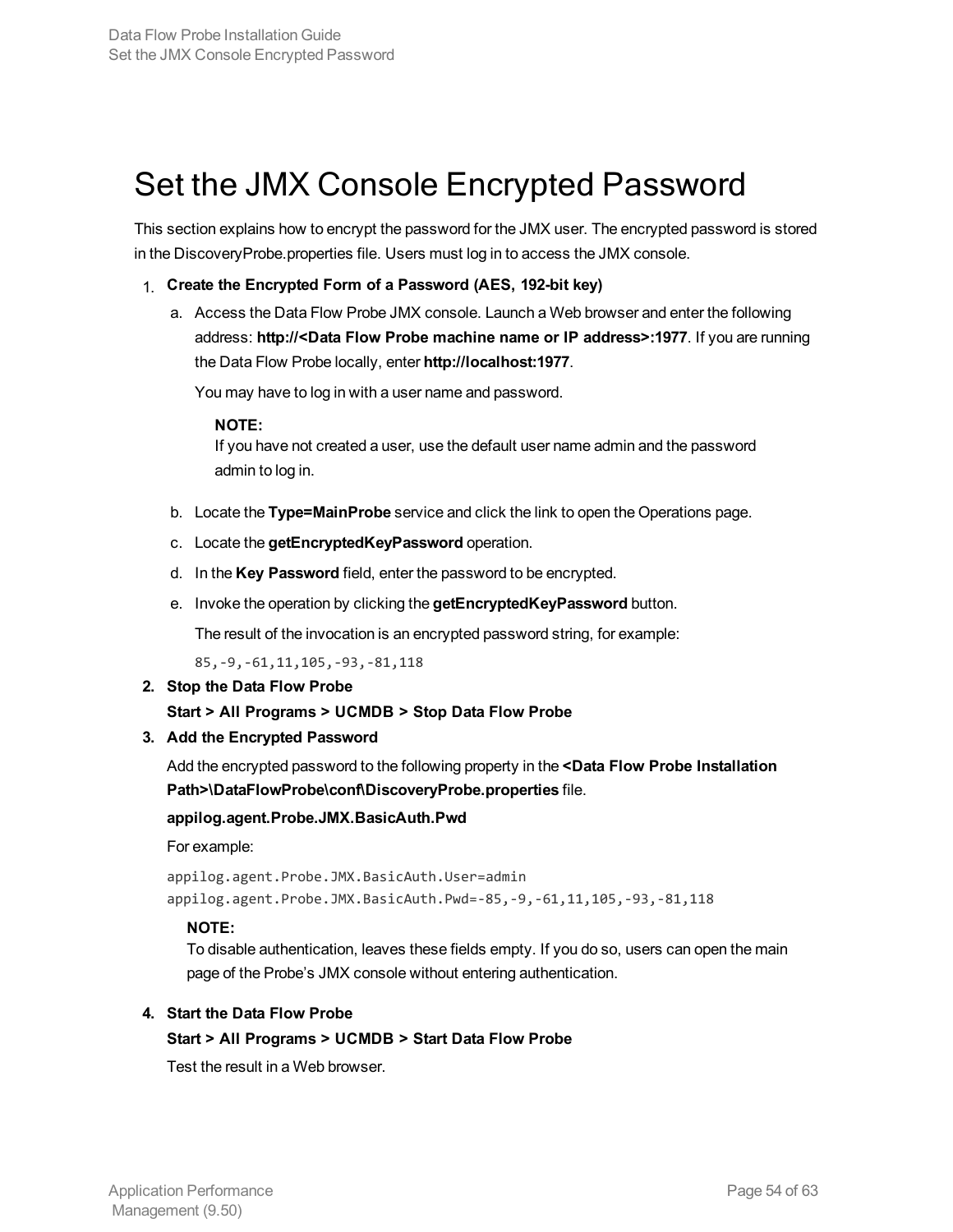# Set the JMX Console Encrypted Password

This section explains how to encrypt the password for the JMX user. The encrypted password is stored in the DiscoveryProbe.properties file. Users must log in to access the JMX console.

1. **Create the Encrypted Form of a Password (AES, 192-bit key)**

   a. Access the Data Flow Probe JMX console. Launch a Web browser and enter the following address: **http://<Data Flow Probe machine name or IP address>:1977**. If you are running the Data Flow Probe locally, enter **http://localhost:1977**.

      You may have to log in with a user name and password.

      **NOTE:**
      If you have not created a user, use the default user name admin and the password admin to log in.

   b. Locate the **Type=MainProbe** service and click the link to open the Operations page.

   c. Locate the **getEncryptedKeyPassword** operation.

   d. In the **Key Password** field, enter the password to be encrypted.

   e. Invoke the operation by clicking the **getEncryptedKeyPassword** button.

      The result of the invocation is an encrypted password string, for example:

      ```
      85,-9,-61,11,105,-93,-81,118
      ```

2. **Stop the Data Flow Probe**

   **Start > All Programs > UCMDB > Stop Data Flow Probe**

3. **Add the Encrypted Password**

   Add the encrypted password to the following property in the **<Data Flow Probe Installation Path>\DataFlowProbe\conf\DiscoveryProbe.properties** file.

   **appilog.agent.Probe.JMX.BasicAuth.Pwd**

   For example:

   ```
   appilog.agent.Probe.JMX.BasicAuth.User=admin
   appilog.agent.Probe.JMX.BasicAuth.Pwd=-85,-9,-61,11,105,-93,-81,118
   ```

   **NOTE:**
   To disable authentication, leaves these fields empty. If you do so, users can open the main page of the Probe's JMX console without entering authentication.

4. **Start the Data Flow Probe**

   **Start > All Programs > UCMDB > Start Data Flow Probe**

   Test the result in a Web browser.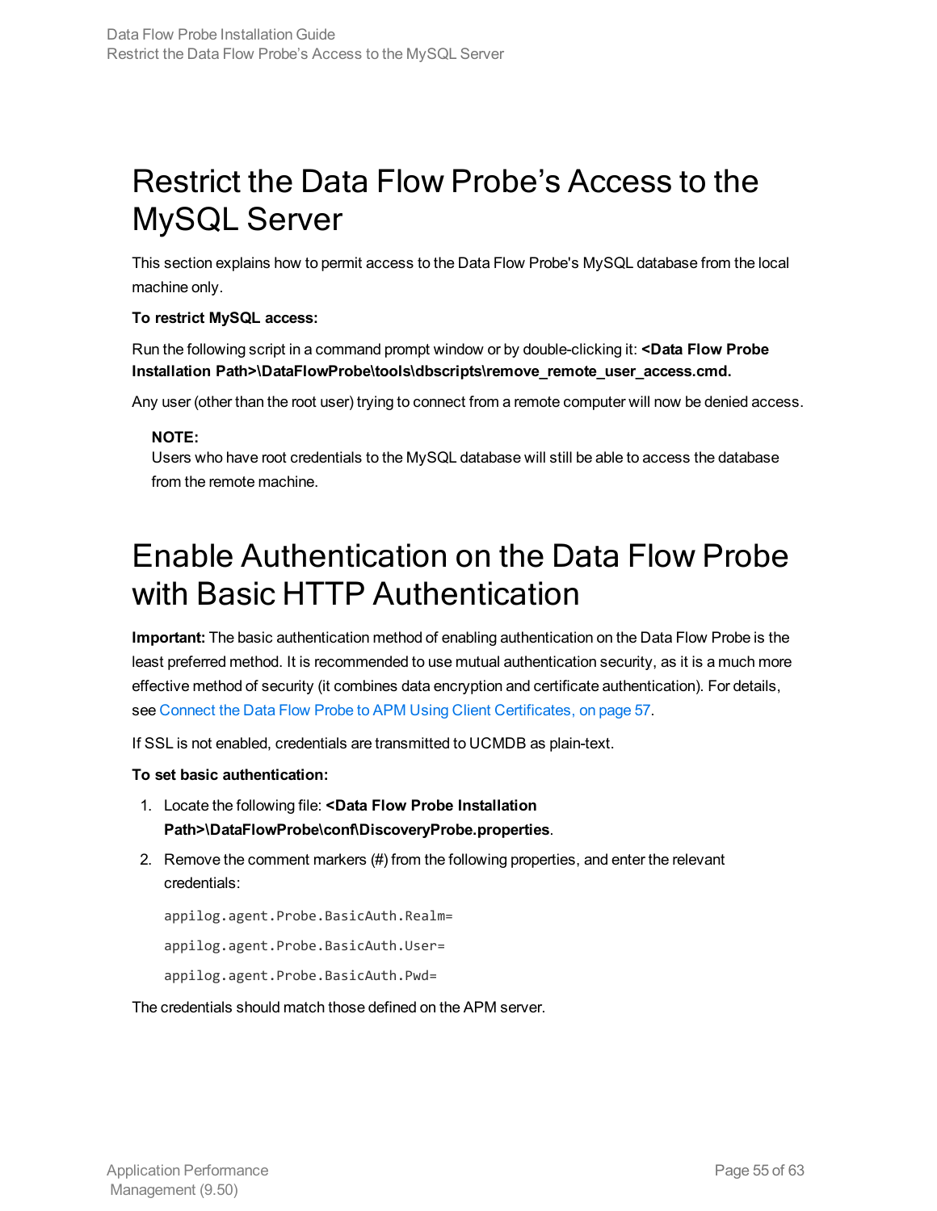# Restrict the Data Flow Probe's Access to the MySQL Server

This section explains how to permit access to the Data Flow Probe's MySQL database from the local machine only.

**To restrict MySQL access:**

Run the following script in a command prompt window or by double-clicking it: **<Data Flow Probe Installation Path>\DataFlowProbe\tools\dbscripts\remove_remote_user_access.cmd.**

Any user (other than the root user) trying to connect from a remote computer will now be denied access.

> **NOTE:**
> Users who have root credentials to the MySQL database will still be able to access the database from the remote machine.

# Enable Authentication on the Data Flow Probe with Basic HTTP Authentication

**Important:** The basic authentication method of enabling authentication on the Data Flow Probe is the least preferred method. It is recommended to use mutual authentication security, as it is a much more effective method of security (it combines data encryption and certificate authentication). For details, see Connect the Data Flow Probe to APM Using Client Certificates, on page 57.

If SSL is not enabled, credentials are transmitted to UCMDB as plain-text.

**To set basic authentication:**

1. Locate the following file: **<Data Flow Probe Installation Path>\DataFlowProbe\conf\DiscoveryProbe.properties**.
2. Remove the comment markers (#) from the following properties, and enter the relevant credentials:

```
appilog.agent.Probe.BasicAuth.Realm=
appilog.agent.Probe.BasicAuth.User=
appilog.agent.Probe.BasicAuth.Pwd=
```

The credentials should match those defined on the APM server.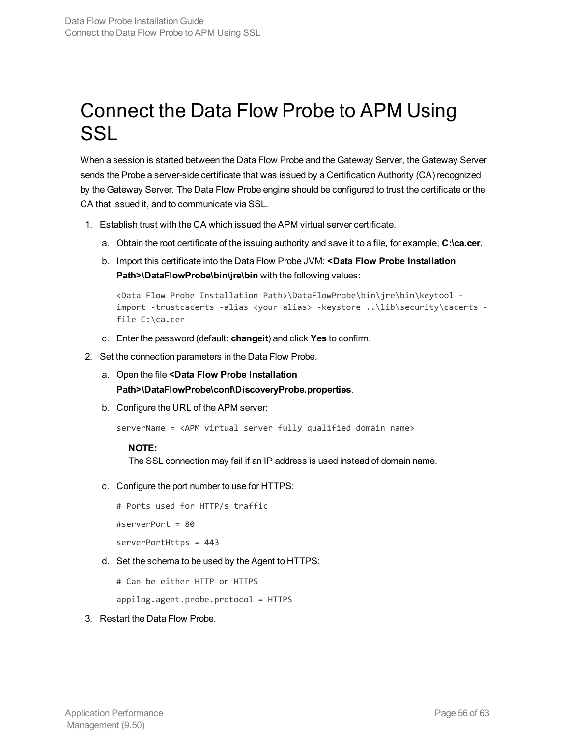# Connect the Data Flow Probe to APM Using SSL

When a session is started between the Data Flow Probe and the Gateway Server, the Gateway Server sends the Probe a server-side certificate that was issued by a Certification Authority (CA) recognized by the Gateway Server. The Data Flow Probe engine should be configured to trust the certificate or the CA that issued it, and to communicate via SSL.

1. Establish trust with the CA which issued the APM virtual server certificate.
   a. Obtain the root certificate of the issuing authority and save it to a file, for example, **C:\ca.cer**.
   b. Import this certificate into the Data Flow Probe JVM: **<Data Flow Probe Installation Path>\DataFlowProbe\bin\jre\bin** with the following values:

      ```
      <Data Flow Probe Installation Path>\DataFlowProbe\bin\jre\bin\keytool -
      import -trustcacerts -alias <your alias> -keystore ..\lib\security\cacerts -
      file C:\ca.cer
      ```

   c. Enter the password (default: **changeit**) and click **Yes** to confirm.
2. Set the connection parameters in the Data Flow Probe.
   a. Open the file **<Data Flow Probe Installation Path>\DataFlowProbe\conf\DiscoveryProbe.properties**.
   b. Configure the URL of the APM server:

      ```
      serverName = <APM virtual server fully qualified domain name>
      ```

      **NOTE:**
      The SSL connection may fail if an IP address is used instead of domain name.

   c. Configure the port number to use for HTTPS:

      ```
      # Ports used for HTTP/s traffic
      #serverPort = 80
      serverPortHttps = 443
      ```

   d. Set the schema to be used by the Agent to HTTPS:

      ```
      # Can be either HTTP or HTTPS
      appilog.agent.probe.protocol = HTTPS
      ```

3. Restart the Data Flow Probe.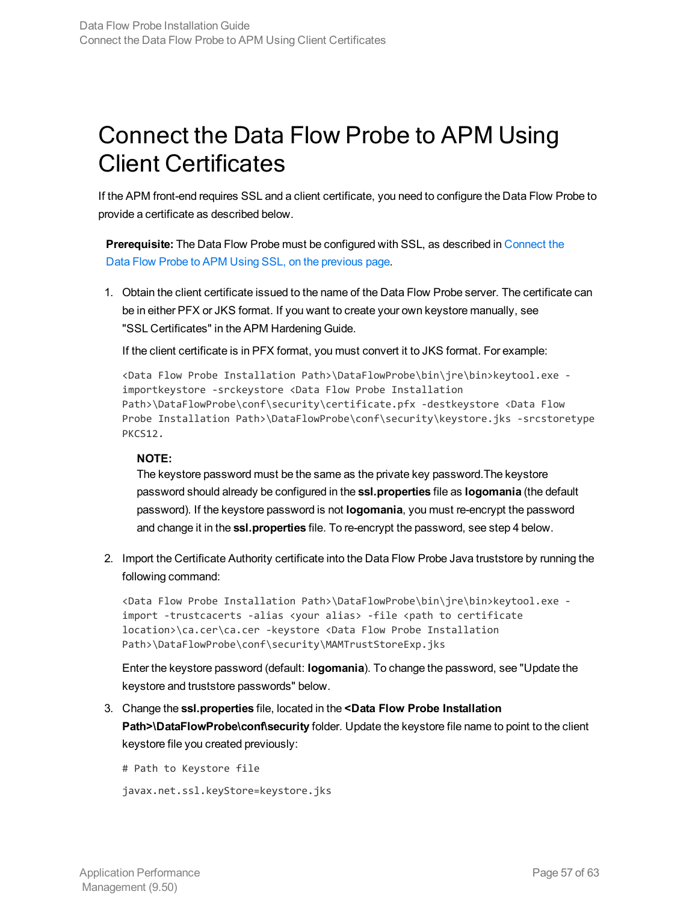# Connect the Data Flow Probe to APM Using Client Certificates

If the APM front-end requires SSL and a client certificate, you need to configure the Data Flow Probe to provide a certificate as described below.

> **Prerequisite:** The Data Flow Probe must be configured with SSL, as described in Connect the Data Flow Probe to APM Using SSL, on the previous page.

1. Obtain the client certificate issued to the name of the Data Flow Probe server. The certificate can be in either PFX or JKS format. If you want to create your own keystore manually, see "SSL Certificates" in the APM Hardening Guide.

   If the client certificate is in PFX format, you must convert it to JKS format. For example:

   ```
   <Data Flow Probe Installation Path>\DataFlowProbe\bin\jre\bin>keytool.exe -importkeystore -srckeystore <Data Flow Probe Installation Path>\DataFlowProbe\conf\security\certificate.pfx -destkeystore <Data Flow Probe Installation Path>\DataFlowProbe\conf\security\keystore.jks -srcstoretype PKCS12.
   ```

   > **NOTE:**
   > The keystore password must be the same as the private key password.The keystore password should already be configured in the **ssl.properties** file as **logomania** (the default password). If the keystore password is not **logomania**, you must re-encrypt the password and change it in the **ssl.properties** file. To re-encrypt the password, see step 4 below.

2. Import the Certificate Authority certificate into the Data Flow Probe Java truststore by running the following command:

   ```
   <Data Flow Probe Installation Path>\DataFlowProbe\bin\jre\bin>keytool.exe -import -trustcacerts -alias <your alias> -file <path to certificate location>\ca.cer\ca.cer -keystore <Data Flow Probe Installation Path>\DataFlowProbe\conf\security\MAMTrustStoreExp.jks
   ```

   Enter the keystore password (default: **logomania**). To change the password, see "Update the keystore and truststore passwords" below.

3. Change the **ssl.properties** file, located in the **<Data Flow Probe Installation Path>\DataFlowProbe\conf\security** folder. Update the keystore file name to point to the client keystore file you created previously:

   ```
   # Path to Keystore file

   javax.net.ssl.keyStore=keystore.jks
   ```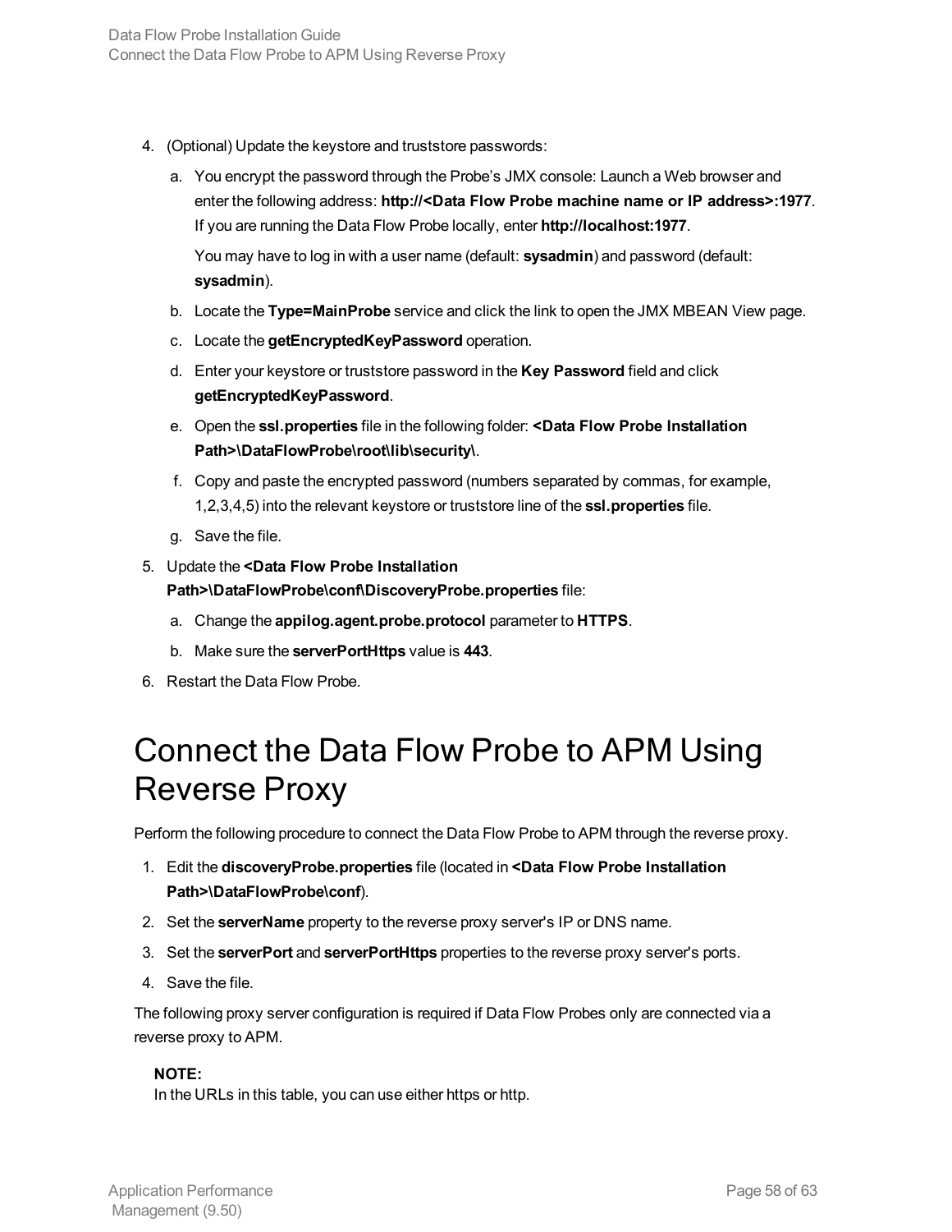4. (Optional) Update the keystore and truststore passwords:

   a. You encrypt the password through the Probe's JMX console: Launch a Web browser and enter the following address: **http://<Data Flow Probe machine name or IP address>:1977**. If you are running the Data Flow Probe locally, enter **http://localhost:1977**.

      You may have to log in with a user name (default: **sysadmin**) and password (default: **sysadmin**).

   b. Locate the **Type=MainProbe** service and click the link to open the JMX MBEAN View page.

   c. Locate the **getEncryptedKeyPassword** operation.

   d. Enter your keystore or truststore password in the **Key Password** field and click **getEncryptedKeyPassword**.

   e. Open the **ssl.properties** file in the following folder: **<Data Flow Probe Installation Path>\DataFlowProbe\root\lib\security\**.

   f. Copy and paste the encrypted password (numbers separated by commas, for example, 1,2,3,4,5) into the relevant keystore or truststore line of the **ssl.properties** file.

   g. Save the file.

5. Update the **<Data Flow Probe Installation Path>\DataFlowProbe\conf\DiscoveryProbe.properties** file:

   a. Change the **appilog.agent.probe.protocol** parameter to **HTTPS**.

   b. Make sure the **serverPortHttps** value is **443**.

6. Restart the Data Flow Probe.

# Connect the Data Flow Probe to APM Using Reverse Proxy

Perform the following procedure to connect the Data Flow Probe to APM through the reverse proxy.

1. Edit the **discoveryProbe.properties** file (located in **<Data Flow Probe Installation Path>\DataFlowProbe\conf**).
2. Set the **serverName** property to the reverse proxy server's IP or DNS name.
3. Set the **serverPort** and **serverPortHttps** properties to the reverse proxy server's ports.
4. Save the file.

The following proxy server configuration is required if Data Flow Probes only are connected via a reverse proxy to APM.

**NOTE:**
In the URLs in this table, you can use either https or http.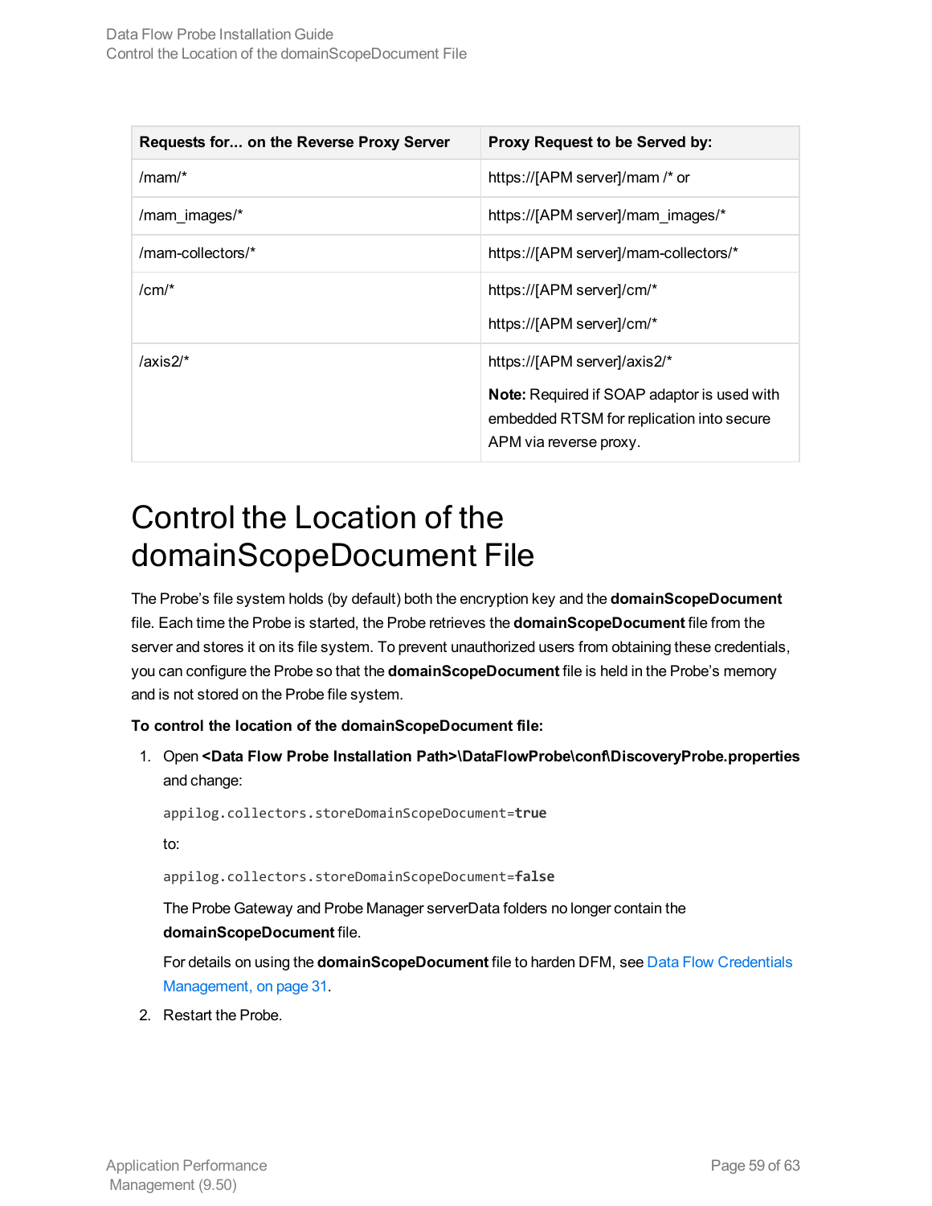| Requests for... on the Reverse Proxy Server | Proxy Request to be Served by: |
| --- | --- |
| /mam/* | https://[APM server]/mam /* or |
| /mam_images/* | https://[APM server]/mam_images/* |
| /mam-collectors/* | https://[APM server]/mam-collectors/* |
| /cm/* | https://[APM server]/cm/*<br><br>https://[APM server]/cm/* |
| /axis2/* | https://[APM server]/axis2/*<br><br>**Note:** Required if SOAP adaptor is used with embedded RTSM for replication into secure APM via reverse proxy. |

# Control the Location of the domainScopeDocument File

The Probe's file system holds (by default) both the encryption key and the **domainScopeDocument** file. Each time the Probe is started, the Probe retrieves the **domainScopeDocument** file from the server and stores it on its file system. To prevent unauthorized users from obtaining these credentials, you can configure the Probe so that the **domainScopeDocument** file is held in the Probe's memory and is not stored on the Probe file system.

**To control the location of the domainScopeDocument file:**

1. Open **<Data Flow Probe Installation Path>\DataFlowProbe\conf\DiscoveryProbe.properties** and change:

   ```
   appilog.collectors.storeDomainScopeDocument=true
   ```

   to:

   ```
   appilog.collectors.storeDomainScopeDocument=false
   ```

   The Probe Gateway and Probe Manager serverData folders no longer contain the **domainScopeDocument** file.

   For details on using the **domainScopeDocument** file to harden DFM, see Data Flow Credentials Management, on page 31.

2. Restart the Probe.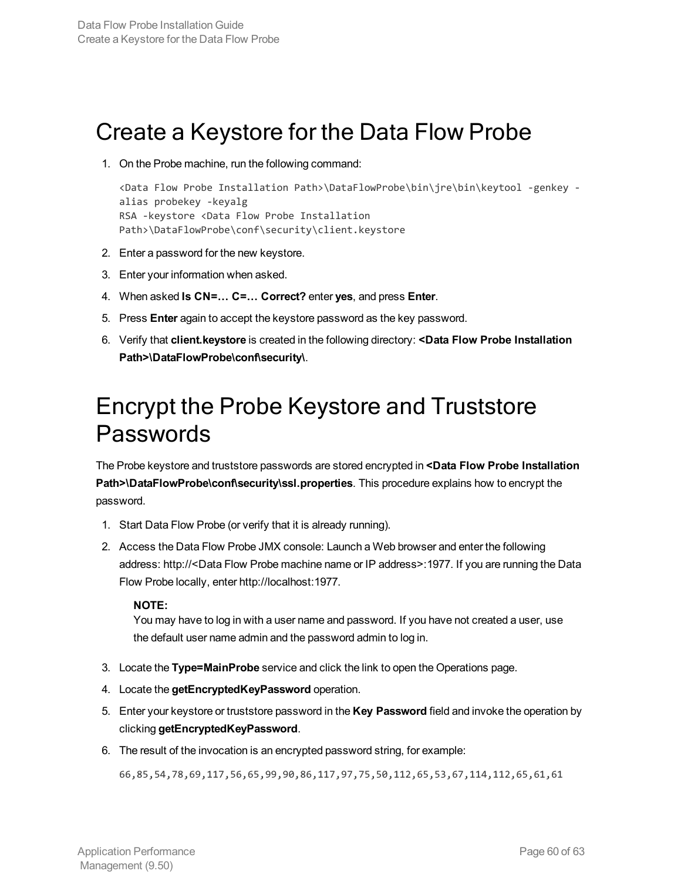# Create a Keystore for the Data Flow Probe

1. On the Probe machine, run the following command:

   ```
   <Data Flow Probe Installation Path>\DataFlowProbe\bin\jre\bin\keytool -genkey -
   alias probekey -keyalg
   RSA -keystore <Data Flow Probe Installation
   Path>\DataFlowProbe\conf\security\client.keystore
   ```

2. Enter a password for the new keystore.
3. Enter your information when asked.
4. When asked **Is CN=… C=… Correct?** enter **yes**, and press **Enter**.
5. Press **Enter** again to accept the keystore password as the key password.
6. Verify that **client.keystore** is created in the following directory: **<Data Flow Probe Installation Path>\DataFlowProbe\conf\security\**.

# Encrypt the Probe Keystore and Truststore Passwords

The Probe keystore and truststore passwords are stored encrypted in **<Data Flow Probe Installation Path>\DataFlowProbe\conf\security\ssl.properties**. This procedure explains how to encrypt the password.

1. Start Data Flow Probe (or verify that it is already running).
2. Access the Data Flow Probe JMX console: Launch a Web browser and enter the following address: http://<Data Flow Probe machine name or IP address>:1977. If you are running the Data Flow Probe locally, enter http://localhost:1977.

   **NOTE:**
   You may have to log in with a user name and password. If you have not created a user, use the default user name admin and the password admin to log in.

3. Locate the **Type=MainProbe** service and click the link to open the Operations page.
4. Locate the **getEncryptedKeyPassword** operation.
5. Enter your keystore or truststore password in the **Key Password** field and invoke the operation by clicking **getEncryptedKeyPassword**.
6. The result of the invocation is an encrypted password string, for example:

   ```
   66,85,54,78,69,117,56,65,99,90,86,117,97,75,50,112,65,53,67,114,112,65,61,61
   ```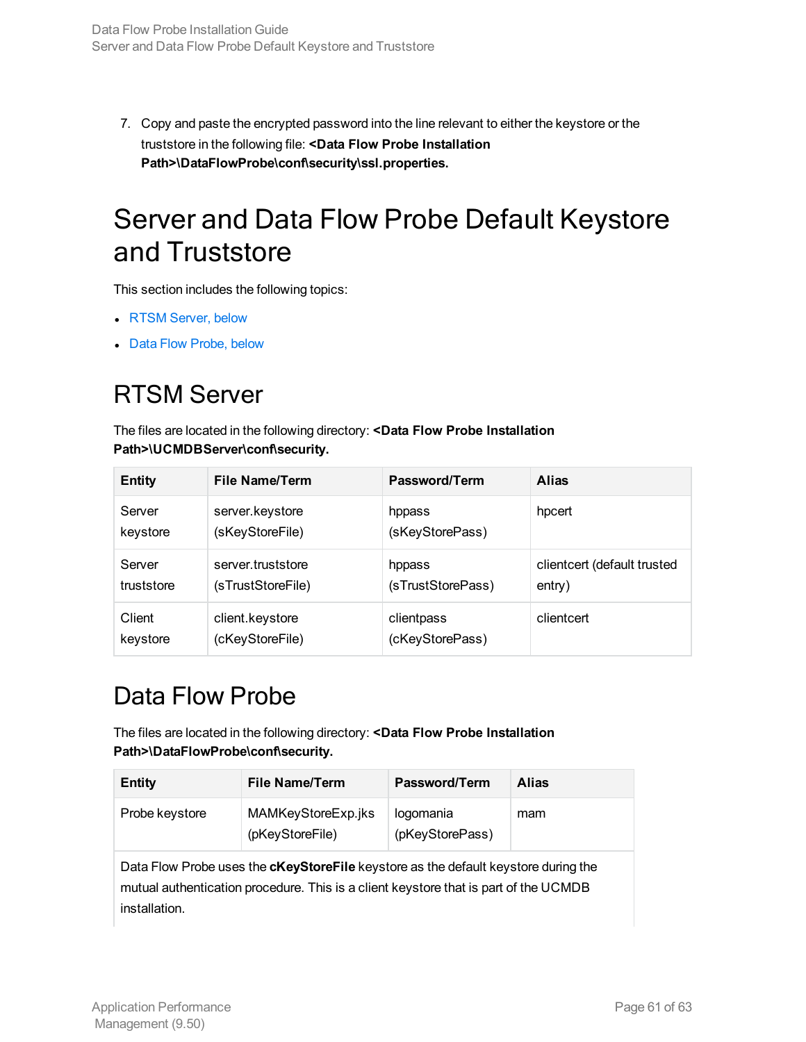7. Copy and paste the encrypted password into the line relevant to either the keystore or the truststore in the following file: **<Data Flow Probe Installation Path>\DataFlowProbe\conf\security\ssl.properties.**

# Server and Data Flow Probe Default Keystore and Truststore

This section includes the following topics:

- RTSM Server, below
- Data Flow Probe, below

## RTSM Server

The files are located in the following directory: **<Data Flow Probe Installation Path>\UCMDBServer\conf\security.**

| Entity | File Name/Term | Password/Term | Alias |
|---|---|---|---|
| Server keystore | server.keystore (sKeyStoreFile) | hppass (sKeyStorePass) | hpcert |
| Server truststore | server.truststore (sTrustStoreFile) | hppass (sTrustStorePass) | clientcert (default trusted entry) |
| Client keystore | client.keystore (cKeyStoreFile) | clientpass (cKeyStorePass) | clientcert |

## Data Flow Probe

The files are located in the following directory: **<Data Flow Probe Installation Path>\DataFlowProbe\conf\security.**

| Entity | File Name/Term | Password/Term | Alias |
|---|---|---|---|
| Probe keystore | MAMKeyStoreExp.jks (pKeyStoreFile) | logomania (pKeyStorePass) | mam |
| Data Flow Probe uses the **cKeyStoreFile** keystore as the default keystore during the mutual authentication procedure. This is a client keystore that is part of the UCMDB installation. | | | |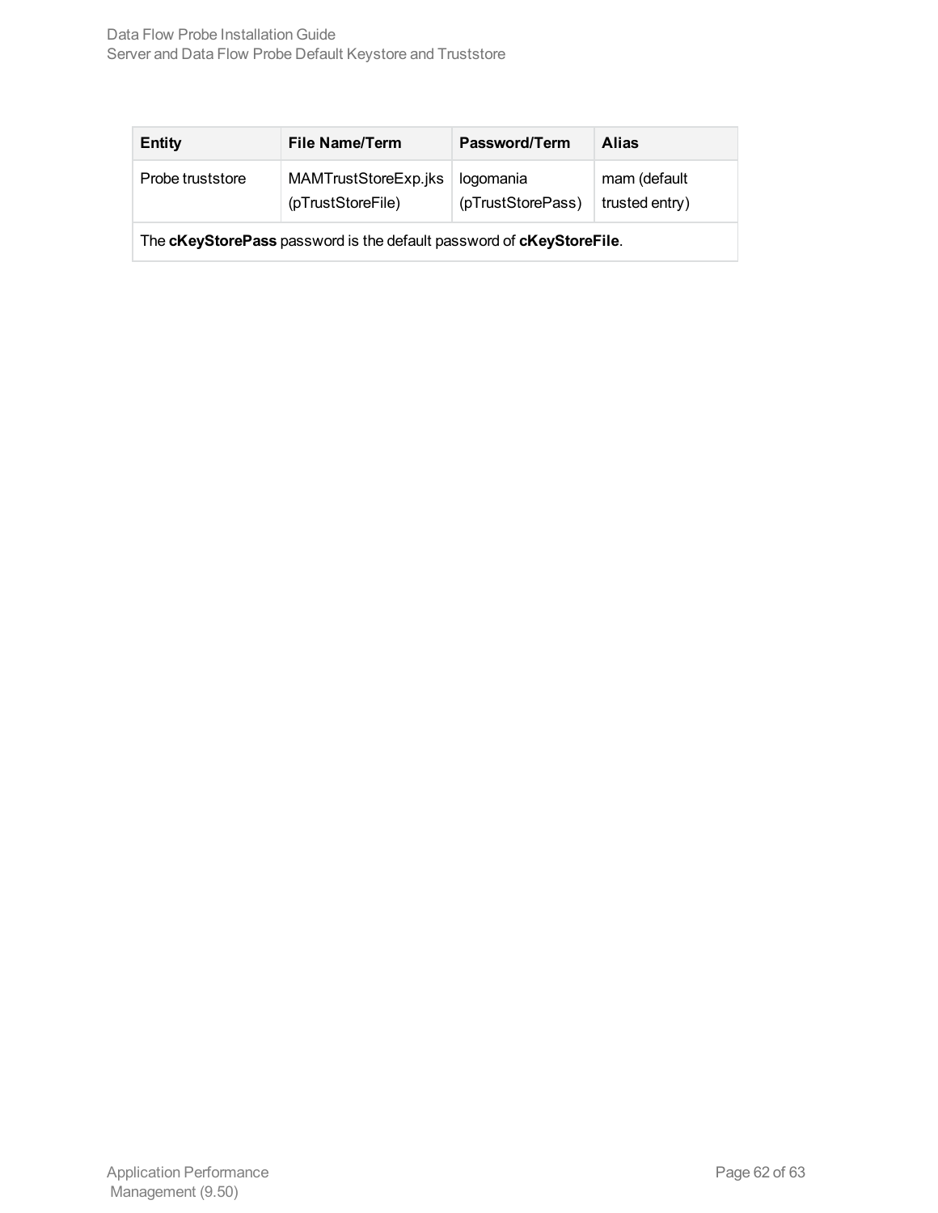| Entity | File Name/Term | Password/Term | Alias |
| --- | --- | --- | --- |
| Probe truststore | MAMTrustStoreExp.jks (pTrustStoreFile) | logomania (pTrustStorePass) | mam (default trusted entry) |
| The **cKeyStorePass** password is the default password of **cKeyStoreFile**. | | | |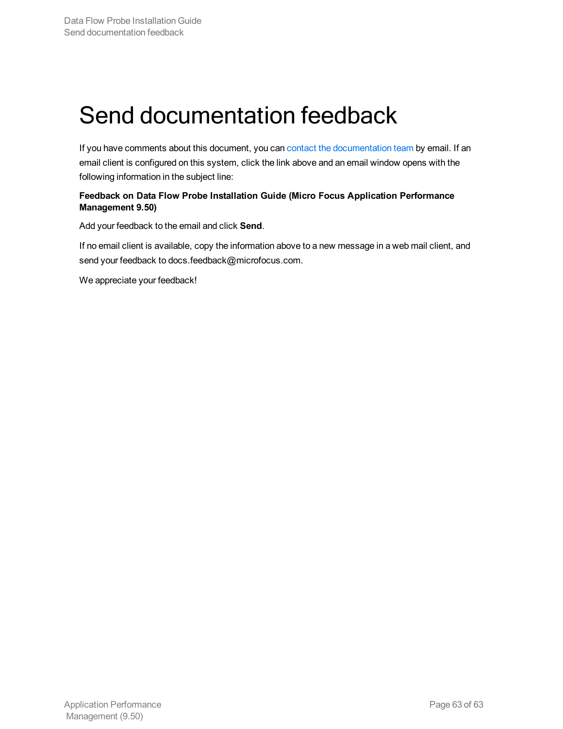# Send documentation feedback

If you have comments about this document, you can contact the documentation team by email. If an email client is configured on this system, click the link above and an email window opens with the following information in the subject line:

**Feedback on Data Flow Probe Installation Guide (Micro Focus Application Performance Management 9.50)**

Add your feedback to the email and click **Send**.

If no email client is available, copy the information above to a new message in a web mail client, and send your feedback to docs.feedback@microfocus.com.

We appreciate your feedback!